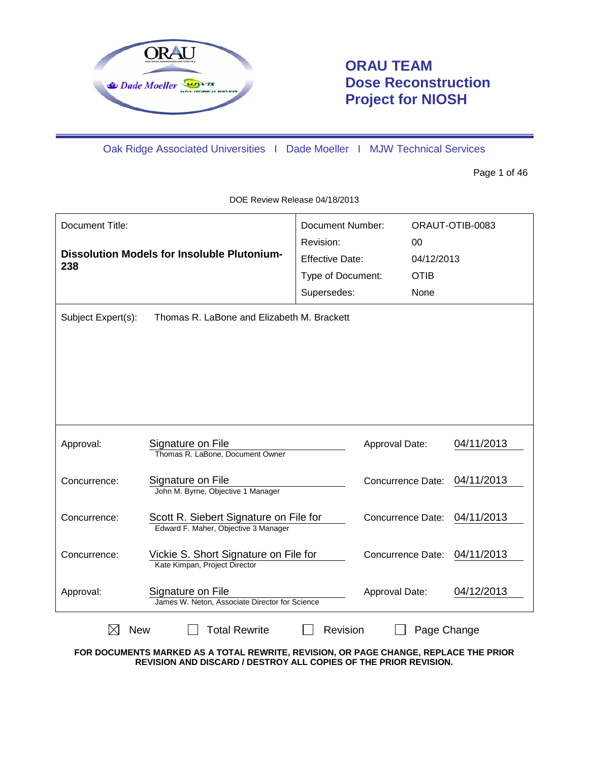# ORAU TEAM Dose Reconstruction Project for NIOSH

Oak Ridge Associated Universities I Dade Moeller I MJW Technical Services

DOE Review Release 04/18/2013

| Document Title: | Document Number: | ORAUT-OTIB-0083 |
|---|---|---|
| **Dissolution Models for Insoluble Plutonium-238** | Revision: | 00 |
| | Effective Date: | 04/12/2013 |
| | Type of Document: | OTIB |
| | Supersedes: | None |

Subject Expert(s): Thomas R. LaBone and Elizabeth M. Brackett

| | | | |
|---|---|---|---|
| Approval: | Signature on File<br>Thomas R. LaBone, Document Owner | Approval Date: | 04/11/2013 |
| Concurrence: | Signature on File<br>John M. Byrne, Objective 1 Manager | Concurrence Date: | 04/11/2013 |
| Concurrence: | Scott R. Siebert Signature on File for<br>Edward F. Maher, Objective 3 Manager | Concurrence Date: | 04/11/2013 |
| Concurrence: | Vickie S. Short Signature on File for<br>Kate Kimpan, Project Director | Concurrence Date: | 04/11/2013 |
| Approval: | Signature on File<br>James W. Neton, Associate Director for Science | Approval Date: | 04/12/2013 |

☒ New ☐ Total Rewrite ☐ Revision ☐ Page Change

**FOR DOCUMENTS MARKED AS A TOTAL REWRITE, REVISION, OR PAGE CHANGE, REPLACE THE PRIOR REVISION AND DISCARD / DESTROY ALL COPIES OF THE PRIOR REVISION.**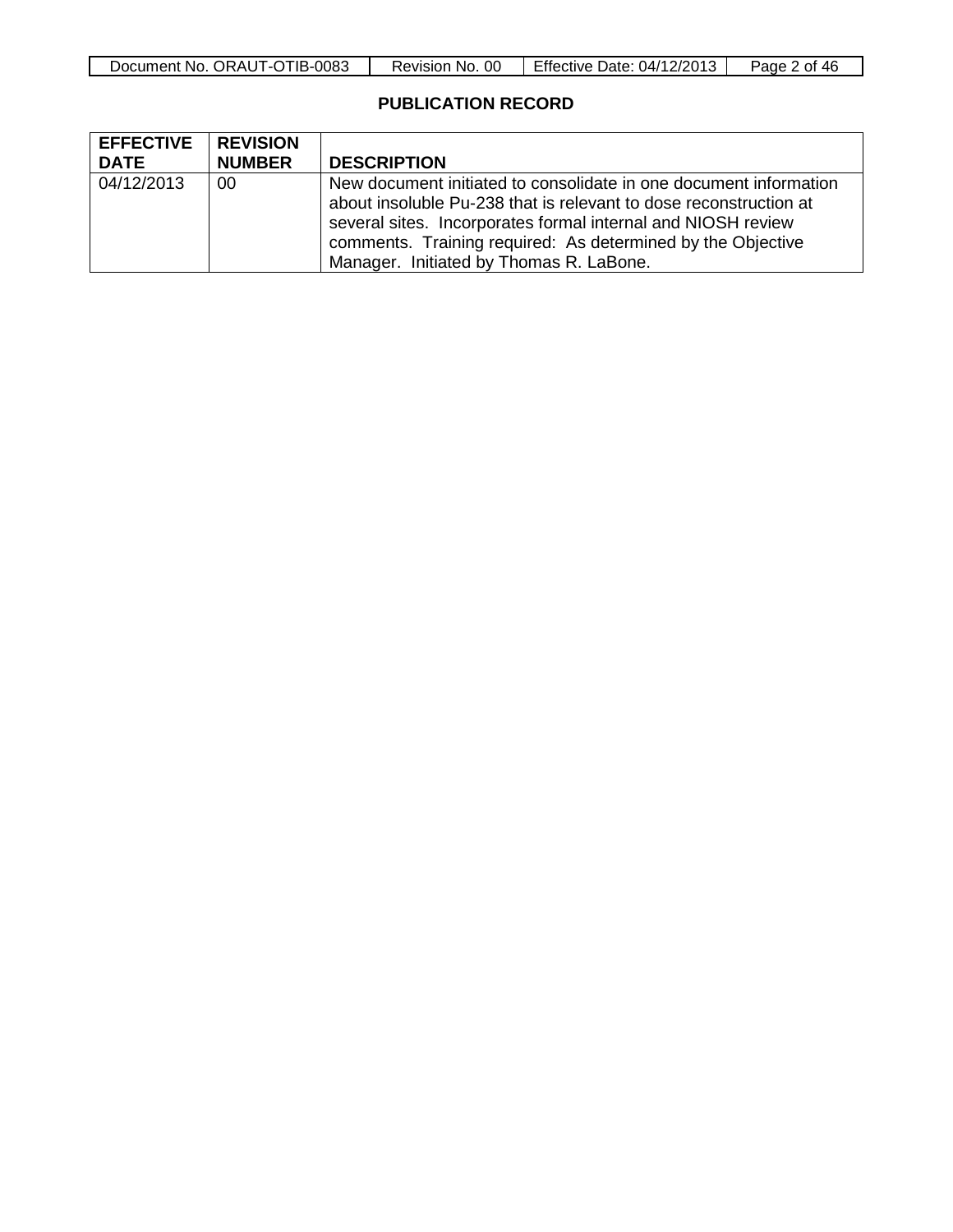## PUBLICATION RECORD

| EFFECTIVE DATE | REVISION NUMBER | DESCRIPTION |
|---|---|---|
| 04/12/2013 | 00 | New document initiated to consolidate in one document information about insoluble Pu-238 that is relevant to dose reconstruction at several sites. Incorporates formal internal and NIOSH review comments. Training required: As determined by the Objective Manager. Initiated by Thomas R. LaBone. |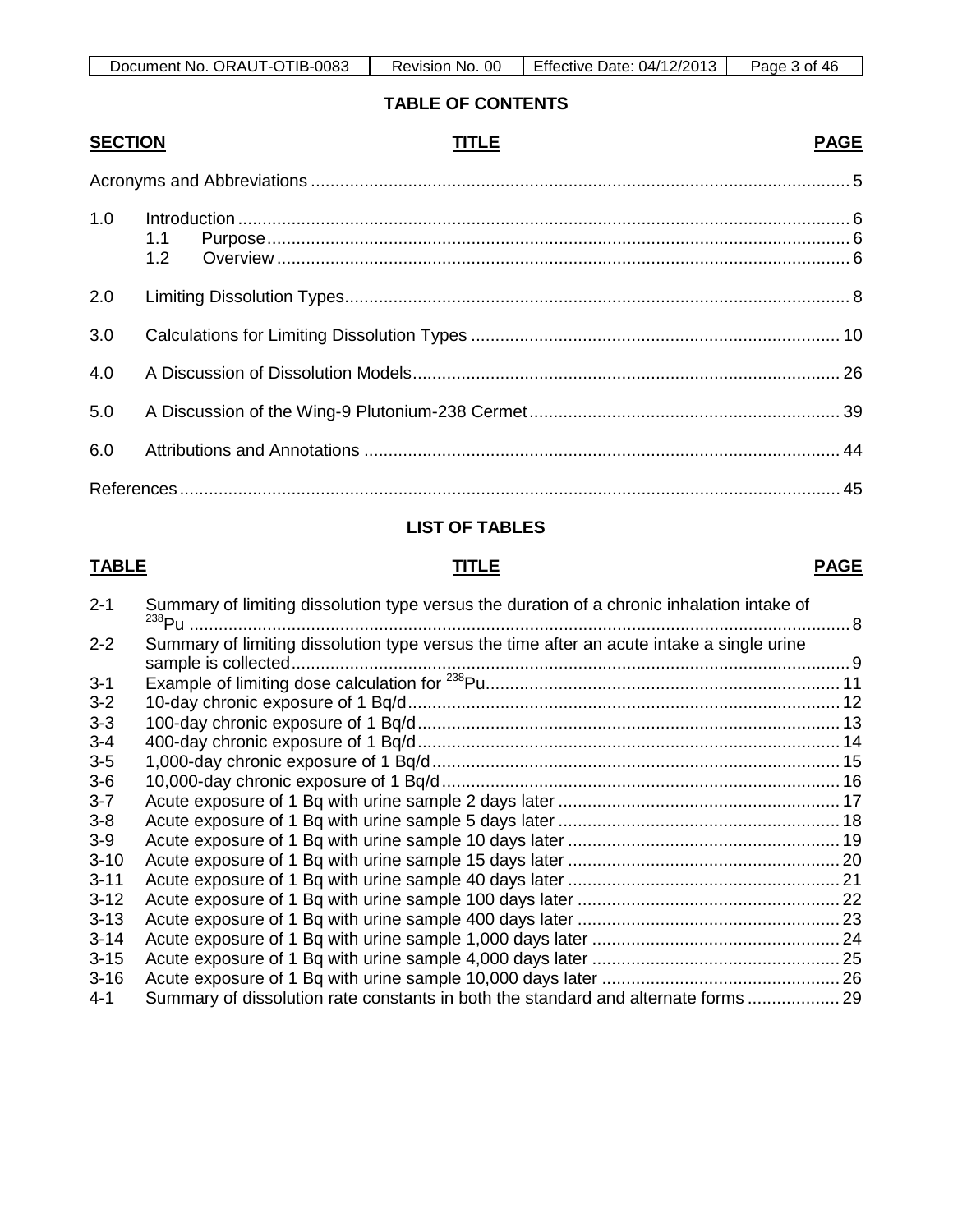## TABLE OF CONTENTS

| SECTION | TITLE | PAGE |
|---|---|---|
| | Acronyms and Abbreviations | 5 |
| 1.0 | Introduction | 6 |
| | 1.1 Purpose | 6 |
| | 1.2 Overview | 6 |
| 2.0 | Limiting Dissolution Types | 8 |
| 3.0 | Calculations for Limiting Dissolution Types | 10 |
| 4.0 | A Discussion of Dissolution Models | 26 |
| 5.0 | A Discussion of the Wing-9 Plutonium-238 Cermet | 39 |
| 6.0 | Attributions and Annotations | 44 |
| | References | 45 |

## LIST OF TABLES

| TABLE | TITLE | PAGE |
|---|---|---|
| 2-1 | Summary of limiting dissolution type versus the duration of a chronic inhalation intake of $^{238}$Pu | 8 |
| 2-2 | Summary of limiting dissolution type versus the time after an acute intake a single urine sample is collected | 9 |
| 3-1 | Example of limiting dose calculation for $^{238}$Pu | 11 |
| 3-2 | 10-day chronic exposure of 1 Bq/d | 12 |
| 3-3 | 100-day chronic exposure of 1 Bq/d | 13 |
| 3-4 | 400-day chronic exposure of 1 Bq/d | 14 |
| 3-5 | 1,000-day chronic exposure of 1 Bq/d | 15 |
| 3-6 | 10,000-day chronic exposure of 1 Bq/d | 16 |
| 3-7 | Acute exposure of 1 Bq with urine sample 2 days later | 17 |
| 3-8 | Acute exposure of 1 Bq with urine sample 5 days later | 18 |
| 3-9 | Acute exposure of 1 Bq with urine sample 10 days later | 19 |
| 3-10 | Acute exposure of 1 Bq with urine sample 15 days later | 20 |
| 3-11 | Acute exposure of 1 Bq with urine sample 40 days later | 21 |
| 3-12 | Acute exposure of 1 Bq with urine sample 100 days later | 22 |
| 3-13 | Acute exposure of 1 Bq with urine sample 400 days later | 23 |
| 3-14 | Acute exposure of 1 Bq with urine sample 1,000 days later | 24 |
| 3-15 | Acute exposure of 1 Bq with urine sample 4,000 days later | 25 |
| 3-16 | Acute exposure of 1 Bq with urine sample 10,000 days later | 26 |
| 4-1 | Summary of dissolution rate constants in both the standard and alternate forms | 29 |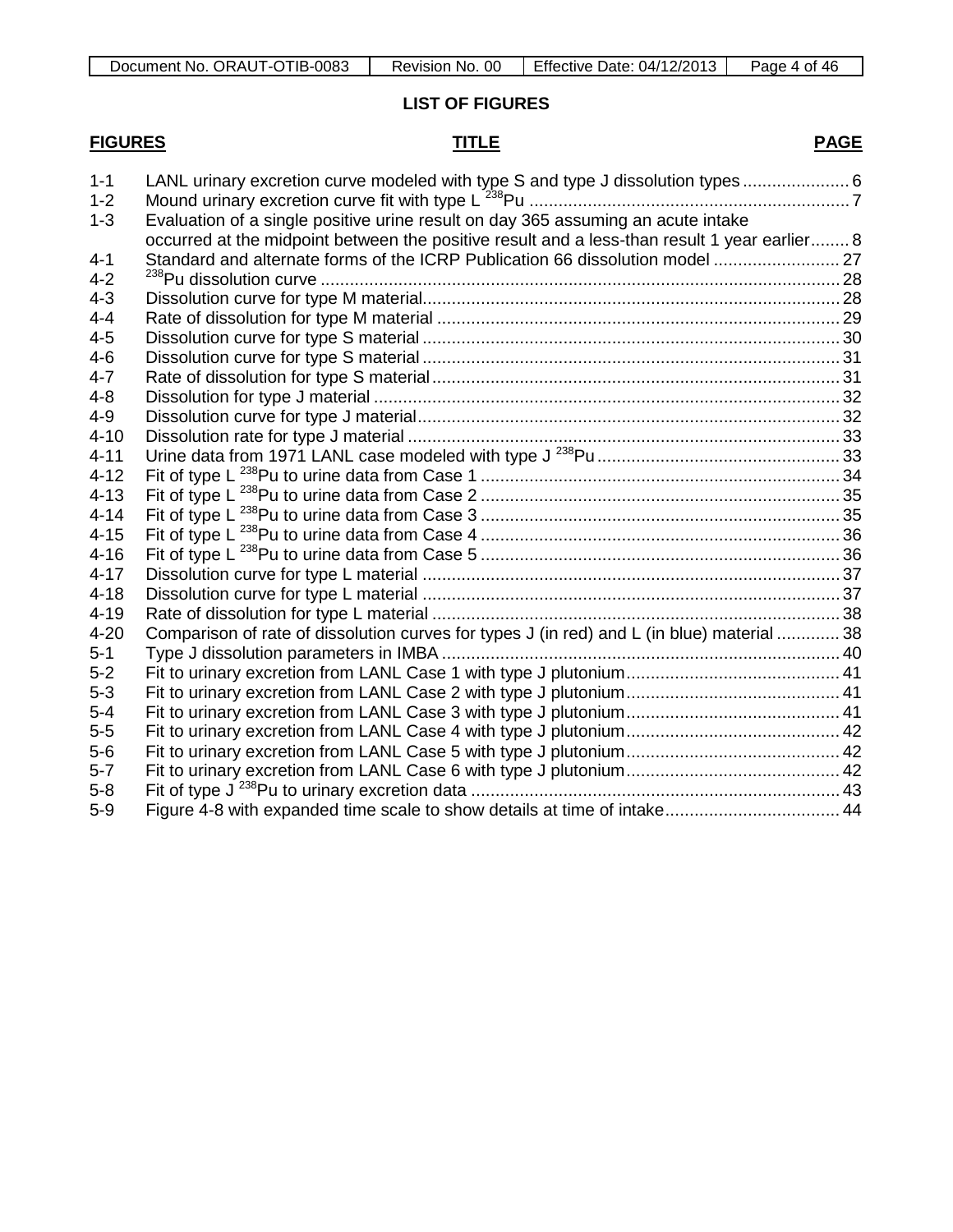## LIST OF FIGURES

| FIGURES | TITLE | PAGE |
|---|---|---|
| 1-1 | LANL urinary excretion curve modeled with type S and type J dissolution types | 6 |
| 1-2 | Mound urinary excretion curve fit with type L $^{238}$Pu | 7 |
| 1-3 | Evaluation of a single positive urine result on day 365 assuming an acute intake occurred at the midpoint between the positive result and a less-than result 1 year earlier | 8 |
| 4-1 | Standard and alternate forms of the ICRP Publication 66 dissolution model | 27 |
| 4-2 | $^{238}$Pu dissolution curve | 28 |
| 4-3 | Dissolution curve for type M material | 28 |
| 4-4 | Rate of dissolution for type M material | 29 |
| 4-5 | Dissolution curve for type S material | 30 |
| 4-6 | Dissolution curve for type S material | 31 |
| 4-7 | Rate of dissolution for type S material | 31 |
| 4-8 | Dissolution for type J material | 32 |
| 4-9 | Dissolution curve for type J material | 32 |
| 4-10 | Dissolution rate for type J material | 33 |
| 4-11 | Urine data from 1971 LANL case modeled with type J $^{238}$Pu | 33 |
| 4-12 | Fit of type L $^{238}$Pu to urine data from Case 1 | 34 |
| 4-13 | Fit of type L $^{238}$Pu to urine data from Case 2 | 35 |
| 4-14 | Fit of type L $^{238}$Pu to urine data from Case 3 | 35 |
| 4-15 | Fit of type L $^{238}$Pu to urine data from Case 4 | 36 |
| 4-16 | Fit of type L $^{238}$Pu to urine data from Case 5 | 36 |
| 4-17 | Dissolution curve for type L material | 37 |
| 4-18 | Dissolution curve for type L material | 37 |
| 4-19 | Rate of dissolution for type L material | 38 |
| 4-20 | Comparison of rate of dissolution curves for types J (in red) and L (in blue) material | 38 |
| 5-1 | Type J dissolution parameters in IMBA | 40 |
| 5-2 | Fit to urinary excretion from LANL Case 1 with type J plutonium | 41 |
| 5-3 | Fit to urinary excretion from LANL Case 2 with type J plutonium | 41 |
| 5-4 | Fit to urinary excretion from LANL Case 3 with type J plutonium | 41 |
| 5-5 | Fit to urinary excretion from LANL Case 4 with type J plutonium | 42 |
| 5-6 | Fit to urinary excretion from LANL Case 5 with type J plutonium | 42 |
| 5-7 | Fit to urinary excretion from LANL Case 6 with type J plutonium | 42 |
| 5-8 | Fit of type J $^{238}$Pu to urinary excretion data | 43 |
| 5-9 | Figure 4-8 with expanded time scale to show details at time of intake | 44 |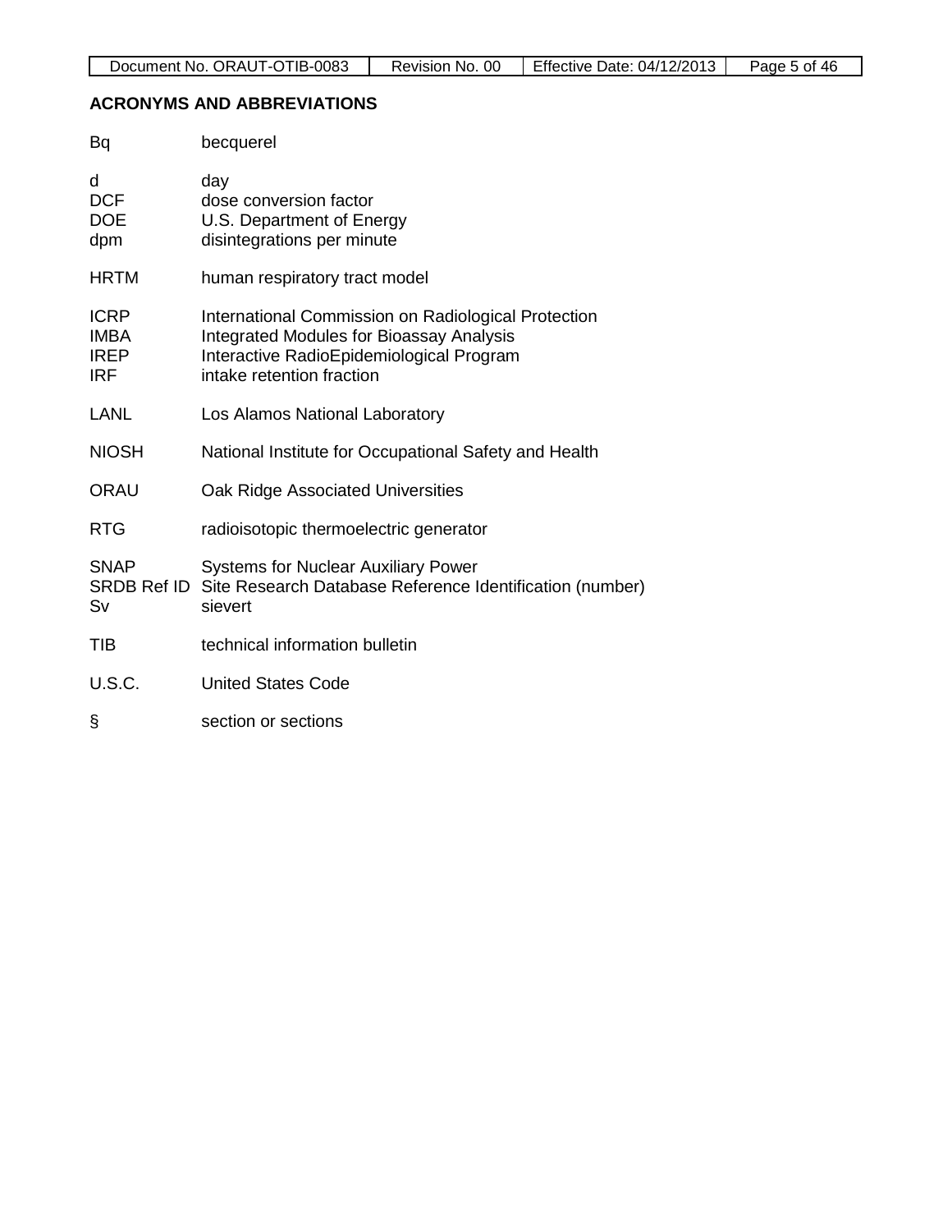## ACRONYMS AND ABBREVIATIONS

| | |
|---|---|
| Bq | becquerel |
| d | day |
| DCF | dose conversion factor |
| DOE | U.S. Department of Energy |
| dpm | disintegrations per minute |
| HRTM | human respiratory tract model |
| ICRP | International Commission on Radiological Protection |
| IMBA | Integrated Modules for Bioassay Analysis |
| IREP | Interactive RadioEpidemiological Program |
| IRF | intake retention fraction |
| LANL | Los Alamos National Laboratory |
| NIOSH | National Institute for Occupational Safety and Health |
| ORAU | Oak Ridge Associated Universities |
| RTG | radioisotopic thermoelectric generator |
| SNAP | Systems for Nuclear Auxiliary Power |
| SRDB Ref ID | Site Research Database Reference Identification (number) |
| Sv | sievert |
| TIB | technical information bulletin |
| U.S.C. | United States Code |
| § | section or sections |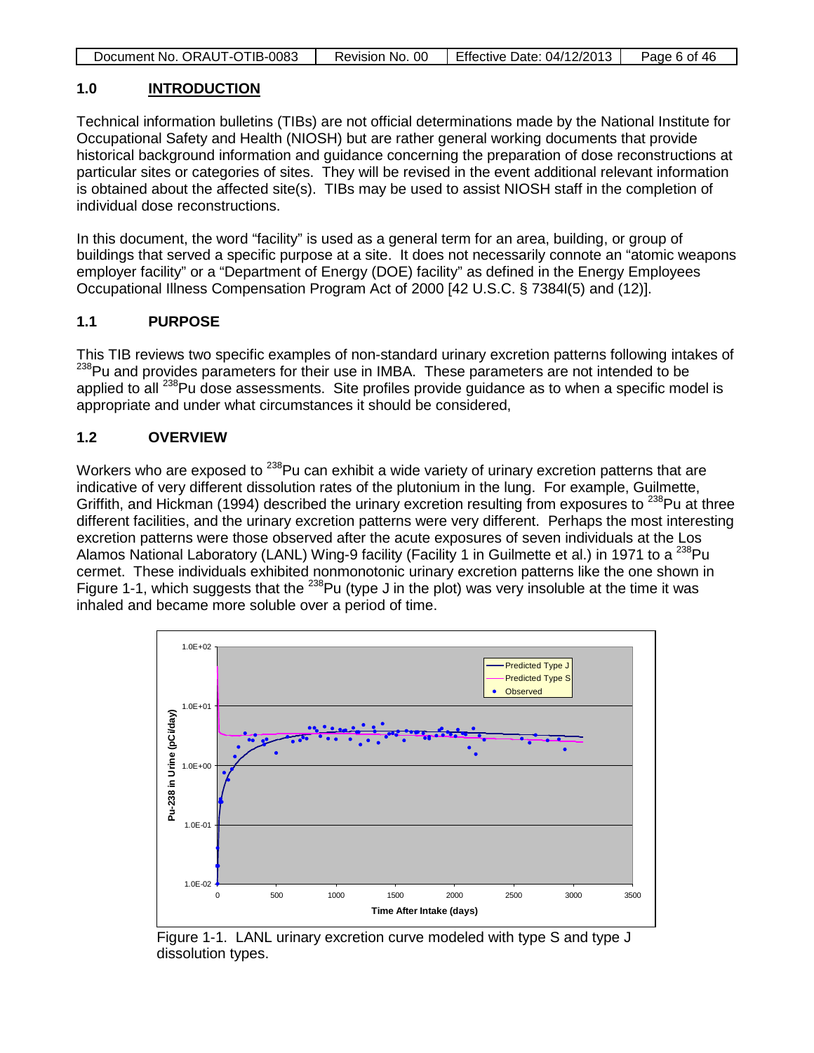## 1.0 INTRODUCTION

Technical information bulletins (TIBs) are not official determinations made by the National Institute for Occupational Safety and Health (NIOSH) but are rather general working documents that provide historical background information and guidance concerning the preparation of dose reconstructions at particular sites or categories of sites. They will be revised in the event additional relevant information is obtained about the affected site(s). TIBs may be used to assist NIOSH staff in the completion of individual dose reconstructions.

In this document, the word "facility" is used as a general term for an area, building, or group of buildings that served a specific purpose at a site. It does not necessarily connote an "atomic weapons employer facility" or a "Department of Energy (DOE) facility" as defined in the Energy Employees Occupational Illness Compensation Program Act of 2000 [42 U.S.C. § 7384l(5) and (12)].

## 1.1 PURPOSE

This TIB reviews two specific examples of non-standard urinary excretion patterns following intakes of $^{238}$Pu and provides parameters for their use in IMBA. These parameters are not intended to be applied to all $^{238}$Pu dose assessments. Site profiles provide guidance as to when a specific model is appropriate and under what circumstances it should be considered,

## 1.2 OVERVIEW

Workers who are exposed to $^{238}$Pu can exhibit a wide variety of urinary excretion patterns that are indicative of very different dissolution rates of the plutonium in the lung. For example, Guilmette, Griffith, and Hickman (1994) described the urinary excretion resulting from exposures to $^{238}$Pu at three different facilities, and the urinary excretion patterns were very different. Perhaps the most interesting excretion patterns were those observed after the acute exposures of seven individuals at the Los Alamos National Laboratory (LANL) Wing-9 facility (Facility 1 in Guilmette et al.) in 1971 to a $^{238}$Pu cermet. These individuals exhibited nonmonotonic urinary excretion patterns like the one shown in Figure 1-1, which suggests that the $^{238}$Pu (type J in the plot) was very insoluble at the time it was inhaled and became more soluble over a period of time.

Figure 1-1. LANL urinary excretion curve modeled with type S and type J dissolution types.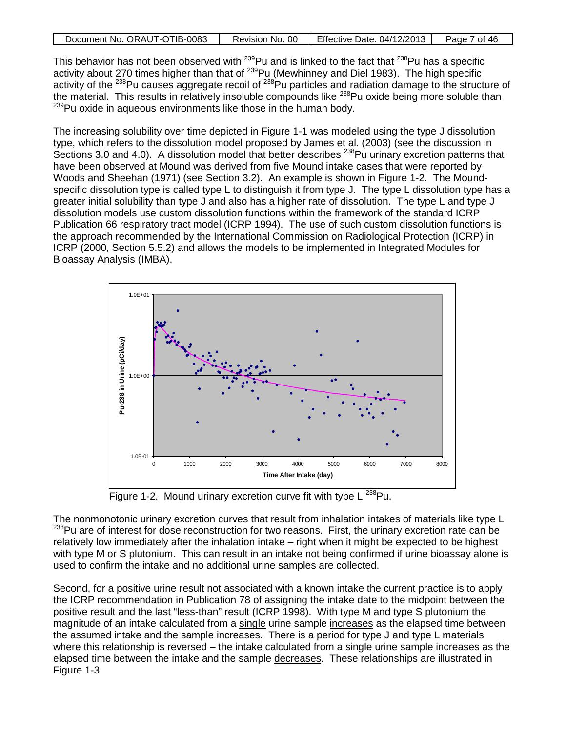This behavior has not been observed with $^{239}$Pu and is linked to the fact that $^{238}$Pu has a specific activity about 270 times higher than that of $^{239}$Pu (Mewhinney and Diel 1983). The high specific activity of the $^{238}$Pu causes aggregate recoil of $^{238}$Pu particles and radiation damage to the structure of the material. This results in relatively insoluble compounds like $^{238}$Pu oxide being more soluble than $^{239}$Pu oxide in aqueous environments like those in the human body.

The increasing solubility over time depicted in Figure 1-1 was modeled using the type J dissolution type, which refers to the dissolution model proposed by James et al. (2003) (see the discussion in Sections 3.0 and 4.0). A dissolution model that better describes $^{238}$Pu urinary excretion patterns that have been observed at Mound was derived from five Mound intake cases that were reported by Woods and Sheehan (1971) (see Section 3.2). An example is shown in Figure 1-2. The Mound-specific dissolution type is called type L to distinguish it from type J. The type L dissolution type has a greater initial solubility than type J and also has a higher rate of dissolution. The type L and type J dissolution models use custom dissolution functions within the framework of the standard ICRP Publication 66 respiratory tract model (ICRP 1994). The use of such custom dissolution functions is the approach recommended by the International Commission on Radiological Protection (ICRP) in ICRP (2000, Section 5.5.2) and allows the models to be implemented in Integrated Modules for Bioassay Analysis (IMBA).

Figure 1-2. Mound urinary excretion curve fit with type L $^{238}$Pu.

The nonmonotonic urinary excretion curves that result from inhalation intakes of materials like type L $^{238}$Pu are of interest for dose reconstruction for two reasons. First, the urinary excretion rate can be relatively low immediately after the inhalation intake – right when it might be expected to be highest with type M or S plutonium. This can result in an intake not being confirmed if urine bioassay alone is used to confirm the intake and no additional urine samples are collected.

Second, for a positive urine result not associated with a known intake the current practice is to apply the ICRP recommendation in Publication 78 of assigning the intake date to the midpoint between the positive result and the last "less-than" result (ICRP 1998). With type M and type S plutonium the magnitude of an intake calculated from a single urine sample increases as the elapsed time between the assumed intake and the sample increases. There is a period for type J and type L materials where this relationship is reversed – the intake calculated from a single urine sample increases as the elapsed time between the intake and the sample decreases. These relationships are illustrated in Figure 1-3.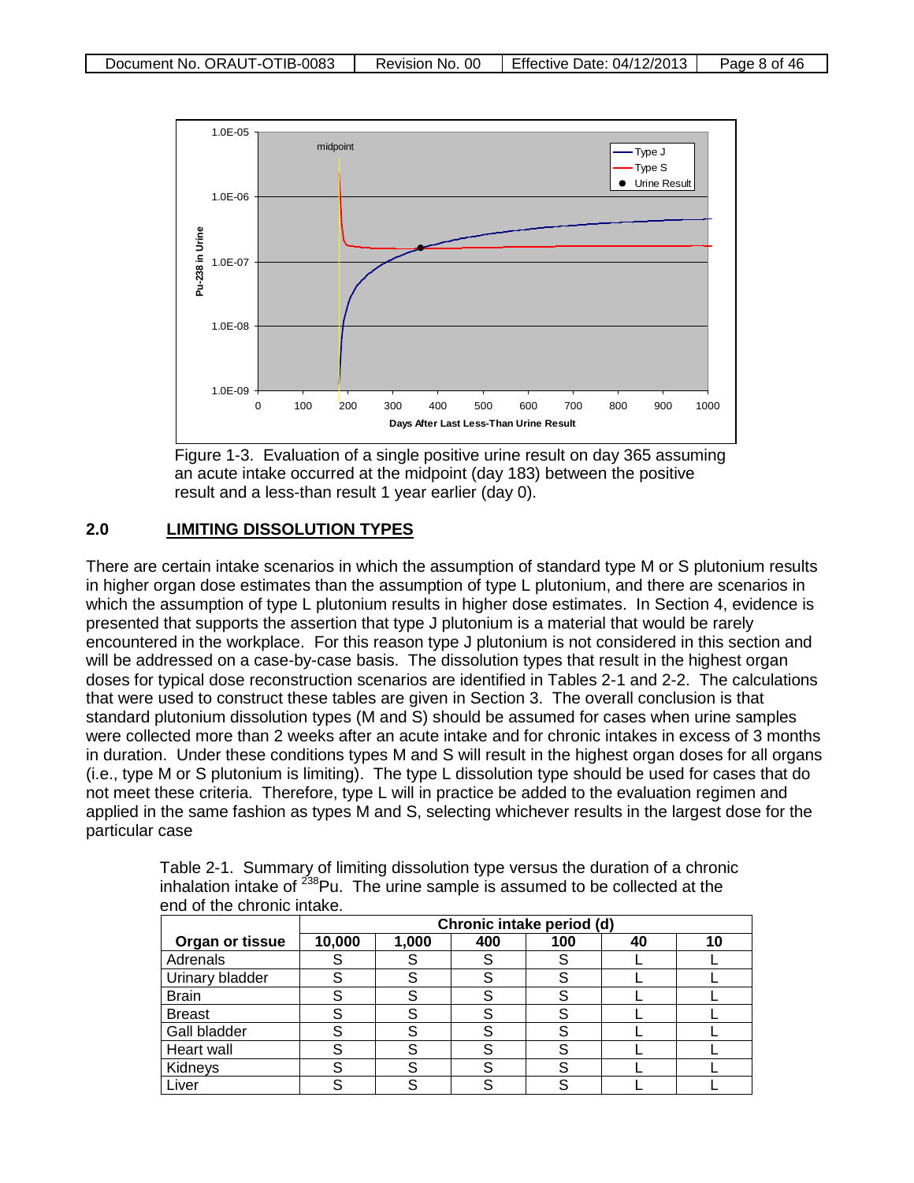Figure 1-3. Evaluation of a single positive urine result on day 365 assuming an acute intake occurred at the midpoint (day 183) between the positive result and a less-than result 1 year earlier (day 0).

## 2.0 LIMITING DISSOLUTION TYPES

There are certain intake scenarios in which the assumption of standard type M or S plutonium results in higher organ dose estimates than the assumption of type L plutonium, and there are scenarios in which the assumption of type L plutonium results in higher dose estimates. In Section 4, evidence is presented that supports the assertion that type J plutonium is a material that would be rarely encountered in the workplace. For this reason type J plutonium is not considered in this section and will be addressed on a case-by-case basis. The dissolution types that result in the highest organ doses for typical dose reconstruction scenarios are identified in Tables 2-1 and 2-2. The calculations that were used to construct these tables are given in Section 3. The overall conclusion is that standard plutonium dissolution types (M and S) should be assumed for cases when urine samples were collected more than 2 weeks after an acute intake and for chronic intakes in excess of 3 months in duration. Under these conditions types M and S will result in the highest organ doses for all organs (i.e., type M or S plutonium is limiting). The type L dissolution type should be used for cases that do not meet these criteria. Therefore, type L will in practice be added to the evaluation regimen and applied in the same fashion as types M and S, selecting whichever results in the largest dose for the particular case

Table 2-1. Summary of limiting dissolution type versus the duration of a chronic inhalation intake of $^{238}$Pu. The urine sample is assumed to be collected at the end of the chronic intake.

| Organ or tissue | Chronic intake period (d) | | | | | |
|---|---|---|---|---|---|---|
| | 10,000 | 1,000 | 400 | 100 | 40 | 10 |
| Adrenals | S | S | S | S | L | L |
| Urinary bladder | S | S | S | S | L | L |
| Brain | S | S | S | S | L | L |
| Breast | S | S | S | S | L | L |
| Gall bladder | S | S | S | S | L | L |
| Heart wall | S | S | S | S | L | L |
| Kidneys | S | S | S | S | L | L |
| Liver | S | S | S | S | L | L |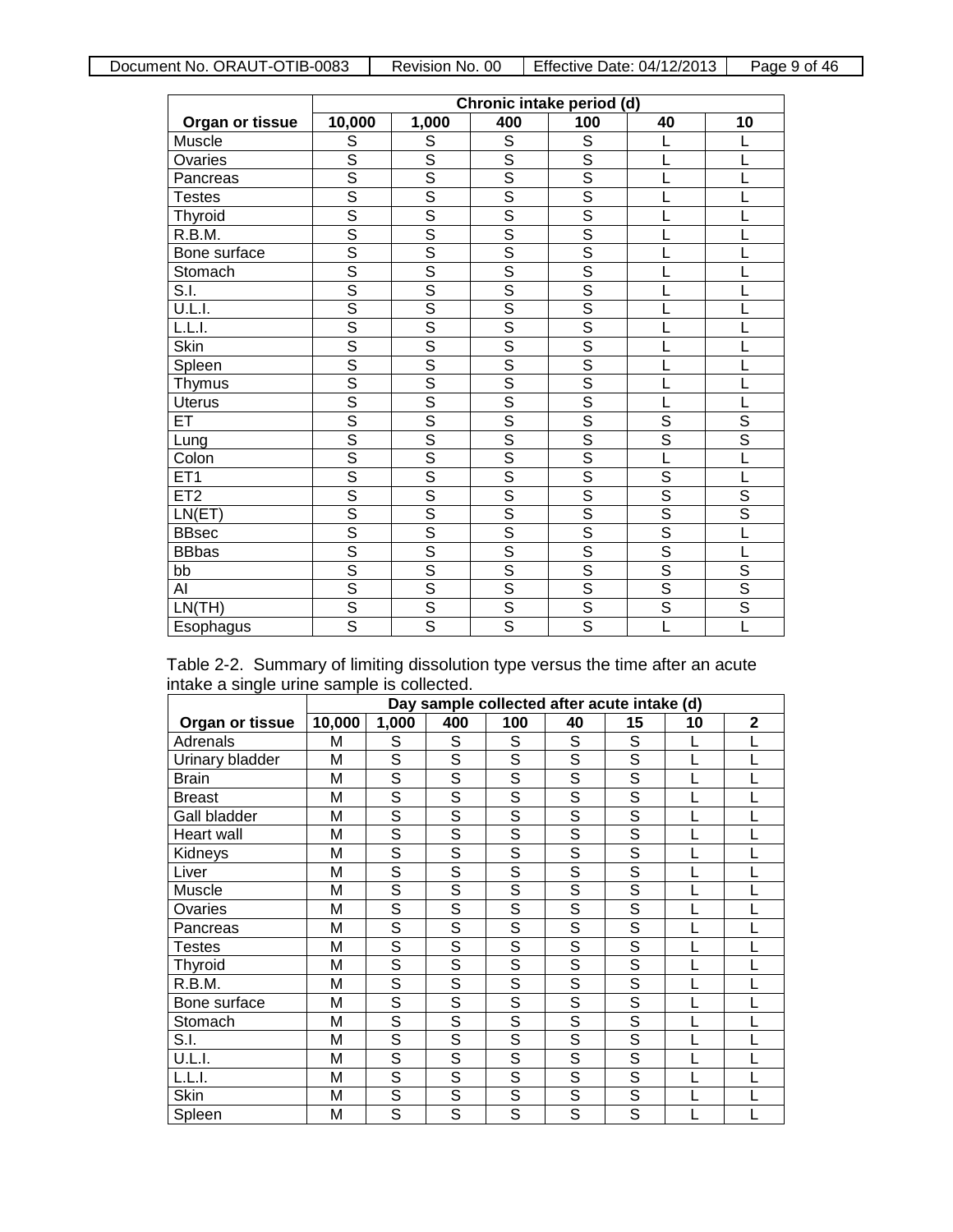| Organ or tissue | Chronic intake period (d) | | | | | |
|---|---|---|---|---|---|---|
| | 10,000 | 1,000 | 400 | 100 | 40 | 10 |
| Muscle | S | S | S | S | L | L |
| Ovaries | S | S | S | S | L | L |
| Pancreas | S | S | S | S | L | L |
| Testes | S | S | S | S | L | L |
| Thyroid | S | S | S | S | L | L |
| R.B.M. | S | S | S | S | L | L |
| Bone surface | S | S | S | S | L | L |
| Stomach | S | S | S | S | L | L |
| S.I. | S | S | S | S | L | L |
| U.L.I. | S | S | S | S | L | L |
| L.L.I. | S | S | S | S | L | L |
| Skin | S | S | S | S | L | L |
| Spleen | S | S | S | S | L | L |
| Thymus | S | S | S | S | L | L |
| Uterus | S | S | S | S | L | L |
| ET | S | S | S | S | S | S |
| Lung | S | S | S | S | S | S |
| Colon | S | S | S | S | L | L |
| ET1 | S | S | S | S | S | L |
| ET2 | S | S | S | S | S | S |
| LN(ET) | S | S | S | S | S | S |
| BBsec | S | S | S | S | S | L |
| BBbas | S | S | S | S | S | L |
| bb | S | S | S | S | S | S |
| AI | S | S | S | S | S | S |
| LN(TH) | S | S | S | S | S | S |
| Esophagus | S | S | S | S | L | L |

Table 2-2. Summary of limiting dissolution type versus the time after an acute intake a single urine sample is collected.

| Organ or tissue | Day sample collected after acute intake (d) | | | | | | | |
|---|---|---|---|---|---|---|---|---|
| | 10,000 | 1,000 | 400 | 100 | 40 | 15 | 10 | 2 |
| Adrenals | M | S | S | S | S | S | L | L |
| Urinary bladder | M | S | S | S | S | S | L | L |
| Brain | M | S | S | S | S | S | L | L |
| Breast | M | S | S | S | S | S | L | L |
| Gall bladder | M | S | S | S | S | S | L | L |
| Heart wall | M | S | S | S | S | S | L | L |
| Kidneys | M | S | S | S | S | S | L | L |
| Liver | M | S | S | S | S | S | L | L |
| Muscle | M | S | S | S | S | S | L | L |
| Ovaries | M | S | S | S | S | S | L | L |
| Pancreas | M | S | S | S | S | S | L | L |
| Testes | M | S | S | S | S | S | L | L |
| Thyroid | M | S | S | S | S | S | L | L |
| R.B.M. | M | S | S | S | S | S | L | L |
| Bone surface | M | S | S | S | S | S | L | L |
| Stomach | M | S | S | S | S | S | L | L |
| S.I. | M | S | S | S | S | S | L | L |
| U.L.I. | M | S | S | S | S | S | L | L |
| L.L.I. | M | S | S | S | S | S | L | L |
| Skin | M | S | S | S | S | S | L | L |
| Spleen | M | S | S | S | S | S | L | L |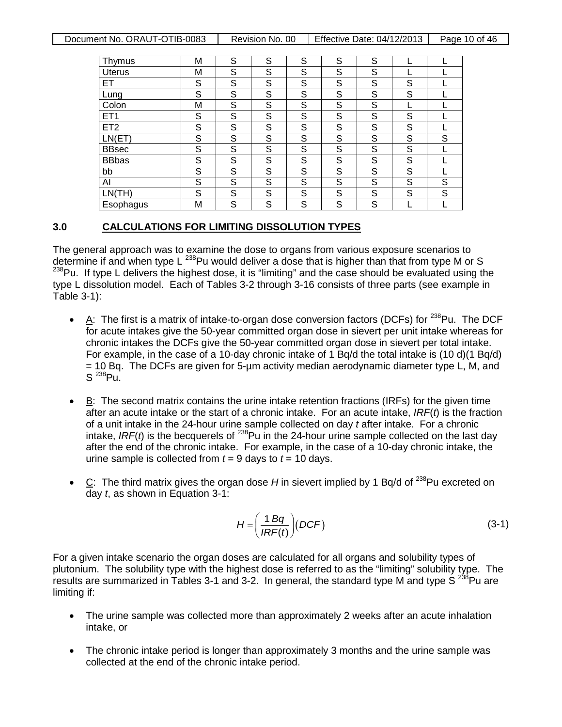| Thymus | M | S | S | S | S | S | L | L |
|---|---|---|---|---|---|---|---|---|
| Uterus | M | S | S | S | S | S | L | L |
| ET | S | S | S | S | S | S | S | L |
| Lung | S | S | S | S | S | S | S | L |
| Colon | M | S | S | S | S | S | L | L |
| ET1 | S | S | S | S | S | S | S | L |
| ET2 | S | S | S | S | S | S | S | L |
| LN(ET) | S | S | S | S | S | S | S | S |
| BBsec | S | S | S | S | S | S | S | L |
| BBbas | S | S | S | S | S | S | S | L |
| bb | S | S | S | S | S | S | S | L |
| AI | S | S | S | S | S | S | S | S |
| LN(TH) | S | S | S | S | S | S | S | S |
| Esophagus | M | S | S | S | S | S | L | L |

## 3.0 CALCULATIONS FOR LIMITING DISSOLUTION TYPES

The general approach was to examine the dose to organs from various exposure scenarios to determine if and when type L $^{238}$Pu would deliver a dose that is higher than that from type M or S $^{238}$Pu. If type L delivers the highest dose, it is "limiting" and the case should be evaluated using the type L dissolution model. Each of Tables 3-2 through 3-16 consists of three parts (see example in Table 3-1):

- A: The first is a matrix of intake-to-organ dose conversion factors (DCFs) for $^{238}$Pu. The DCF for acute intakes give the 50-year committed organ dose in sievert per unit intake whereas for chronic intakes the DCFs give the 50-year committed organ dose in sievert per total intake. For example, in the case of a 10-day chronic intake of 1 Bq/d the total intake is (10 d)(1 Bq/d) = 10 Bq. The DCFs are given for 5-µm activity median aerodynamic diameter type L, M, and S $^{238}$Pu.

- B: The second matrix contains the urine intake retention fractions (IRFs) for the given time after an acute intake or the start of a chronic intake. For an acute intake, $IRF(t)$ is the fraction of a unit intake in the 24-hour urine sample collected on day $t$ after intake. For a chronic intake, $IRF(t)$ is the becquerels of $^{238}$Pu in the 24-hour urine sample collected on the last day after the end of the chronic intake. For example, in the case of a 10-day chronic intake, the urine sample is collected from $t$ = 9 days to $t$ = 10 days.

- C: The third matrix gives the organ dose $H$ in sievert implied by 1 Bq/d of $^{238}$Pu excreted on day $t$, as shown in Equation 3-1:

$$H = \left(\frac{1\,Bq}{IRF(t)}\right)(DCF) \tag{3-1}$$

For a given intake scenario the organ doses are calculated for all organs and solubility types of plutonium. The solubility type with the highest dose is referred to as the "limiting" solubility type. The results are summarized in Tables 3-1 and 3-2. In general, the standard type M and type S $^{238}$Pu are limiting if:

- The urine sample was collected more than approximately 2 weeks after an acute inhalation intake, or

- The chronic intake period is longer than approximately 3 months and the urine sample was collected at the end of the chronic intake period.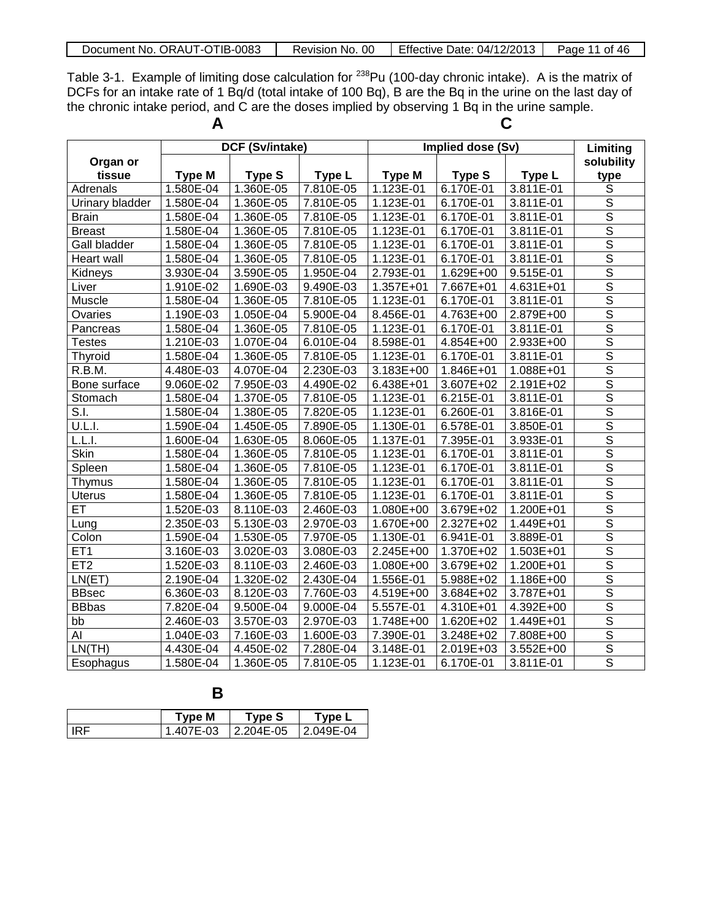Table 3-1. Example of limiting dose calculation for $^{238}$Pu (100-day chronic intake). A is the matrix of DCFs for an intake rate of 1 Bq/d (total intake of 100 Bq), B are the Bq in the urine on the last day of the chronic intake period, and C are the doses implied by observing 1 Bq in the urine sample.

| | **A** | | | **C** | | | |
|---|---|---|---|---|---|---|---|
| **Organ or tissue** | **DCF (Sv/intake)** | | | **Implied dose (Sv)** | | | **Limiting solubility type** |
| | **Type M** | **Type S** | **Type L** | **Type M** | **Type S** | **Type L** | |
| Adrenals | 1.580E-04 | 1.360E-05 | 7.810E-05 | 1.123E-01 | 6.170E-01 | 3.811E-01 | S |
| Urinary bladder | 1.580E-04 | 1.360E-05 | 7.810E-05 | 1.123E-01 | 6.170E-01 | 3.811E-01 | S |
| Brain | 1.580E-04 | 1.360E-05 | 7.810E-05 | 1.123E-01 | 6.170E-01 | 3.811E-01 | S |
| Breast | 1.580E-04 | 1.360E-05 | 7.810E-05 | 1.123E-01 | 6.170E-01 | 3.811E-01 | S |
| Gall bladder | 1.580E-04 | 1.360E-05 | 7.810E-05 | 1.123E-01 | 6.170E-01 | 3.811E-01 | S |
| Heart wall | 1.580E-04 | 1.360E-05 | 7.810E-05 | 1.123E-01 | 6.170E-01 | 3.811E-01 | S |
| Kidneys | 3.930E-04 | 3.590E-05 | 1.950E-04 | 2.793E-01 | 1.629E+00 | 9.515E-01 | S |
| Liver | 1.910E-02 | 1.690E-03 | 9.490E-03 | 1.357E+01 | 7.667E+01 | 4.631E+01 | S |
| Muscle | 1.580E-04 | 1.360E-05 | 7.810E-05 | 1.123E-01 | 6.170E-01 | 3.811E-01 | S |
| Ovaries | 1.190E-03 | 1.050E-04 | 5.900E-04 | 8.456E-01 | 4.763E+00 | 2.879E+00 | S |
| Pancreas | 1.580E-04 | 1.360E-05 | 7.810E-05 | 1.123E-01 | 6.170E-01 | 3.811E-01 | S |
| Testes | 1.210E-03 | 1.070E-04 | 6.010E-04 | 8.598E-01 | 4.854E+00 | 2.933E+00 | S |
| Thyroid | 1.580E-04 | 1.360E-05 | 7.810E-05 | 1.123E-01 | 6.170E-01 | 3.811E-01 | S |
| R.B.M. | 4.480E-03 | 4.070E-04 | 2.230E-03 | 3.183E+00 | 1.846E+01 | 1.088E+01 | S |
| Bone surface | 9.060E-02 | 7.950E-03 | 4.490E-02 | 6.438E+01 | 3.607E+02 | 2.191E+02 | S |
| Stomach | 1.580E-04 | 1.370E-05 | 7.810E-05 | 1.123E-01 | 6.215E-01 | 3.811E-01 | S |
| S.I. | 1.580E-04 | 1.380E-05 | 7.820E-05 | 1.123E-01 | 6.260E-01 | 3.816E-01 | S |
| U.L.I. | 1.590E-04 | 1.450E-05 | 7.890E-05 | 1.130E-01 | 6.578E-01 | 3.850E-01 | S |
| L.L.I. | 1.600E-04 | 1.630E-05 | 8.060E-05 | 1.137E-01 | 7.395E-01 | 3.933E-01 | S |
| Skin | 1.580E-04 | 1.360E-05 | 7.810E-05 | 1.123E-01 | 6.170E-01 | 3.811E-01 | S |
| Spleen | 1.580E-04 | 1.360E-05 | 7.810E-05 | 1.123E-01 | 6.170E-01 | 3.811E-01 | S |
| Thymus | 1.580E-04 | 1.360E-05 | 7.810E-05 | 1.123E-01 | 6.170E-01 | 3.811E-01 | S |
| Uterus | 1.580E-04 | 1.360E-05 | 7.810E-05 | 1.123E-01 | 6.170E-01 | 3.811E-01 | S |
| ET | 1.520E-03 | 8.110E-03 | 2.460E-03 | 1.080E+00 | 3.679E+02 | 1.200E+01 | S |
| Lung | 2.350E-03 | 5.130E-03 | 2.970E-03 | 1.670E+00 | 2.327E+02 | 1.449E+01 | S |
| Colon | 1.590E-04 | 1.530E-05 | 7.970E-05 | 1.130E-01 | 6.941E-01 | 3.889E-01 | S |
| ET1 | 3.160E-03 | 3.020E-03 | 3.080E-03 | 2.245E+00 | 1.370E+02 | 1.503E+01 | S |
| ET2 | 1.520E-03 | 8.110E-03 | 2.460E-03 | 1.080E+00 | 3.679E+02 | 1.200E+01 | S |
| LN(ET) | 2.190E-04 | 1.320E-02 | 2.430E-04 | 1.556E-01 | 5.988E+02 | 1.186E+00 | S |
| BBsec | 6.360E-03 | 8.120E-03 | 7.760E-03 | 4.519E+00 | 3.684E+02 | 3.787E+01 | S |
| BBbas | 7.820E-04 | 9.500E-04 | 9.000E-04 | 5.557E-01 | 4.310E+01 | 4.392E+00 | S |
| bb | 2.460E-03 | 3.570E-03 | 2.970E-03 | 1.748E+00 | 1.620E+02 | 1.449E+01 | S |
| AI | 1.040E-03 | 7.160E-03 | 1.600E-03 | 7.390E-01 | 3.248E+02 | 7.808E+00 | S |
| LN(TH) | 4.430E-04 | 4.450E-02 | 7.280E-04 | 3.148E-01 | 2.019E+03 | 3.552E+00 | S |
| Esophagus | 1.580E-04 | 1.360E-05 | 7.810E-05 | 1.123E-01 | 6.170E-01 | 3.811E-01 | S |

**B**

| | **Type M** | **Type S** | **Type L** |
|---|---|---|---|
| IRF | 1.407E-03 | 2.204E-05 | 2.049E-04 |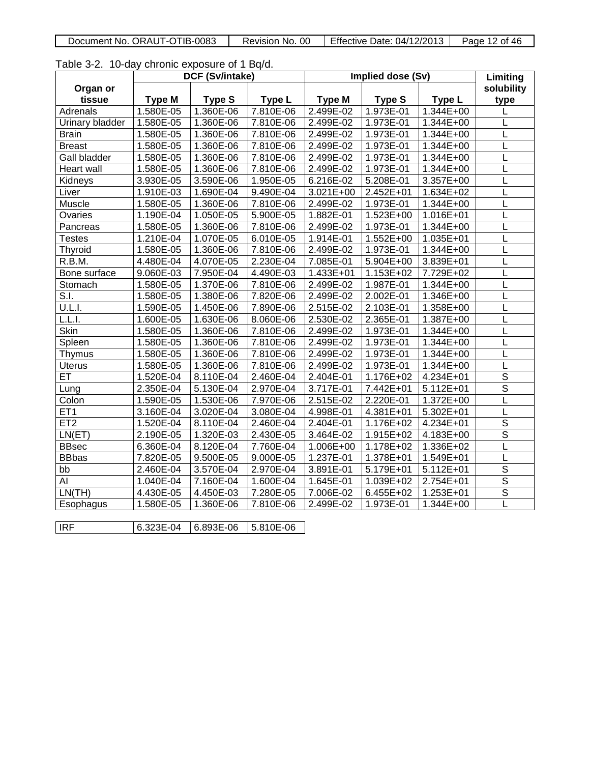Table 3-2. 10-day chronic exposure of 1 Bq/d.

| Organ or tissue | DCF (Sv/intake) | | | Implied dose (Sv) | | | Limiting solubility type |
|---|---|---|---|---|---|---|---|
| | Type M | Type S | Type L | Type M | Type S | Type L | |
| Adrenals | 1.580E-05 | 1.360E-06 | 7.810E-06 | 2.499E-02 | 1.973E-01 | 1.344E+00 | L |
| Urinary bladder | 1.580E-05 | 1.360E-06 | 7.810E-06 | 2.499E-02 | 1.973E-01 | 1.344E+00 | L |
| Brain | 1.580E-05 | 1.360E-06 | 7.810E-06 | 2.499E-02 | 1.973E-01 | 1.344E+00 | L |
| Breast | 1.580E-05 | 1.360E-06 | 7.810E-06 | 2.499E-02 | 1.973E-01 | 1.344E+00 | L |
| Gall bladder | 1.580E-05 | 1.360E-06 | 7.810E-06 | 2.499E-02 | 1.973E-01 | 1.344E+00 | L |
| Heart wall | 1.580E-05 | 1.360E-06 | 7.810E-06 | 2.499E-02 | 1.973E-01 | 1.344E+00 | L |
| Kidneys | 3.930E-05 | 3.590E-06 | 1.950E-05 | 6.216E-02 | 5.208E-01 | 3.357E+00 | L |
| Liver | 1.910E-03 | 1.690E-04 | 9.490E-04 | 3.021E+00 | 2.452E+01 | 1.634E+02 | L |
| Muscle | 1.580E-05 | 1.360E-06 | 7.810E-06 | 2.499E-02 | 1.973E-01 | 1.344E+00 | L |
| Ovaries | 1.190E-04 | 1.050E-05 | 5.900E-05 | 1.882E-01 | 1.523E+00 | 1.016E+01 | L |
| Pancreas | 1.580E-05 | 1.360E-06 | 7.810E-06 | 2.499E-02 | 1.973E-01 | 1.344E+00 | L |
| Testes | 1.210E-04 | 1.070E-05 | 6.010E-05 | 1.914E-01 | 1.552E+00 | 1.035E+01 | L |
| Thyroid | 1.580E-05 | 1.360E-06 | 7.810E-06 | 2.499E-02 | 1.973E-01 | 1.344E+00 | L |
| R.B.M. | 4.480E-04 | 4.070E-05 | 2.230E-04 | 7.085E-01 | 5.904E+00 | 3.839E+01 | L |
| Bone surface | 9.060E-03 | 7.950E-04 | 4.490E-03 | 1.433E+01 | 1.153E+02 | 7.729E+02 | L |
| Stomach | 1.580E-05 | 1.370E-06 | 7.810E-06 | 2.499E-02 | 1.987E-01 | 1.344E+00 | L |
| S.I. | 1.580E-05 | 1.380E-06 | 7.820E-06 | 2.499E-02 | 2.002E-01 | 1.346E+00 | L |
| U.L.I. | 1.590E-05 | 1.450E-06 | 7.890E-06 | 2.515E-02 | 2.103E-01 | 1.358E+00 | L |
| L.L.I. | 1.600E-05 | 1.630E-06 | 8.060E-06 | 2.530E-02 | 2.365E-01 | 1.387E+00 | L |
| Skin | 1.580E-05 | 1.360E-06 | 7.810E-06 | 2.499E-02 | 1.973E-01 | 1.344E+00 | L |
| Spleen | 1.580E-05 | 1.360E-06 | 7.810E-06 | 2.499E-02 | 1.973E-01 | 1.344E+00 | L |
| Thymus | 1.580E-05 | 1.360E-06 | 7.810E-06 | 2.499E-02 | 1.973E-01 | 1.344E+00 | L |
| Uterus | 1.580E-05 | 1.360E-06 | 7.810E-06 | 2.499E-02 | 1.973E-01 | 1.344E+00 | L |
| ET | 1.520E-04 | 8.110E-04 | 2.460E-04 | 2.404E-01 | 1.176E+02 | 4.234E+01 | S |
| Lung | 2.350E-04 | 5.130E-04 | 2.970E-04 | 3.717E-01 | 7.442E+01 | 5.112E+01 | S |
| Colon | 1.590E-05 | 1.530E-06 | 7.970E-06 | 2.515E-02 | 2.220E-01 | 1.372E+00 | L |
| ET1 | 3.160E-04 | 3.020E-04 | 3.080E-04 | 4.998E-01 | 4.381E+01 | 5.302E+01 | L |
| ET2 | 1.520E-04 | 8.110E-04 | 2.460E-04 | 2.404E-01 | 1.176E+02 | 4.234E+01 | S |
| LN(ET) | 2.190E-05 | 1.320E-03 | 2.430E-05 | 3.464E-02 | 1.915E+02 | 4.183E+00 | S |
| BBsec | 6.360E-04 | 8.120E-04 | 7.760E-04 | 1.006E+00 | 1.178E+02 | 1.336E+02 | L |
| BBbas | 7.820E-05 | 9.500E-05 | 9.000E-05 | 1.237E-01 | 1.378E+01 | 1.549E+01 | L |
| bb | 2.460E-04 | 3.570E-04 | 2.970E-04 | 3.891E-01 | 5.179E+01 | 5.112E+01 | S |
| AI | 1.040E-04 | 7.160E-04 | 1.600E-04 | 1.645E-01 | 1.039E+02 | 2.754E+01 | S |
| LN(TH) | 4.430E-05 | 4.450E-03 | 7.280E-05 | 7.006E-02 | 6.455E+02 | 1.253E+01 | S |
| Esophagus | 1.580E-05 | 1.360E-06 | 7.810E-06 | 2.499E-02 | 1.973E-01 | 1.344E+00 | L |

| IRF | 6.323E-04 | 6.893E-06 | 5.810E-06 |
|---|---|---|---|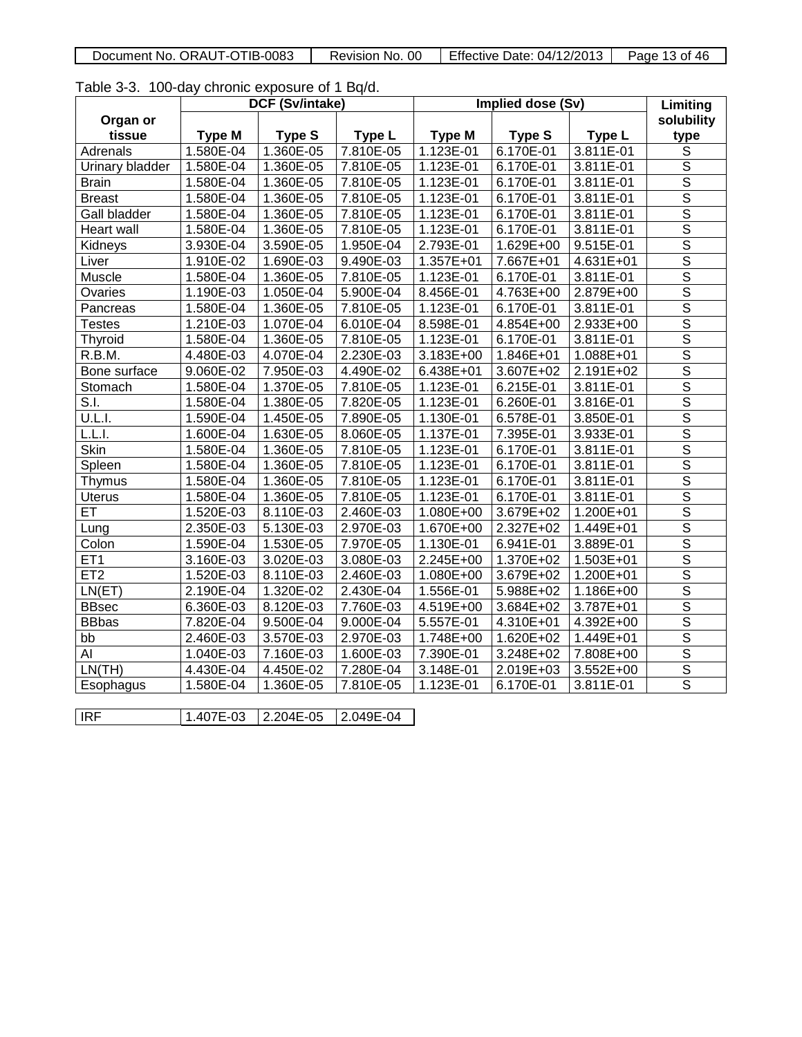Table 3-3. 100-day chronic exposure of 1 Bq/d.

| Organ or tissue | DCF (Sv/intake) | | | Implied dose (Sv) | | | Limiting solubility type |
|---|---|---|---|---|---|---|---|
| | Type M | Type S | Type L | Type M | Type S | Type L | |
| Adrenals | 1.580E-04 | 1.360E-05 | 7.810E-05 | 1.123E-01 | 6.170E-01 | 3.811E-01 | S |
| Urinary bladder | 1.580E-04 | 1.360E-05 | 7.810E-05 | 1.123E-01 | 6.170E-01 | 3.811E-01 | S |
| Brain | 1.580E-04 | 1.360E-05 | 7.810E-05 | 1.123E-01 | 6.170E-01 | 3.811E-01 | S |
| Breast | 1.580E-04 | 1.360E-05 | 7.810E-05 | 1.123E-01 | 6.170E-01 | 3.811E-01 | S |
| Gall bladder | 1.580E-04 | 1.360E-05 | 7.810E-05 | 1.123E-01 | 6.170E-01 | 3.811E-01 | S |
| Heart wall | 1.580E-04 | 1.360E-05 | 7.810E-05 | 1.123E-01 | 6.170E-01 | 3.811E-01 | S |
| Kidneys | 3.930E-04 | 3.590E-05 | 1.950E-04 | 2.793E-01 | 1.629E+00 | 9.515E-01 | S |
| Liver | 1.910E-02 | 1.690E-03 | 9.490E-03 | 1.357E+01 | 7.667E+01 | 4.631E+01 | S |
| Muscle | 1.580E-04 | 1.360E-05 | 7.810E-05 | 1.123E-01 | 6.170E-01 | 3.811E-01 | S |
| Ovaries | 1.190E-03 | 1.050E-04 | 5.900E-04 | 8.456E-01 | 4.763E+00 | 2.879E+00 | S |
| Pancreas | 1.580E-04 | 1.360E-05 | 7.810E-05 | 1.123E-01 | 6.170E-01 | 3.811E-01 | S |
| Testes | 1.210E-03 | 1.070E-04 | 6.010E-04 | 8.598E-01 | 4.854E+00 | 2.933E+00 | S |
| Thyroid | 1.580E-04 | 1.360E-05 | 7.810E-05 | 1.123E-01 | 6.170E-01 | 3.811E-01 | S |
| R.B.M. | 4.480E-03 | 4.070E-04 | 2.230E-03 | 3.183E+00 | 1.846E+01 | 1.088E+01 | S |
| Bone surface | 9.060E-02 | 7.950E-03 | 4.490E-02 | 6.438E+01 | 3.607E+02 | 2.191E+02 | S |
| Stomach | 1.580E-04 | 1.370E-05 | 7.810E-05 | 1.123E-01 | 6.215E-01 | 3.811E-01 | S |
| S.I. | 1.580E-04 | 1.380E-05 | 7.820E-05 | 1.123E-01 | 6.260E-01 | 3.816E-01 | S |
| U.L.I. | 1.590E-04 | 1.450E-05 | 7.890E-05 | 1.130E-01 | 6.578E-01 | 3.850E-01 | S |
| L.L.I. | 1.600E-04 | 1.630E-05 | 8.060E-05 | 1.137E-01 | 7.395E-01 | 3.933E-01 | S |
| Skin | 1.580E-04 | 1.360E-05 | 7.810E-05 | 1.123E-01 | 6.170E-01 | 3.811E-01 | S |
| Spleen | 1.580E-04 | 1.360E-05 | 7.810E-05 | 1.123E-01 | 6.170E-01 | 3.811E-01 | S |
| Thymus | 1.580E-04 | 1.360E-05 | 7.810E-05 | 1.123E-01 | 6.170E-01 | 3.811E-01 | S |
| Uterus | 1.580E-04 | 1.360E-05 | 7.810E-05 | 1.123E-01 | 6.170E-01 | 3.811E-01 | S |
| ET | 1.520E-03 | 8.110E-03 | 2.460E-03 | 1.080E+00 | 3.679E+02 | 1.200E+01 | S |
| Lung | 2.350E-03 | 5.130E-03 | 2.970E-03 | 1.670E+00 | 2.327E+02 | 1.449E+01 | S |
| Colon | 1.590E-04 | 1.530E-05 | 7.970E-05 | 1.130E-01 | 6.941E-01 | 3.889E-01 | S |
| ET1 | 3.160E-03 | 3.020E-03 | 3.080E-03 | 2.245E+00 | 1.370E+02 | 1.503E+01 | S |
| ET2 | 1.520E-03 | 8.110E-03 | 2.460E-03 | 1.080E+00 | 3.679E+02 | 1.200E+01 | S |
| LN(ET) | 2.190E-04 | 1.320E-02 | 2.430E-04 | 1.556E-01 | 5.988E+02 | 1.186E+00 | S |
| BBsec | 6.360E-03 | 8.120E-03 | 7.760E-03 | 4.519E+00 | 3.684E+02 | 3.787E+01 | S |
| BBbas | 7.820E-04 | 9.500E-04 | 9.000E-04 | 5.557E-01 | 4.310E+01 | 4.392E+00 | S |
| bb | 2.460E-03 | 3.570E-03 | 2.970E-03 | 1.748E+00 | 1.620E+02 | 1.449E+01 | S |
| AI | 1.040E-03 | 7.160E-03 | 1.600E-03 | 7.390E-01 | 3.248E+02 | 7.808E+00 | S |
| LN(TH) | 4.430E-04 | 4.450E-02 | 7.280E-04 | 3.148E-01 | 2.019E+03 | 3.552E+00 | S |
| Esophagus | 1.580E-04 | 1.360E-05 | 7.810E-05 | 1.123E-01 | 6.170E-01 | 3.811E-01 | S |

| IRF | 1.407E-03 | 2.204E-05 | 2.049E-04 |
|---|---|---|---|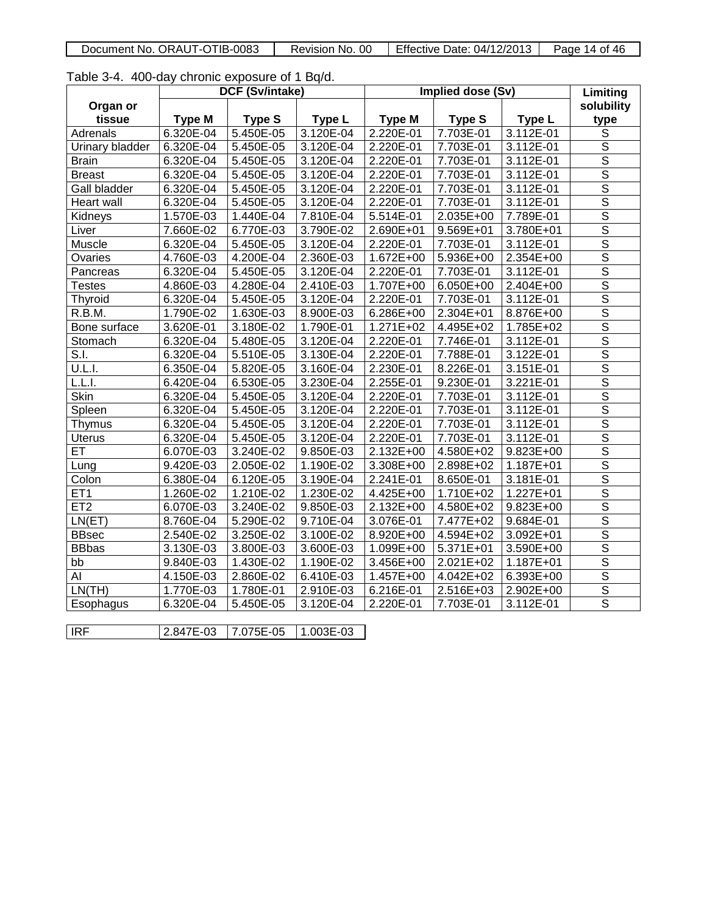Table 3-4. 400-day chronic exposure of 1 Bq/d.

| Organ or tissue | DCF (Sv/intake) | | | Implied dose (Sv) | | | Limiting solubility type |
|---|---|---|---|---|---|---|---|
| | Type M | Type S | Type L | Type M | Type S | Type L | |
| Adrenals | 6.320E-04 | 5.450E-05 | 3.120E-04 | 2.220E-01 | 7.703E-01 | 3.112E-01 | S |
| Urinary bladder | 6.320E-04 | 5.450E-05 | 3.120E-04 | 2.220E-01 | 7.703E-01 | 3.112E-01 | S |
| Brain | 6.320E-04 | 5.450E-05 | 3.120E-04 | 2.220E-01 | 7.703E-01 | 3.112E-01 | S |
| Breast | 6.320E-04 | 5.450E-05 | 3.120E-04 | 2.220E-01 | 7.703E-01 | 3.112E-01 | S |
| Gall bladder | 6.320E-04 | 5.450E-05 | 3.120E-04 | 2.220E-01 | 7.703E-01 | 3.112E-01 | S |
| Heart wall | 6.320E-04 | 5.450E-05 | 3.120E-04 | 2.220E-01 | 7.703E-01 | 3.112E-01 | S |
| Kidneys | 1.570E-03 | 1.440E-04 | 7.810E-04 | 5.514E-01 | 2.035E+00 | 7.789E-01 | S |
| Liver | 7.660E-02 | 6.770E-03 | 3.790E-02 | 2.690E+01 | 9.569E+01 | 3.780E+01 | S |
| Muscle | 6.320E-04 | 5.450E-05 | 3.120E-04 | 2.220E-01 | 7.703E-01 | 3.112E-01 | S |
| Ovaries | 4.760E-03 | 4.200E-04 | 2.360E-03 | 1.672E+00 | 5.936E+00 | 2.354E+00 | S |
| Pancreas | 6.320E-04 | 5.450E-05 | 3.120E-04 | 2.220E-01 | 7.703E-01 | 3.112E-01 | S |
| Testes | 4.860E-03 | 4.280E-04 | 2.410E-03 | 1.707E+00 | 6.050E+00 | 2.404E+00 | S |
| Thyroid | 6.320E-04 | 5.450E-05 | 3.120E-04 | 2.220E-01 | 7.703E-01 | 3.112E-01 | S |
| R.B.M. | 1.790E-02 | 1.630E-03 | 8.900E-03 | 6.286E+00 | 2.304E+01 | 8.876E+00 | S |
| Bone surface | 3.620E-01 | 3.180E-02 | 1.790E-01 | 1.271E+02 | 4.495E+02 | 1.785E+02 | S |
| Stomach | 6.320E-04 | 5.480E-05 | 3.120E-04 | 2.220E-01 | 7.746E-01 | 3.112E-01 | S |
| S.I. | 6.320E-04 | 5.510E-05 | 3.130E-04 | 2.220E-01 | 7.788E-01 | 3.122E-01 | S |
| U.L.I. | 6.350E-04 | 5.820E-05 | 3.160E-04 | 2.230E-01 | 8.226E-01 | 3.151E-01 | S |
| L.L.I. | 6.420E-04 | 6.530E-05 | 3.230E-04 | 2.255E-01 | 9.230E-01 | 3.221E-01 | S |
| Skin | 6.320E-04 | 5.450E-05 | 3.120E-04 | 2.220E-01 | 7.703E-01 | 3.112E-01 | S |
| Spleen | 6.320E-04 | 5.450E-05 | 3.120E-04 | 2.220E-01 | 7.703E-01 | 3.112E-01 | S |
| Thymus | 6.320E-04 | 5.450E-05 | 3.120E-04 | 2.220E-01 | 7.703E-01 | 3.112E-01 | S |
| Uterus | 6.320E-04 | 5.450E-05 | 3.120E-04 | 2.220E-01 | 7.703E-01 | 3.112E-01 | S |
| ET | 6.070E-03 | 3.240E-02 | 9.850E-03 | 2.132E+00 | 4.580E+02 | 9.823E+00 | S |
| Lung | 9.420E-03 | 2.050E-02 | 1.190E-02 | 3.308E+00 | 2.898E+02 | 1.187E+01 | S |
| Colon | 6.380E-04 | 6.120E-05 | 3.190E-04 | 2.241E-01 | 8.650E-01 | 3.181E-01 | S |
| ET1 | 1.260E-02 | 1.210E-02 | 1.230E-02 | 4.425E+00 | 1.710E+02 | 1.227E+01 | S |
| ET2 | 6.070E-03 | 3.240E-02 | 9.850E-03 | 2.132E+00 | 4.580E+02 | 9.823E+00 | S |
| LN(ET) | 8.760E-04 | 5.290E-02 | 9.710E-04 | 3.076E-01 | 7.477E+02 | 9.684E-01 | S |
| BBsec | 2.540E-02 | 3.250E-02 | 3.100E-02 | 8.920E+00 | 4.594E+02 | 3.092E+01 | S |
| BBbas | 3.130E-03 | 3.800E-03 | 3.600E-03 | 1.099E+00 | 5.371E+01 | 3.590E+00 | S |
| bb | 9.840E-03 | 1.430E-02 | 1.190E-02 | 3.456E+00 | 2.021E+02 | 1.187E+01 | S |
| AI | 4.150E-03 | 2.860E-02 | 6.410E-03 | 1.457E+00 | 4.042E+02 | 6.393E+00 | S |
| LN(TH) | 1.770E-03 | 1.780E-01 | 2.910E-03 | 6.216E-01 | 2.516E+03 | 2.902E+00 | S |
| Esophagus | 6.320E-04 | 5.450E-05 | 3.120E-04 | 2.220E-01 | 7.703E-01 | 3.112E-01 | S |

| IRF | 2.847E-03 | 7.075E-05 | 1.003E-03 |
|---|---|---|---|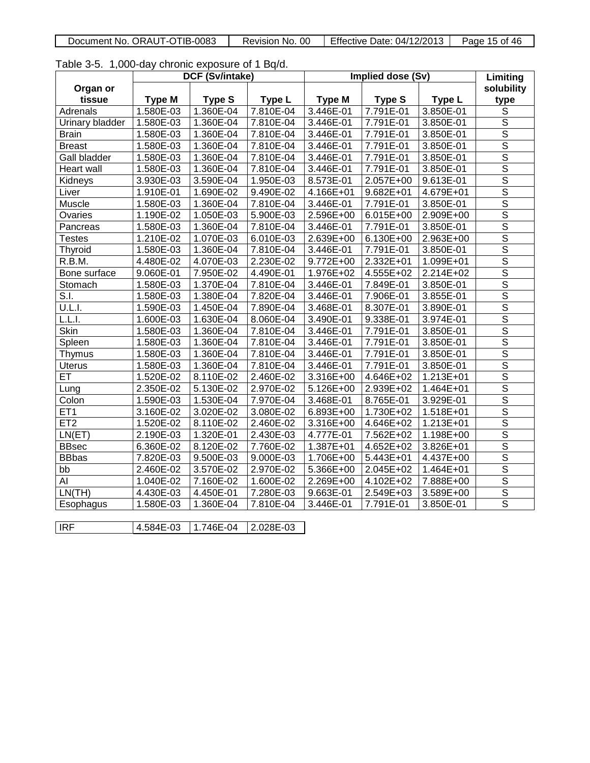Table 3-5. 1,000-day chronic exposure of 1 Bq/d.

| Organ or tissue | DCF (Sv/intake) | | | Implied dose (Sv) | | | Limiting solubility type |
|---|---|---|---|---|---|---|---|
| | Type M | Type S | Type L | Type M | Type S | Type L | |
| Adrenals | 1.580E-03 | 1.360E-04 | 7.810E-04 | 3.446E-01 | 7.791E-01 | 3.850E-01 | S |
| Urinary bladder | 1.580E-03 | 1.360E-04 | 7.810E-04 | 3.446E-01 | 7.791E-01 | 3.850E-01 | S |
| Brain | 1.580E-03 | 1.360E-04 | 7.810E-04 | 3.446E-01 | 7.791E-01 | 3.850E-01 | S |
| Breast | 1.580E-03 | 1.360E-04 | 7.810E-04 | 3.446E-01 | 7.791E-01 | 3.850E-01 | S |
| Gall bladder | 1.580E-03 | 1.360E-04 | 7.810E-04 | 3.446E-01 | 7.791E-01 | 3.850E-01 | S |
| Heart wall | 1.580E-03 | 1.360E-04 | 7.810E-04 | 3.446E-01 | 7.791E-01 | 3.850E-01 | S |
| Kidneys | 3.930E-03 | 3.590E-04 | 1.950E-03 | 8.573E-01 | 2.057E+00 | 9.613E-01 | S |
| Liver | 1.910E-01 | 1.690E-02 | 9.490E-02 | 4.166E+01 | 9.682E+01 | 4.679E+01 | S |
| Muscle | 1.580E-03 | 1.360E-04 | 7.810E-04 | 3.446E-01 | 7.791E-01 | 3.850E-01 | S |
| Ovaries | 1.190E-02 | 1.050E-03 | 5.900E-03 | 2.596E+00 | 6.015E+00 | 2.909E+00 | S |
| Pancreas | 1.580E-03 | 1.360E-04 | 7.810E-04 | 3.446E-01 | 7.791E-01 | 3.850E-01 | S |
| Testes | 1.210E-02 | 1.070E-03 | 6.010E-03 | 2.639E+00 | 6.130E+00 | 2.963E+00 | S |
| Thyroid | 1.580E-03 | 1.360E-04 | 7.810E-04 | 3.446E-01 | 7.791E-01 | 3.850E-01 | S |
| R.B.M. | 4.480E-02 | 4.070E-03 | 2.230E-02 | 9.772E+00 | 2.332E+01 | 1.099E+01 | S |
| Bone surface | 9.060E-01 | 7.950E-02 | 4.490E-01 | 1.976E+02 | 4.555E+02 | 2.214E+02 | S |
| Stomach | 1.580E-03 | 1.370E-04 | 7.810E-04 | 3.446E-01 | 7.849E-01 | 3.850E-01 | S |
| S.I. | 1.580E-03 | 1.380E-04 | 7.820E-04 | 3.446E-01 | 7.906E-01 | 3.855E-01 | S |
| U.L.I. | 1.590E-03 | 1.450E-04 | 7.890E-04 | 3.468E-01 | 8.307E-01 | 3.890E-01 | S |
| L.L.I. | 1.600E-03 | 1.630E-04 | 8.060E-04 | 3.490E-01 | 9.338E-01 | 3.974E-01 | S |
| Skin | 1.580E-03 | 1.360E-04 | 7.810E-04 | 3.446E-01 | 7.791E-01 | 3.850E-01 | S |
| Spleen | 1.580E-03 | 1.360E-04 | 7.810E-04 | 3.446E-01 | 7.791E-01 | 3.850E-01 | S |
| Thymus | 1.580E-03 | 1.360E-04 | 7.810E-04 | 3.446E-01 | 7.791E-01 | 3.850E-01 | S |
| Uterus | 1.580E-03 | 1.360E-04 | 7.810E-04 | 3.446E-01 | 7.791E-01 | 3.850E-01 | S |
| ET | 1.520E-02 | 8.110E-02 | 2.460E-02 | 3.316E+00 | 4.646E+02 | 1.213E+01 | S |
| Lung | 2.350E-02 | 5.130E-02 | 2.970E-02 | 5.126E+00 | 2.939E+02 | 1.464E+01 | S |
| Colon | 1.590E-03 | 1.530E-04 | 7.970E-04 | 3.468E-01 | 8.765E-01 | 3.929E-01 | S |
| ET1 | 3.160E-02 | 3.020E-02 | 3.080E-02 | 6.893E+00 | 1.730E+02 | 1.518E+01 | S |
| ET2 | 1.520E-02 | 8.110E-02 | 2.460E-02 | 3.316E+00 | 4.646E+02 | 1.213E+01 | S |
| LN(ET) | 2.190E-03 | 1.320E-01 | 2.430E-03 | 4.777E-01 | 7.562E+02 | 1.198E+00 | S |
| BBsec | 6.360E-02 | 8.120E-02 | 7.760E-02 | 1.387E+01 | 4.652E+02 | 3.826E+01 | S |
| BBbas | 7.820E-03 | 9.500E-03 | 9.000E-03 | 1.706E+00 | 5.443E+01 | 4.437E+00 | S |
| bb | 2.460E-02 | 3.570E-02 | 2.970E-02 | 5.366E+00 | 2.045E+02 | 1.464E+01 | S |
| AI | 1.040E-02 | 7.160E-02 | 1.600E-02 | 2.269E+00 | 4.102E+02 | 7.888E+00 | S |
| LN(TH) | 4.430E-03 | 4.450E-01 | 7.280E-03 | 9.663E-01 | 2.549E+03 | 3.589E+00 | S |
| Esophagus | 1.580E-03 | 1.360E-04 | 7.810E-04 | 3.446E-01 | 7.791E-01 | 3.850E-01 | S |

| IRF | 4.584E-03 | 1.746E-04 | 2.028E-03 |
|---|---|---|---|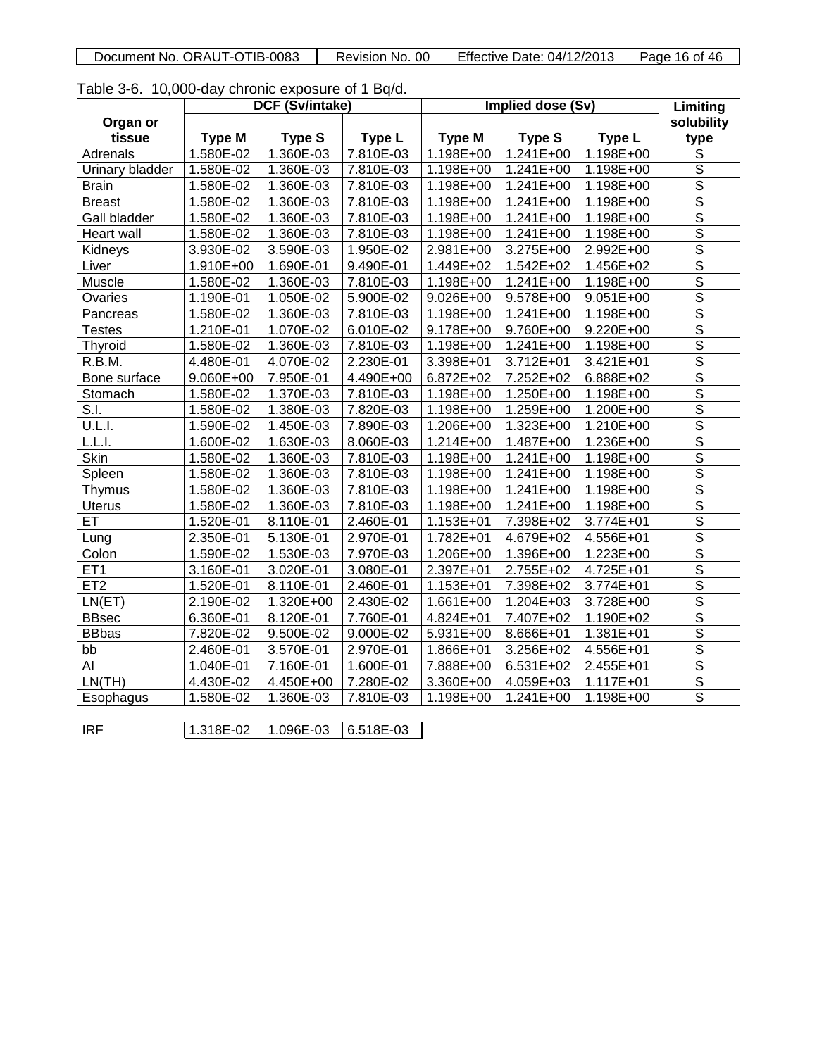Table 3-6. 10,000-day chronic exposure of 1 Bq/d.

| Organ or tissue | DCF (Sv/intake) | | | Implied dose (Sv) | | | Limiting solubility type |
|---|---|---|---|---|---|---|---|
| | Type M | Type S | Type L | Type M | Type S | Type L | |
| Adrenals | 1.580E-02 | 1.360E-03 | 7.810E-03 | 1.198E+00 | 1.241E+00 | 1.198E+00 | S |
| Urinary bladder | 1.580E-02 | 1.360E-03 | 7.810E-03 | 1.198E+00 | 1.241E+00 | 1.198E+00 | S |
| Brain | 1.580E-02 | 1.360E-03 | 7.810E-03 | 1.198E+00 | 1.241E+00 | 1.198E+00 | S |
| Breast | 1.580E-02 | 1.360E-03 | 7.810E-03 | 1.198E+00 | 1.241E+00 | 1.198E+00 | S |
| Gall bladder | 1.580E-02 | 1.360E-03 | 7.810E-03 | 1.198E+00 | 1.241E+00 | 1.198E+00 | S |
| Heart wall | 1.580E-02 | 1.360E-03 | 7.810E-03 | 1.198E+00 | 1.241E+00 | 1.198E+00 | S |
| Kidneys | 3.930E-02 | 3.590E-03 | 1.950E-02 | 2.981E+00 | 3.275E+00 | 2.992E+00 | S |
| Liver | 1.910E+00 | 1.690E-01 | 9.490E-01 | 1.449E+02 | 1.542E+02 | 1.456E+02 | S |
| Muscle | 1.580E-02 | 1.360E-03 | 7.810E-03 | 1.198E+00 | 1.241E+00 | 1.198E+00 | S |
| Ovaries | 1.190E-01 | 1.050E-02 | 5.900E-02 | 9.026E+00 | 9.578E+00 | 9.051E+00 | S |
| Pancreas | 1.580E-02 | 1.360E-03 | 7.810E-03 | 1.198E+00 | 1.241E+00 | 1.198E+00 | S |
| Testes | 1.210E-01 | 1.070E-02 | 6.010E-02 | 9.178E+00 | 9.760E+00 | 9.220E+00 | S |
| Thyroid | 1.580E-02 | 1.360E-03 | 7.810E-03 | 1.198E+00 | 1.241E+00 | 1.198E+00 | S |
| R.B.M. | 4.480E-01 | 4.070E-02 | 2.230E-01 | 3.398E+01 | 3.712E+01 | 3.421E+01 | S |
| Bone surface | 9.060E+00 | 7.950E-01 | 4.490E+00 | 6.872E+02 | 7.252E+02 | 6.888E+02 | S |
| Stomach | 1.580E-02 | 1.370E-03 | 7.810E-03 | 1.198E+00 | 1.250E+00 | 1.198E+00 | S |
| S.I. | 1.580E-02 | 1.380E-03 | 7.820E-03 | 1.198E+00 | 1.259E+00 | 1.200E+00 | S |
| U.L.I. | 1.590E-02 | 1.450E-03 | 7.890E-03 | 1.206E+00 | 1.323E+00 | 1.210E+00 | S |
| L.L.I. | 1.600E-02 | 1.630E-03 | 8.060E-03 | 1.214E+00 | 1.487E+00 | 1.236E+00 | S |
| Skin | 1.580E-02 | 1.360E-03 | 7.810E-03 | 1.198E+00 | 1.241E+00 | 1.198E+00 | S |
| Spleen | 1.580E-02 | 1.360E-03 | 7.810E-03 | 1.198E+00 | 1.241E+00 | 1.198E+00 | S |
| Thymus | 1.580E-02 | 1.360E-03 | 7.810E-03 | 1.198E+00 | 1.241E+00 | 1.198E+00 | S |
| Uterus | 1.580E-02 | 1.360E-03 | 7.810E-03 | 1.198E+00 | 1.241E+00 | 1.198E+00 | S |
| ET | 1.520E-01 | 8.110E-01 | 2.460E-01 | 1.153E+01 | 7.398E+02 | 3.774E+01 | S |
| Lung | 2.350E-01 | 5.130E-01 | 2.970E-01 | 1.782E+01 | 4.679E+02 | 4.556E+01 | S |
| Colon | 1.590E-02 | 1.530E-03 | 7.970E-03 | 1.206E+00 | 1.396E+00 | 1.223E+00 | S |
| ET1 | 3.160E-01 | 3.020E-01 | 3.080E-01 | 2.397E+01 | 2.755E+02 | 4.725E+01 | S |
| ET2 | 1.520E-01 | 8.110E-01 | 2.460E-01 | 1.153E+01 | 7.398E+02 | 3.774E+01 | S |
| LN(ET) | 2.190E-02 | 1.320E+00 | 2.430E-02 | 1.661E+00 | 1.204E+03 | 3.728E+00 | S |
| BBsec | 6.360E-01 | 8.120E-01 | 7.760E-01 | 4.824E+01 | 7.407E+02 | 1.190E+02 | S |
| BBbas | 7.820E-02 | 9.500E-02 | 9.000E-02 | 5.931E+00 | 8.666E+01 | 1.381E+01 | S |
| bb | 2.460E-01 | 3.570E-01 | 2.970E-01 | 1.866E+01 | 3.256E+02 | 4.556E+01 | S |
| AI | 1.040E-01 | 7.160E-01 | 1.600E-01 | 7.888E+00 | 6.531E+02 | 2.455E+01 | S |
| LN(TH) | 4.430E-02 | 4.450E+00 | 7.280E-02 | 3.360E+00 | 4.059E+03 | 1.117E+01 | S |
| Esophagus | 1.580E-02 | 1.360E-03 | 7.810E-03 | 1.198E+00 | 1.241E+00 | 1.198E+00 | S |

| IRF | 1.318E-02 | 1.096E-03 | 6.518E-03 |
|---|---|---|---|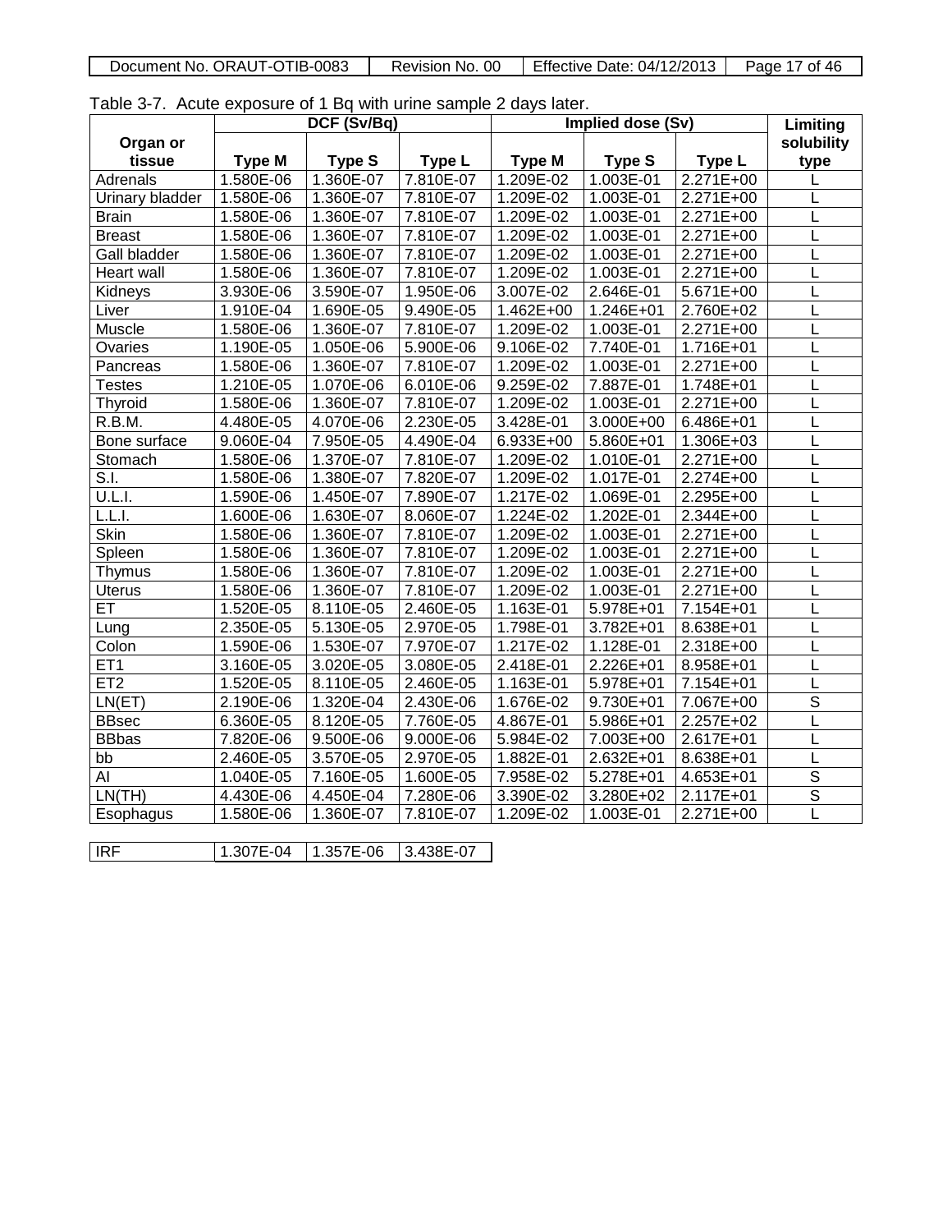Table 3-7. Acute exposure of 1 Bq with urine sample 2 days later.

| Organ or tissue | DCF (Sv/Bq) | | | Implied dose (Sv) | | | Limiting solubility type |
|---|---|---|---|---|---|---|---|
| | Type M | Type S | Type L | Type M | Type S | Type L | |
| Adrenals | 1.580E-06 | 1.360E-07 | 7.810E-07 | 1.209E-02 | 1.003E-01 | 2.271E+00 | L |
| Urinary bladder | 1.580E-06 | 1.360E-07 | 7.810E-07 | 1.209E-02 | 1.003E-01 | 2.271E+00 | L |
| Brain | 1.580E-06 | 1.360E-07 | 7.810E-07 | 1.209E-02 | 1.003E-01 | 2.271E+00 | L |
| Breast | 1.580E-06 | 1.360E-07 | 7.810E-07 | 1.209E-02 | 1.003E-01 | 2.271E+00 | L |
| Gall bladder | 1.580E-06 | 1.360E-07 | 7.810E-07 | 1.209E-02 | 1.003E-01 | 2.271E+00 | L |
| Heart wall | 1.580E-06 | 1.360E-07 | 7.810E-07 | 1.209E-02 | 1.003E-01 | 2.271E+00 | L |
| Kidneys | 3.930E-06 | 3.590E-07 | 1.950E-06 | 3.007E-02 | 2.646E-01 | 5.671E+00 | L |
| Liver | 1.910E-04 | 1.690E-05 | 9.490E-05 | 1.462E+00 | 1.246E+01 | 2.760E+02 | L |
| Muscle | 1.580E-06 | 1.360E-07 | 7.810E-07 | 1.209E-02 | 1.003E-01 | 2.271E+00 | L |
| Ovaries | 1.190E-05 | 1.050E-06 | 5.900E-06 | 9.106E-02 | 7.740E-01 | 1.716E+01 | L |
| Pancreas | 1.580E-06 | 1.360E-07 | 7.810E-07 | 1.209E-02 | 1.003E-01 | 2.271E+00 | L |
| Testes | 1.210E-05 | 1.070E-06 | 6.010E-06 | 9.259E-02 | 7.887E-01 | 1.748E+01 | L |
| Thyroid | 1.580E-06 | 1.360E-07 | 7.810E-07 | 1.209E-02 | 1.003E-01 | 2.271E+00 | L |
| R.B.M. | 4.480E-05 | 4.070E-06 | 2.230E-05 | 3.428E-01 | 3.000E+00 | 6.486E+01 | L |
| Bone surface | 9.060E-04 | 7.950E-05 | 4.490E-04 | 6.933E+00 | 5.860E+01 | 1.306E+03 | L |
| Stomach | 1.580E-06 | 1.370E-07 | 7.810E-07 | 1.209E-02 | 1.010E-01 | 2.271E+00 | L |
| S.I. | 1.580E-06 | 1.380E-07 | 7.820E-07 | 1.209E-02 | 1.017E-01 | 2.274E+00 | L |
| U.L.I. | 1.590E-06 | 1.450E-07 | 7.890E-07 | 1.217E-02 | 1.069E-01 | 2.295E+00 | L |
| L.L.I. | 1.600E-06 | 1.630E-07 | 8.060E-07 | 1.224E-02 | 1.202E-01 | 2.344E+00 | L |
| Skin | 1.580E-06 | 1.360E-07 | 7.810E-07 | 1.209E-02 | 1.003E-01 | 2.271E+00 | L |
| Spleen | 1.580E-06 | 1.360E-07 | 7.810E-07 | 1.209E-02 | 1.003E-01 | 2.271E+00 | L |
| Thymus | 1.580E-06 | 1.360E-07 | 7.810E-07 | 1.209E-02 | 1.003E-01 | 2.271E+00 | L |
| Uterus | 1.580E-06 | 1.360E-07 | 7.810E-07 | 1.209E-02 | 1.003E-01 | 2.271E+00 | L |
| ET | 1.520E-05 | 8.110E-05 | 2.460E-05 | 1.163E-01 | 5.978E+01 | 7.154E+01 | L |
| Lung | 2.350E-05 | 5.130E-05 | 2.970E-05 | 1.798E-01 | 3.782E+01 | 8.638E+01 | L |
| Colon | 1.590E-06 | 1.530E-07 | 7.970E-07 | 1.217E-02 | 1.128E-01 | 2.318E+00 | L |
| ET1 | 3.160E-05 | 3.020E-05 | 3.080E-05 | 2.418E-01 | 2.226E+01 | 8.958E+01 | L |
| ET2 | 1.520E-05 | 8.110E-05 | 2.460E-05 | 1.163E-01 | 5.978E+01 | 7.154E+01 | L |
| LN(ET) | 2.190E-06 | 1.320E-04 | 2.430E-06 | 1.676E-02 | 9.730E+01 | 7.067E+00 | S |
| BBsec | 6.360E-05 | 8.120E-05 | 7.760E-05 | 4.867E-01 | 5.986E+01 | 2.257E+02 | L |
| BBbas | 7.820E-06 | 9.500E-06 | 9.000E-06 | 5.984E-02 | 7.003E+00 | 2.617E+01 | L |
| bb | 2.460E-05 | 3.570E-05 | 2.970E-05 | 1.882E-01 | 2.632E+01 | 8.638E+01 | L |
| AI | 1.040E-05 | 7.160E-05 | 1.600E-05 | 7.958E-02 | 5.278E+01 | 4.653E+01 | S |
| LN(TH) | 4.430E-06 | 4.450E-04 | 7.280E-06 | 3.390E-02 | 3.280E+02 | 2.117E+01 | S |
| Esophagus | 1.580E-06 | 1.360E-07 | 7.810E-07 | 1.209E-02 | 1.003E-01 | 2.271E+00 | L |

| IRF | 1.307E-04 | 1.357E-06 | 3.438E-07 |
|---|---|---|---|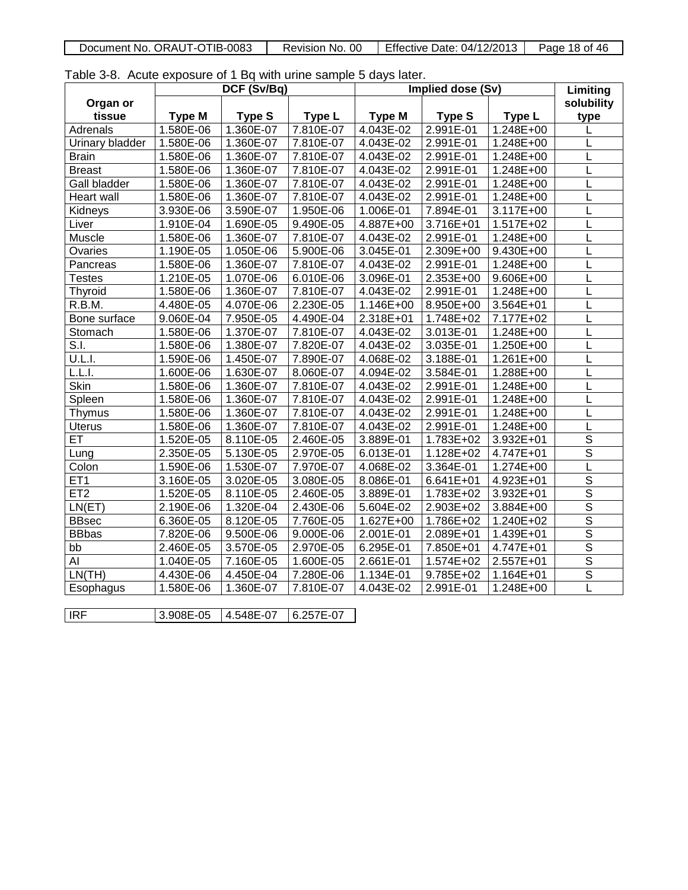Table 3-8. Acute exposure of 1 Bq with urine sample 5 days later.

| Organ or tissue | DCF (Sv/Bq) | | | Implied dose (Sv) | | | Limiting solubility type |
|---|---|---|---|---|---|---|---|
| | Type M | Type S | Type L | Type M | Type S | Type L | |
| Adrenals | 1.580E-06 | 1.360E-07 | 7.810E-07 | 4.043E-02 | 2.991E-01 | 1.248E+00 | L |
| Urinary bladder | 1.580E-06 | 1.360E-07 | 7.810E-07 | 4.043E-02 | 2.991E-01 | 1.248E+00 | L |
| Brain | 1.580E-06 | 1.360E-07 | 7.810E-07 | 4.043E-02 | 2.991E-01 | 1.248E+00 | L |
| Breast | 1.580E-06 | 1.360E-07 | 7.810E-07 | 4.043E-02 | 2.991E-01 | 1.248E+00 | L |
| Gall bladder | 1.580E-06 | 1.360E-07 | 7.810E-07 | 4.043E-02 | 2.991E-01 | 1.248E+00 | L |
| Heart wall | 1.580E-06 | 1.360E-07 | 7.810E-07 | 4.043E-02 | 2.991E-01 | 1.248E+00 | L |
| Kidneys | 3.930E-06 | 3.590E-07 | 1.950E-06 | 1.006E-01 | 7.894E-01 | 3.117E+00 | L |
| Liver | 1.910E-04 | 1.690E-05 | 9.490E-05 | 4.887E+00 | 3.716E+01 | 1.517E+02 | L |
| Muscle | 1.580E-06 | 1.360E-07 | 7.810E-07 | 4.043E-02 | 2.991E-01 | 1.248E+00 | L |
| Ovaries | 1.190E-05 | 1.050E-06 | 5.900E-06 | 3.045E-01 | 2.309E+00 | 9.430E+00 | L |
| Pancreas | 1.580E-06 | 1.360E-07 | 7.810E-07 | 4.043E-02 | 2.991E-01 | 1.248E+00 | L |
| Testes | 1.210E-05 | 1.070E-06 | 6.010E-06 | 3.096E-01 | 2.353E+00 | 9.606E+00 | L |
| Thyroid | 1.580E-06 | 1.360E-07 | 7.810E-07 | 4.043E-02 | 2.991E-01 | 1.248E+00 | L |
| R.B.M. | 4.480E-05 | 4.070E-06 | 2.230E-05 | 1.146E+00 | 8.950E+00 | 3.564E+01 | L |
| Bone surface | 9.060E-04 | 7.950E-05 | 4.490E-04 | 2.318E+01 | 1.748E+02 | 7.177E+02 | L |
| Stomach | 1.580E-06 | 1.370E-07 | 7.810E-07 | 4.043E-02 | 3.013E-01 | 1.248E+00 | L |
| S.I. | 1.580E-06 | 1.380E-07 | 7.820E-07 | 4.043E-02 | 3.035E-01 | 1.250E+00 | L |
| U.L.I. | 1.590E-06 | 1.450E-07 | 7.890E-07 | 4.068E-02 | 3.188E-01 | 1.261E+00 | L |
| L.L.I. | 1.600E-06 | 1.630E-07 | 8.060E-07 | 4.094E-02 | 3.584E-01 | 1.288E+00 | L |
| Skin | 1.580E-06 | 1.360E-07 | 7.810E-07 | 4.043E-02 | 2.991E-01 | 1.248E+00 | L |
| Spleen | 1.580E-06 | 1.360E-07 | 7.810E-07 | 4.043E-02 | 2.991E-01 | 1.248E+00 | L |
| Thymus | 1.580E-06 | 1.360E-07 | 7.810E-07 | 4.043E-02 | 2.991E-01 | 1.248E+00 | L |
| Uterus | 1.580E-06 | 1.360E-07 | 7.810E-07 | 4.043E-02 | 2.991E-01 | 1.248E+00 | L |
| ET | 1.520E-05 | 8.110E-05 | 2.460E-05 | 3.889E-01 | 1.783E+02 | 3.932E+01 | S |
| Lung | 2.350E-05 | 5.130E-05 | 2.970E-05 | 6.013E-01 | 1.128E+02 | 4.747E+01 | S |
| Colon | 1.590E-06 | 1.530E-07 | 7.970E-07 | 4.068E-02 | 3.364E-01 | 1.274E+00 | L |
| ET1 | 3.160E-05 | 3.020E-05 | 3.080E-05 | 8.086E-01 | 6.641E+01 | 4.923E+01 | S |
| ET2 | 1.520E-05 | 8.110E-05 | 2.460E-05 | 3.889E-01 | 1.783E+02 | 3.932E+01 | S |
| LN(ET) | 2.190E-06 | 1.320E-04 | 2.430E-06 | 5.604E-02 | 2.903E+02 | 3.884E+00 | S |
| BBsec | 6.360E-05 | 8.120E-05 | 7.760E-05 | 1.627E+00 | 1.786E+02 | 1.240E+02 | S |
| BBbas | 7.820E-06 | 9.500E-06 | 9.000E-06 | 2.001E-01 | 2.089E+01 | 1.439E+01 | S |
| bb | 2.460E-05 | 3.570E-05 | 2.970E-05 | 6.295E-01 | 7.850E+01 | 4.747E+01 | S |
| AI | 1.040E-05 | 7.160E-05 | 1.600E-05 | 2.661E-01 | 1.574E+02 | 2.557E+01 | S |
| LN(TH) | 4.430E-06 | 4.450E-04 | 7.280E-06 | 1.134E-01 | 9.785E+02 | 1.164E+01 | S |
| Esophagus | 1.580E-06 | 1.360E-07 | 7.810E-07 | 4.043E-02 | 2.991E-01 | 1.248E+00 | L |

| IRF | 3.908E-05 | 4.548E-07 | 6.257E-07 |
|---|---|---|---|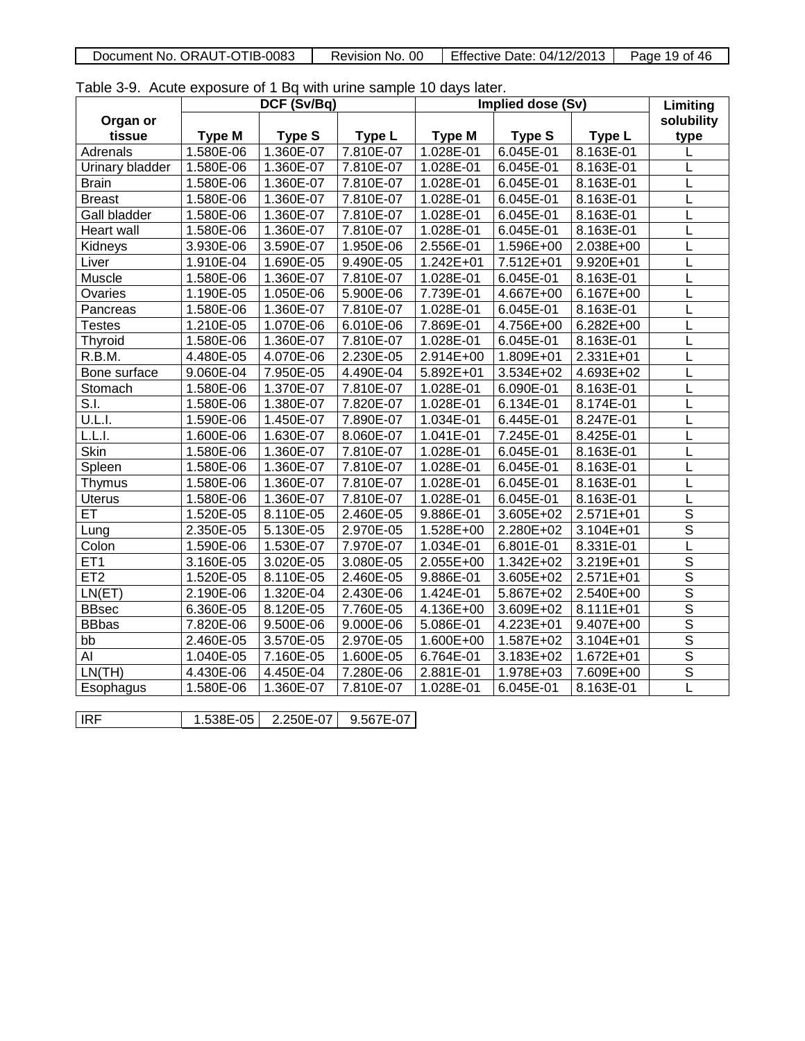Table 3-9. Acute exposure of 1 Bq with urine sample 10 days later.

| Organ or tissue | DCF (Sv/Bq) | | | Implied dose (Sv) | | | Limiting solubility type |
|---|---|---|---|---|---|---|---|
| | Type M | Type S | Type L | Type M | Type S | Type L | |
| Adrenals | 1.580E-06 | 1.360E-07 | 7.810E-07 | 1.028E-01 | 6.045E-01 | 8.163E-01 | L |
| Urinary bladder | 1.580E-06 | 1.360E-07 | 7.810E-07 | 1.028E-01 | 6.045E-01 | 8.163E-01 | L |
| Brain | 1.580E-06 | 1.360E-07 | 7.810E-07 | 1.028E-01 | 6.045E-01 | 8.163E-01 | L |
| Breast | 1.580E-06 | 1.360E-07 | 7.810E-07 | 1.028E-01 | 6.045E-01 | 8.163E-01 | L |
| Gall bladder | 1.580E-06 | 1.360E-07 | 7.810E-07 | 1.028E-01 | 6.045E-01 | 8.163E-01 | L |
| Heart wall | 1.580E-06 | 1.360E-07 | 7.810E-07 | 1.028E-01 | 6.045E-01 | 8.163E-01 | L |
| Kidneys | 3.930E-06 | 3.590E-07 | 1.950E-06 | 2.556E-01 | 1.596E+00 | 2.038E+00 | L |
| Liver | 1.910E-04 | 1.690E-05 | 9.490E-05 | 1.242E+01 | 7.512E+01 | 9.920E+01 | L |
| Muscle | 1.580E-06 | 1.360E-07 | 7.810E-07 | 1.028E-01 | 6.045E-01 | 8.163E-01 | L |
| Ovaries | 1.190E-05 | 1.050E-06 | 5.900E-06 | 7.739E-01 | 4.667E+00 | 6.167E+00 | L |
| Pancreas | 1.580E-06 | 1.360E-07 | 7.810E-07 | 1.028E-01 | 6.045E-01 | 8.163E-01 | L |
| Testes | 1.210E-05 | 1.070E-06 | 6.010E-06 | 7.869E-01 | 4.756E+00 | 6.282E+00 | L |
| Thyroid | 1.580E-06 | 1.360E-07 | 7.810E-07 | 1.028E-01 | 6.045E-01 | 8.163E-01 | L |
| R.B.M. | 4.480E-05 | 4.070E-06 | 2.230E-05 | 2.914E+00 | 1.809E+01 | 2.331E+01 | L |
| Bone surface | 9.060E-04 | 7.950E-05 | 4.490E-04 | 5.892E+01 | 3.534E+02 | 4.693E+02 | L |
| Stomach | 1.580E-06 | 1.370E-07 | 7.810E-07 | 1.028E-01 | 6.090E-01 | 8.163E-01 | L |
| S.I. | 1.580E-06 | 1.380E-07 | 7.820E-07 | 1.028E-01 | 6.134E-01 | 8.174E-01 | L |
| U.L.I. | 1.590E-06 | 1.450E-07 | 7.890E-07 | 1.034E-01 | 6.445E-01 | 8.247E-01 | L |
| L.L.I. | 1.600E-06 | 1.630E-07 | 8.060E-07 | 1.041E-01 | 7.245E-01 | 8.425E-01 | L |
| Skin | 1.580E-06 | 1.360E-07 | 7.810E-07 | 1.028E-01 | 6.045E-01 | 8.163E-01 | L |
| Spleen | 1.580E-06 | 1.360E-07 | 7.810E-07 | 1.028E-01 | 6.045E-01 | 8.163E-01 | L |
| Thymus | 1.580E-06 | 1.360E-07 | 7.810E-07 | 1.028E-01 | 6.045E-01 | 8.163E-01 | L |
| Uterus | 1.580E-06 | 1.360E-07 | 7.810E-07 | 1.028E-01 | 6.045E-01 | 8.163E-01 | L |
| ET | 1.520E-05 | 8.110E-05 | 2.460E-05 | 9.886E-01 | 3.605E+02 | 2.571E+01 | S |
| Lung | 2.350E-05 | 5.130E-05 | 2.970E-05 | 1.528E+00 | 2.280E+02 | 3.104E+01 | S |
| Colon | 1.590E-06 | 1.530E-07 | 7.970E-07 | 1.034E-01 | 6.801E-01 | 8.331E-01 | L |
| ET1 | 3.160E-05 | 3.020E-05 | 3.080E-05 | 2.055E+00 | 1.342E+02 | 3.219E+01 | S |
| ET2 | 1.520E-05 | 8.110E-05 | 2.460E-05 | 9.886E-01 | 3.605E+02 | 2.571E+01 | S |
| LN(ET) | 2.190E-06 | 1.320E-04 | 2.430E-06 | 1.424E-01 | 5.867E+02 | 2.540E+00 | S |
| BBsec | 6.360E-05 | 8.120E-05 | 7.760E-05 | 4.136E+00 | 3.609E+02 | 8.111E+01 | S |
| BBbas | 7.820E-06 | 9.500E-06 | 9.000E-06 | 5.086E-01 | 4.223E+01 | 9.407E+00 | S |
| bb | 2.460E-05 | 3.570E-05 | 2.970E-05 | 1.600E+00 | 1.587E+02 | 3.104E+01 | S |
| AI | 1.040E-05 | 7.160E-05 | 1.600E-05 | 6.764E-01 | 3.183E+02 | 1.672E+01 | S |
| LN(TH) | 4.430E-06 | 4.450E-04 | 7.280E-06 | 2.881E-01 | 1.978E+03 | 7.609E+00 | S |
| Esophagus | 1.580E-06 | 1.360E-07 | 7.810E-07 | 1.028E-01 | 6.045E-01 | 8.163E-01 | L |

| IRF | 1.538E-05 | 2.250E-07 | 9.567E-07 |
|---|---|---|---|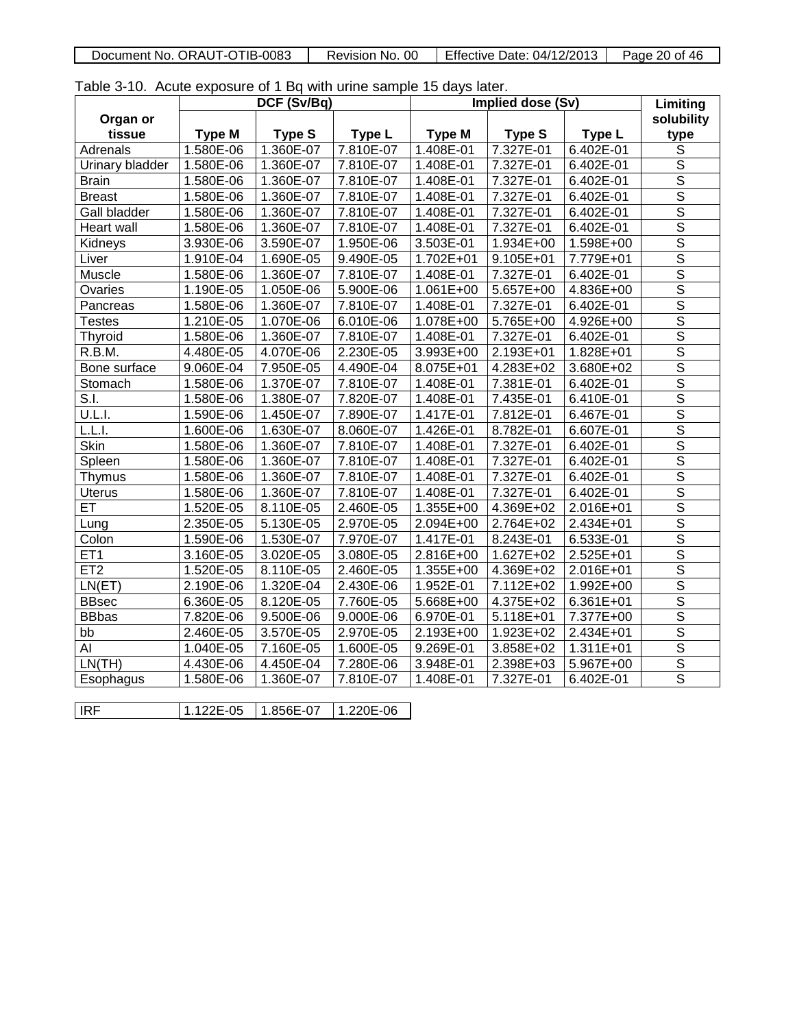Table 3-10. Acute exposure of 1 Bq with urine sample 15 days later.

| Organ or tissue | DCF (Sv/Bq) | | | Implied dose (Sv) | | | Limiting solubility type |
|---|---|---|---|---|---|---|---|
| | Type M | Type S | Type L | Type M | Type S | Type L | |
| Adrenals | 1.580E-06 | 1.360E-07 | 7.810E-07 | 1.408E-01 | 7.327E-01 | 6.402E-01 | S |
| Urinary bladder | 1.580E-06 | 1.360E-07 | 7.810E-07 | 1.408E-01 | 7.327E-01 | 6.402E-01 | S |
| Brain | 1.580E-06 | 1.360E-07 | 7.810E-07 | 1.408E-01 | 7.327E-01 | 6.402E-01 | S |
| Breast | 1.580E-06 | 1.360E-07 | 7.810E-07 | 1.408E-01 | 7.327E-01 | 6.402E-01 | S |
| Gall bladder | 1.580E-06 | 1.360E-07 | 7.810E-07 | 1.408E-01 | 7.327E-01 | 6.402E-01 | S |
| Heart wall | 1.580E-06 | 1.360E-07 | 7.810E-07 | 1.408E-01 | 7.327E-01 | 6.402E-01 | S |
| Kidneys | 3.930E-06 | 3.590E-07 | 1.950E-06 | 3.503E-01 | 1.934E+00 | 1.598E+00 | S |
| Liver | 1.910E-04 | 1.690E-05 | 9.490E-05 | 1.702E+01 | 9.105E+01 | 7.779E+01 | S |
| Muscle | 1.580E-06 | 1.360E-07 | 7.810E-07 | 1.408E-01 | 7.327E-01 | 6.402E-01 | S |
| Ovaries | 1.190E-05 | 1.050E-06 | 5.900E-06 | 1.061E+00 | 5.657E+00 | 4.836E+00 | S |
| Pancreas | 1.580E-06 | 1.360E-07 | 7.810E-07 | 1.408E-01 | 7.327E-01 | 6.402E-01 | S |
| Testes | 1.210E-05 | 1.070E-06 | 6.010E-06 | 1.078E+00 | 5.765E+00 | 4.926E+00 | S |
| Thyroid | 1.580E-06 | 1.360E-07 | 7.810E-07 | 1.408E-01 | 7.327E-01 | 6.402E-01 | S |
| R.B.M. | 4.480E-05 | 4.070E-06 | 2.230E-05 | 3.993E+00 | 2.193E+01 | 1.828E+01 | S |
| Bone surface | 9.060E-04 | 7.950E-05 | 4.490E-04 | 8.075E+01 | 4.283E+02 | 3.680E+02 | S |
| Stomach | 1.580E-06 | 1.370E-07 | 7.810E-07 | 1.408E-01 | 7.381E-01 | 6.402E-01 | S |
| S.I. | 1.580E-06 | 1.380E-07 | 7.820E-07 | 1.408E-01 | 7.435E-01 | 6.410E-01 | S |
| U.L.I. | 1.590E-06 | 1.450E-07 | 7.890E-07 | 1.417E-01 | 7.812E-01 | 6.467E-01 | S |
| L.L.I. | 1.600E-06 | 1.630E-07 | 8.060E-07 | 1.426E-01 | 8.782E-01 | 6.607E-01 | S |
| Skin | 1.580E-06 | 1.360E-07 | 7.810E-07 | 1.408E-01 | 7.327E-01 | 6.402E-01 | S |
| Spleen | 1.580E-06 | 1.360E-07 | 7.810E-07 | 1.408E-01 | 7.327E-01 | 6.402E-01 | S |
| Thymus | 1.580E-06 | 1.360E-07 | 7.810E-07 | 1.408E-01 | 7.327E-01 | 6.402E-01 | S |
| Uterus | 1.580E-06 | 1.360E-07 | 7.810E-07 | 1.408E-01 | 7.327E-01 | 6.402E-01 | S |
| ET | 1.520E-05 | 8.110E-05 | 2.460E-05 | 1.355E+00 | 4.369E+02 | 2.016E+01 | S |
| Lung | 2.350E-05 | 5.130E-05 | 2.970E-05 | 2.094E+00 | 2.764E+02 | 2.434E+01 | S |
| Colon | 1.590E-06 | 1.530E-07 | 7.970E-07 | 1.417E-01 | 8.243E-01 | 6.533E-01 | S |
| ET1 | 3.160E-05 | 3.020E-05 | 3.080E-05 | 2.816E+00 | 1.627E+02 | 2.525E+01 | S |
| ET2 | 1.520E-05 | 8.110E-05 | 2.460E-05 | 1.355E+00 | 4.369E+02 | 2.016E+01 | S |
| LN(ET) | 2.190E-06 | 1.320E-04 | 2.430E-06 | 1.952E-01 | 7.112E+02 | 1.992E+00 | S |
| BBsec | 6.360E-05 | 8.120E-05 | 7.760E-05 | 5.668E+00 | 4.375E+02 | 6.361E+01 | S |
| BBbas | 7.820E-06 | 9.500E-06 | 9.000E-06 | 6.970E-01 | 5.118E+01 | 7.377E+00 | S |
| bb | 2.460E-05 | 3.570E-05 | 2.970E-05 | 2.193E+00 | 1.923E+02 | 2.434E+01 | S |
| AI | 1.040E-05 | 7.160E-05 | 1.600E-05 | 9.269E-01 | 3.858E+02 | 1.311E+01 | S |
| LN(TH) | 4.430E-06 | 4.450E-04 | 7.280E-06 | 3.948E-01 | 2.398E+03 | 5.967E+00 | S |
| Esophagus | 1.580E-06 | 1.360E-07 | 7.810E-07 | 1.408E-01 | 7.327E-01 | 6.402E-01 | S |

| IRF | 1.122E-05 | 1.856E-07 | 1.220E-06 |
|---|---|---|---|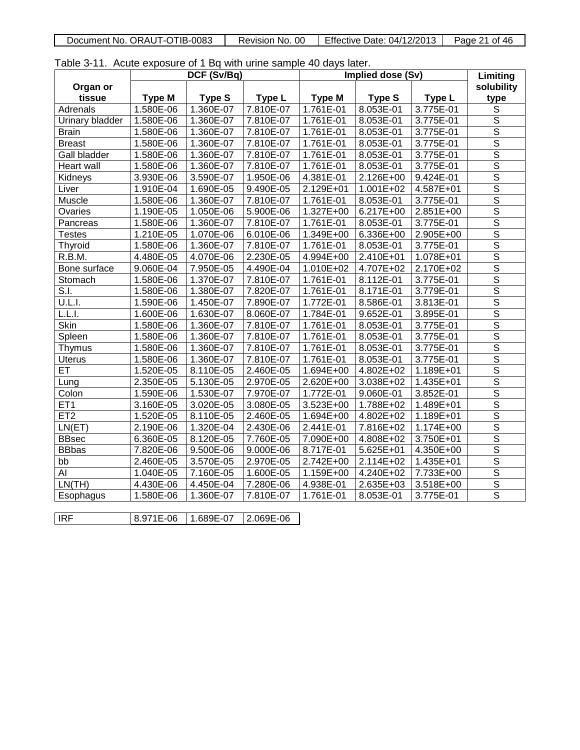Table 3-11. Acute exposure of 1 Bq with urine sample 40 days later.

| Organ or tissue | DCF (Sv/Bq) | | | Implied dose (Sv) | | | Limiting solubility type |
|---|---|---|---|---|---|---|---|
| | Type M | Type S | Type L | Type M | Type S | Type L | |
| Adrenals | 1.580E-06 | 1.360E-07 | 7.810E-07 | 1.761E-01 | 8.053E-01 | 3.775E-01 | S |
| Urinary bladder | 1.580E-06 | 1.360E-07 | 7.810E-07 | 1.761E-01 | 8.053E-01 | 3.775E-01 | S |
| Brain | 1.580E-06 | 1.360E-07 | 7.810E-07 | 1.761E-01 | 8.053E-01 | 3.775E-01 | S |
| Breast | 1.580E-06 | 1.360E-07 | 7.810E-07 | 1.761E-01 | 8.053E-01 | 3.775E-01 | S |
| Gall bladder | 1.580E-06 | 1.360E-07 | 7.810E-07 | 1.761E-01 | 8.053E-01 | 3.775E-01 | S |
| Heart wall | 1.580E-06 | 1.360E-07 | 7.810E-07 | 1.761E-01 | 8.053E-01 | 3.775E-01 | S |
| Kidneys | 3.930E-06 | 3.590E-07 | 1.950E-06 | 4.381E-01 | 2.126E+00 | 9.424E-01 | S |
| Liver | 1.910E-04 | 1.690E-05 | 9.490E-05 | 2.129E+01 | 1.001E+02 | 4.587E+01 | S |
| Muscle | 1.580E-06 | 1.360E-07 | 7.810E-07 | 1.761E-01 | 8.053E-01 | 3.775E-01 | S |
| Ovaries | 1.190E-05 | 1.050E-06 | 5.900E-06 | 1.327E+00 | 6.217E+00 | 2.851E+00 | S |
| Pancreas | 1.580E-06 | 1.360E-07 | 7.810E-07 | 1.761E-01 | 8.053E-01 | 3.775E-01 | S |
| Testes | 1.210E-05 | 1.070E-06 | 6.010E-06 | 1.349E+00 | 6.336E+00 | 2.905E+00 | S |
| Thyroid | 1.580E-06 | 1.360E-07 | 7.810E-07 | 1.761E-01 | 8.053E-01 | 3.775E-01 | S |
| R.B.M. | 4.480E-05 | 4.070E-06 | 2.230E-05 | 4.994E+00 | 2.410E+01 | 1.078E+01 | S |
| Bone surface | 9.060E-04 | 7.950E-05 | 4.490E-04 | 1.010E+02 | 4.707E+02 | 2.170E+02 | S |
| Stomach | 1.580E-06 | 1.370E-07 | 7.810E-07 | 1.761E-01 | 8.112E-01 | 3.775E-01 | S |
| S.I. | 1.580E-06 | 1.380E-07 | 7.820E-07 | 1.761E-01 | 8.171E-01 | 3.779E-01 | S |
| U.L.I. | 1.590E-06 | 1.450E-07 | 7.890E-07 | 1.772E-01 | 8.586E-01 | 3.813E-01 | S |
| L.L.I. | 1.600E-06 | 1.630E-07 | 8.060E-07 | 1.784E-01 | 9.652E-01 | 3.895E-01 | S |
| Skin | 1.580E-06 | 1.360E-07 | 7.810E-07 | 1.761E-01 | 8.053E-01 | 3.775E-01 | S |
| Spleen | 1.580E-06 | 1.360E-07 | 7.810E-07 | 1.761E-01 | 8.053E-01 | 3.775E-01 | S |
| Thymus | 1.580E-06 | 1.360E-07 | 7.810E-07 | 1.761E-01 | 8.053E-01 | 3.775E-01 | S |
| Uterus | 1.580E-06 | 1.360E-07 | 7.810E-07 | 1.761E-01 | 8.053E-01 | 3.775E-01 | S |
| ET | 1.520E-05 | 8.110E-05 | 2.460E-05 | 1.694E+00 | 4.802E+02 | 1.189E+01 | S |
| Lung | 2.350E-05 | 5.130E-05 | 2.970E-05 | 2.620E+00 | 3.038E+02 | 1.435E+01 | S |
| Colon | 1.590E-06 | 1.530E-07 | 7.970E-07 | 1.772E-01 | 9.060E-01 | 3.852E-01 | S |
| ET1 | 3.160E-05 | 3.020E-05 | 3.080E-05 | 3.523E+00 | 1.788E+02 | 1.489E+01 | S |
| ET2 | 1.520E-05 | 8.110E-05 | 2.460E-05 | 1.694E+00 | 4.802E+02 | 1.189E+01 | S |
| LN(ET) | 2.190E-06 | 1.320E-04 | 2.430E-06 | 2.441E-01 | 7.816E+02 | 1.174E+00 | S |
| BBsec | 6.360E-05 | 8.120E-05 | 7.760E-05 | 7.090E+00 | 4.808E+02 | 3.750E+01 | S |
| BBbas | 7.820E-06 | 9.500E-06 | 9.000E-06 | 8.717E-01 | 5.625E+01 | 4.350E+00 | S |
| bb | 2.460E-05 | 3.570E-05 | 2.970E-05 | 2.742E+00 | 2.114E+02 | 1.435E+01 | S |
| AI | 1.040E-05 | 7.160E-05 | 1.600E-05 | 1.159E+00 | 4.240E+02 | 7.733E+00 | S |
| LN(TH) | 4.430E-06 | 4.450E-04 | 7.280E-06 | 4.938E-01 | 2.635E+03 | 3.518E+00 | S |
| Esophagus | 1.580E-06 | 1.360E-07 | 7.810E-07 | 1.761E-01 | 8.053E-01 | 3.775E-01 | S |

| IRF | 8.971E-06 | 1.689E-07 | 2.069E-06 |
|---|---|---|---|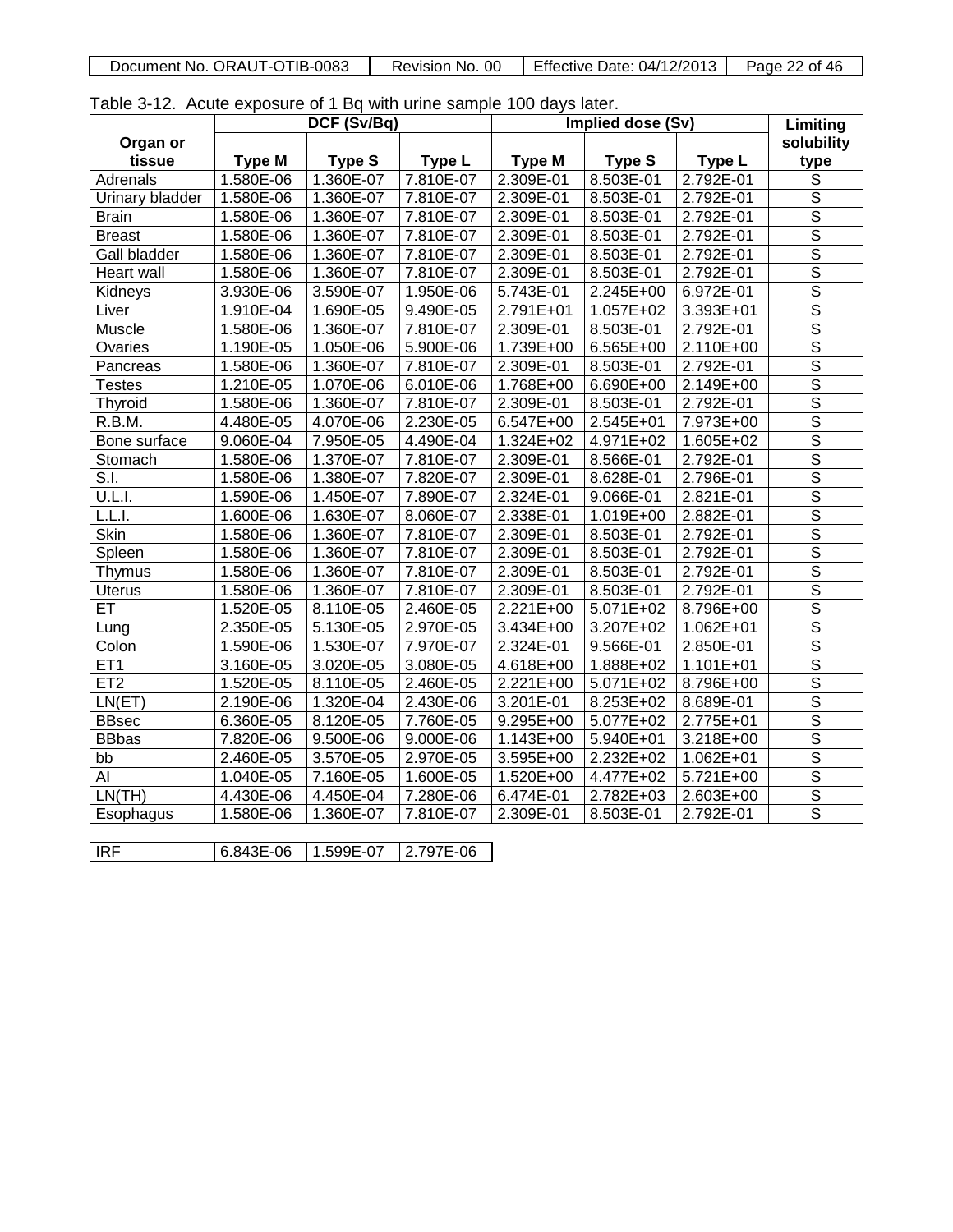Table 3-12. Acute exposure of 1 Bq with urine sample 100 days later.

| Organ or tissue | DCF (Sv/Bq) | | | Implied dose (Sv) | | | Limiting solubility type |
|---|---|---|---|---|---|---|---|
| | Type M | Type S | Type L | Type M | Type S | Type L | |
| Adrenals | 1.580E-06 | 1.360E-07 | 7.810E-07 | 2.309E-01 | 8.503E-01 | 2.792E-01 | S |
| Urinary bladder | 1.580E-06 | 1.360E-07 | 7.810E-07 | 2.309E-01 | 8.503E-01 | 2.792E-01 | S |
| Brain | 1.580E-06 | 1.360E-07 | 7.810E-07 | 2.309E-01 | 8.503E-01 | 2.792E-01 | S |
| Breast | 1.580E-06 | 1.360E-07 | 7.810E-07 | 2.309E-01 | 8.503E-01 | 2.792E-01 | S |
| Gall bladder | 1.580E-06 | 1.360E-07 | 7.810E-07 | 2.309E-01 | 8.503E-01 | 2.792E-01 | S |
| Heart wall | 1.580E-06 | 1.360E-07 | 7.810E-07 | 2.309E-01 | 8.503E-01 | 2.792E-01 | S |
| Kidneys | 3.930E-06 | 3.590E-07 | 1.950E-06 | 5.743E-01 | 2.245E+00 | 6.972E-01 | S |
| Liver | 1.910E-04 | 1.690E-05 | 9.490E-05 | 2.791E+01 | 1.057E+02 | 3.393E+01 | S |
| Muscle | 1.580E-06 | 1.360E-07 | 7.810E-07 | 2.309E-01 | 8.503E-01 | 2.792E-01 | S |
| Ovaries | 1.190E-05 | 1.050E-06 | 5.900E-06 | 1.739E+00 | 6.565E+00 | 2.110E+00 | S |
| Pancreas | 1.580E-06 | 1.360E-07 | 7.810E-07 | 2.309E-01 | 8.503E-01 | 2.792E-01 | S |
| Testes | 1.210E-05 | 1.070E-06 | 6.010E-06 | 1.768E+00 | 6.690E+00 | 2.149E+00 | S |
| Thyroid | 1.580E-06 | 1.360E-07 | 7.810E-07 | 2.309E-01 | 8.503E-01 | 2.792E-01 | S |
| R.B.M. | 4.480E-05 | 4.070E-06 | 2.230E-05 | 6.547E+00 | 2.545E+01 | 7.973E+00 | S |
| Bone surface | 9.060E-04 | 7.950E-05 | 4.490E-04 | 1.324E+02 | 4.971E+02 | 1.605E+02 | S |
| Stomach | 1.580E-06 | 1.370E-07 | 7.810E-07 | 2.309E-01 | 8.566E-01 | 2.792E-01 | S |
| S.I. | 1.580E-06 | 1.380E-07 | 7.820E-07 | 2.309E-01 | 8.628E-01 | 2.796E-01 | S |
| U.L.I. | 1.590E-06 | 1.450E-07 | 7.890E-07 | 2.324E-01 | 9.066E-01 | 2.821E-01 | S |
| L.L.I. | 1.600E-06 | 1.630E-07 | 8.060E-07 | 2.338E-01 | 1.019E+00 | 2.882E-01 | S |
| Skin | 1.580E-06 | 1.360E-07 | 7.810E-07 | 2.309E-01 | 8.503E-01 | 2.792E-01 | S |
| Spleen | 1.580E-06 | 1.360E-07 | 7.810E-07 | 2.309E-01 | 8.503E-01 | 2.792E-01 | S |
| Thymus | 1.580E-06 | 1.360E-07 | 7.810E-07 | 2.309E-01 | 8.503E-01 | 2.792E-01 | S |
| Uterus | 1.580E-06 | 1.360E-07 | 7.810E-07 | 2.309E-01 | 8.503E-01 | 2.792E-01 | S |
| ET | 1.520E-05 | 8.110E-05 | 2.460E-05 | 2.221E+00 | 5.071E+02 | 8.796E+00 | S |
| Lung | 2.350E-05 | 5.130E-05 | 2.970E-05 | 3.434E+00 | 3.207E+02 | 1.062E+01 | S |
| Colon | 1.590E-06 | 1.530E-07 | 7.970E-07 | 2.324E-01 | 9.566E-01 | 2.850E-01 | S |
| ET1 | 3.160E-05 | 3.020E-05 | 3.080E-05 | 4.618E+00 | 1.888E+02 | 1.101E+01 | S |
| ET2 | 1.520E-05 | 8.110E-05 | 2.460E-05 | 2.221E+00 | 5.071E+02 | 8.796E+00 | S |
| LN(ET) | 2.190E-06 | 1.320E-04 | 2.430E-06 | 3.201E-01 | 8.253E+02 | 8.689E-01 | S |
| BBsec | 6.360E-05 | 8.120E-05 | 7.760E-05 | 9.295E+00 | 5.077E+02 | 2.775E+01 | S |
| BBbas | 7.820E-06 | 9.500E-06 | 9.000E-06 | 1.143E+00 | 5.940E+01 | 3.218E+00 | S |
| bb | 2.460E-05 | 3.570E-05 | 2.970E-05 | 3.595E+00 | 2.232E+02 | 1.062E+01 | S |
| AI | 1.040E-05 | 7.160E-05 | 1.600E-05 | 1.520E+00 | 4.477E+02 | 5.721E+00 | S |
| LN(TH) | 4.430E-06 | 4.450E-04 | 7.280E-06 | 6.474E-01 | 2.782E+03 | 2.603E+00 | S |
| Esophagus | 1.580E-06 | 1.360E-07 | 7.810E-07 | 2.309E-01 | 8.503E-01 | 2.792E-01 | S |

| IRF | 6.843E-06 | 1.599E-07 | 2.797E-06 |
|---|---|---|---|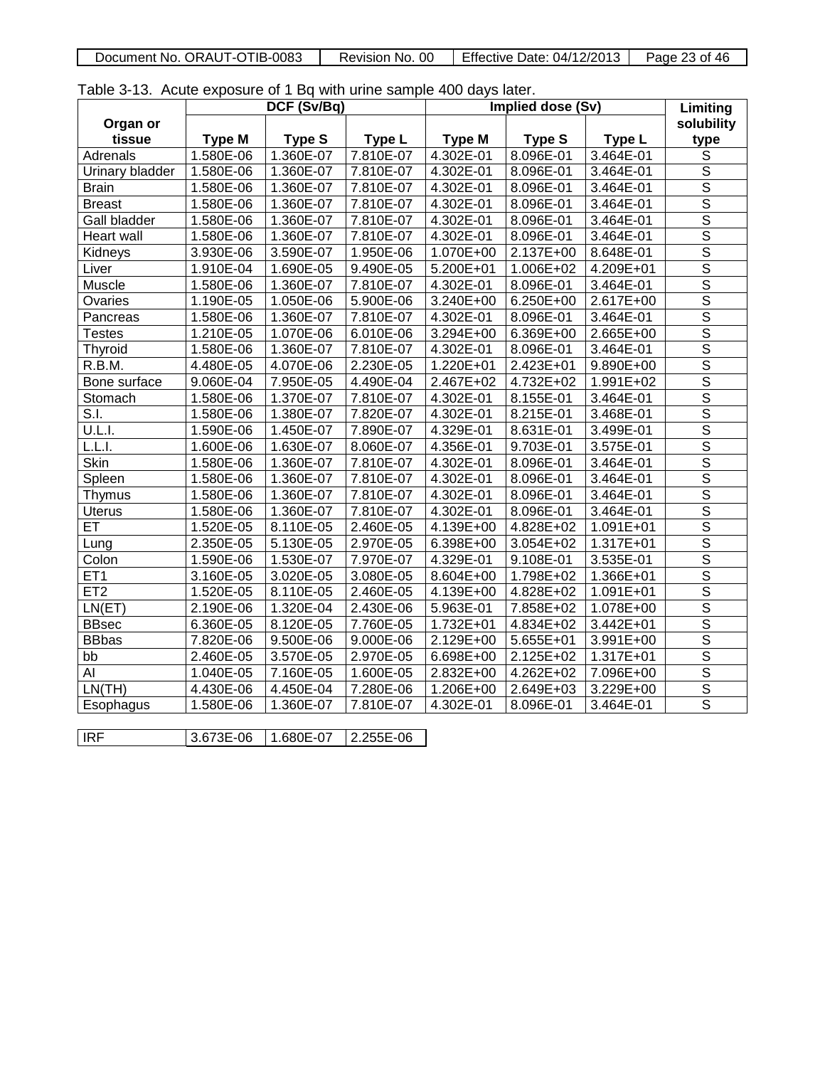Table 3-13. Acute exposure of 1 Bq with urine sample 400 days later.

| Organ or tissue | DCF (Sv/Bq) | | | Implied dose (Sv) | | | Limiting solubility type |
|---|---|---|---|---|---|---|---|
| | Type M | Type S | Type L | Type M | Type S | Type L | |
| Adrenals | 1.580E-06 | 1.360E-07 | 7.810E-07 | 4.302E-01 | 8.096E-01 | 3.464E-01 | S |
| Urinary bladder | 1.580E-06 | 1.360E-07 | 7.810E-07 | 4.302E-01 | 8.096E-01 | 3.464E-01 | S |
| Brain | 1.580E-06 | 1.360E-07 | 7.810E-07 | 4.302E-01 | 8.096E-01 | 3.464E-01 | S |
| Breast | 1.580E-06 | 1.360E-07 | 7.810E-07 | 4.302E-01 | 8.096E-01 | 3.464E-01 | S |
| Gall bladder | 1.580E-06 | 1.360E-07 | 7.810E-07 | 4.302E-01 | 8.096E-01 | 3.464E-01 | S |
| Heart wall | 1.580E-06 | 1.360E-07 | 7.810E-07 | 4.302E-01 | 8.096E-01 | 3.464E-01 | S |
| Kidneys | 3.930E-06 | 3.590E-07 | 1.950E-06 | 1.070E+00 | 2.137E+00 | 8.648E-01 | S |
| Liver | 1.910E-04 | 1.690E-05 | 9.490E-05 | 5.200E+01 | 1.006E+02 | 4.209E+01 | S |
| Muscle | 1.580E-06 | 1.360E-07 | 7.810E-07 | 4.302E-01 | 8.096E-01 | 3.464E-01 | S |
| Ovaries | 1.190E-05 | 1.050E-06 | 5.900E-06 | 3.240E+00 | 6.250E+00 | 2.617E+00 | S |
| Pancreas | 1.580E-06 | 1.360E-07 | 7.810E-07 | 4.302E-01 | 8.096E-01 | 3.464E-01 | S |
| Testes | 1.210E-05 | 1.070E-06 | 6.010E-06 | 3.294E+00 | 6.369E+00 | 2.665E+00 | S |
| Thyroid | 1.580E-06 | 1.360E-07 | 7.810E-07 | 4.302E-01 | 8.096E-01 | 3.464E-01 | S |
| R.B.M. | 4.480E-05 | 4.070E-06 | 2.230E-05 | 1.220E+01 | 2.423E+01 | 9.890E+00 | S |
| Bone surface | 9.060E-04 | 7.950E-05 | 4.490E-04 | 2.467E+02 | 4.732E+02 | 1.991E+02 | S |
| Stomach | 1.580E-06 | 1.370E-07 | 7.810E-07 | 4.302E-01 | 8.155E-01 | 3.464E-01 | S |
| S.I. | 1.580E-06 | 1.380E-07 | 7.820E-07 | 4.302E-01 | 8.215E-01 | 3.468E-01 | S |
| U.L.I. | 1.590E-06 | 1.450E-07 | 7.890E-07 | 4.329E-01 | 8.631E-01 | 3.499E-01 | S |
| L.L.I. | 1.600E-06 | 1.630E-07 | 8.060E-07 | 4.356E-01 | 9.703E-01 | 3.575E-01 | S |
| Skin | 1.580E-06 | 1.360E-07 | 7.810E-07 | 4.302E-01 | 8.096E-01 | 3.464E-01 | S |
| Spleen | 1.580E-06 | 1.360E-07 | 7.810E-07 | 4.302E-01 | 8.096E-01 | 3.464E-01 | S |
| Thymus | 1.580E-06 | 1.360E-07 | 7.810E-07 | 4.302E-01 | 8.096E-01 | 3.464E-01 | S |
| Uterus | 1.580E-06 | 1.360E-07 | 7.810E-07 | 4.302E-01 | 8.096E-01 | 3.464E-01 | S |
| ET | 1.520E-05 | 8.110E-05 | 2.460E-05 | 4.139E+00 | 4.828E+02 | 1.091E+01 | S |
| Lung | 2.350E-05 | 5.130E-05 | 2.970E-05 | 6.398E+00 | 3.054E+02 | 1.317E+01 | S |
| Colon | 1.590E-06 | 1.530E-07 | 7.970E-07 | 4.329E-01 | 9.108E-01 | 3.535E-01 | S |
| ET1 | 3.160E-05 | 3.020E-05 | 3.080E-05 | 8.604E+00 | 1.798E+02 | 1.366E+01 | S |
| ET2 | 1.520E-05 | 8.110E-05 | 2.460E-05 | 4.139E+00 | 4.828E+02 | 1.091E+01 | S |
| LN(ET) | 2.190E-06 | 1.320E-04 | 2.430E-06 | 5.963E-01 | 7.858E+02 | 1.078E+00 | S |
| BBsec | 6.360E-05 | 8.120E-05 | 7.760E-05 | 1.732E+01 | 4.834E+02 | 3.442E+01 | S |
| BBbas | 7.820E-06 | 9.500E-06 | 9.000E-06 | 2.129E+00 | 5.655E+01 | 3.991E+00 | S |
| bb | 2.460E-05 | 3.570E-05 | 2.970E-05 | 6.698E+00 | 2.125E+02 | 1.317E+01 | S |
| AI | 1.040E-05 | 7.160E-05 | 1.600E-05 | 2.832E+00 | 4.262E+02 | 7.096E+00 | S |
| LN(TH) | 4.430E-06 | 4.450E-04 | 7.280E-06 | 1.206E+00 | 2.649E+03 | 3.229E+00 | S |
| Esophagus | 1.580E-06 | 1.360E-07 | 7.810E-07 | 4.302E-01 | 8.096E-01 | 3.464E-01 | S |

| IRF | 3.673E-06 | 1.680E-07 | 2.255E-06 |
|---|---|---|---|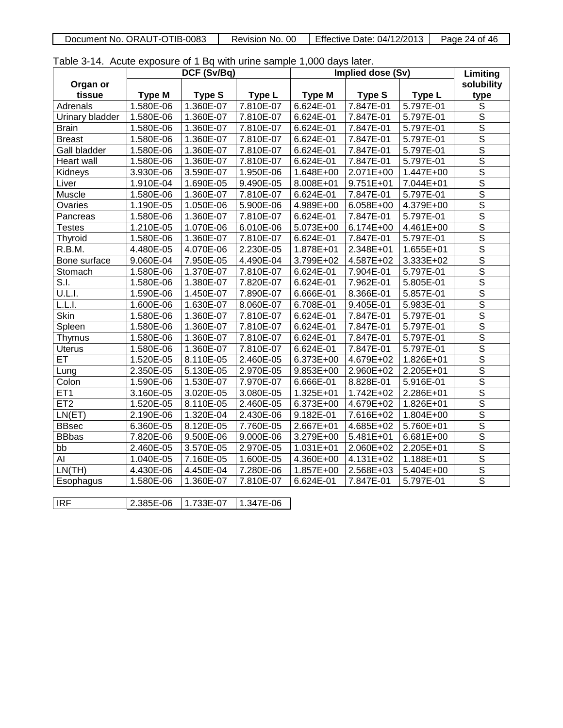Table 3-14. Acute exposure of 1 Bq with urine sample 1,000 days later.

| Organ or tissue | DCF (Sv/Bq) | | | Implied dose (Sv) | | | Limiting solubility type |
|---|---|---|---|---|---|---|---|
| | Type M | Type S | Type L | Type M | Type S | Type L | |
| Adrenals | 1.580E-06 | 1.360E-07 | 7.810E-07 | 6.624E-01 | 7.847E-01 | 5.797E-01 | S |
| Urinary bladder | 1.580E-06 | 1.360E-07 | 7.810E-07 | 6.624E-01 | 7.847E-01 | 5.797E-01 | S |
| Brain | 1.580E-06 | 1.360E-07 | 7.810E-07 | 6.624E-01 | 7.847E-01 | 5.797E-01 | S |
| Breast | 1.580E-06 | 1.360E-07 | 7.810E-07 | 6.624E-01 | 7.847E-01 | 5.797E-01 | S |
| Gall bladder | 1.580E-06 | 1.360E-07 | 7.810E-07 | 6.624E-01 | 7.847E-01 | 5.797E-01 | S |
| Heart wall | 1.580E-06 | 1.360E-07 | 7.810E-07 | 6.624E-01 | 7.847E-01 | 5.797E-01 | S |
| Kidneys | 3.930E-06 | 3.590E-07 | 1.950E-06 | 1.648E+00 | 2.071E+00 | 1.447E+00 | S |
| Liver | 1.910E-04 | 1.690E-05 | 9.490E-05 | 8.008E+01 | 9.751E+01 | 7.044E+01 | S |
| Muscle | 1.580E-06 | 1.360E-07 | 7.810E-07 | 6.624E-01 | 7.847E-01 | 5.797E-01 | S |
| Ovaries | 1.190E-05 | 1.050E-06 | 5.900E-06 | 4.989E+00 | 6.058E+00 | 4.379E+00 | S |
| Pancreas | 1.580E-06 | 1.360E-07 | 7.810E-07 | 6.624E-01 | 7.847E-01 | 5.797E-01 | S |
| Testes | 1.210E-05 | 1.070E-06 | 6.010E-06 | 5.073E+00 | 6.174E+00 | 4.461E+00 | S |
| Thyroid | 1.580E-06 | 1.360E-07 | 7.810E-07 | 6.624E-01 | 7.847E-01 | 5.797E-01 | S |
| R.B.M. | 4.480E-05 | 4.070E-06 | 2.230E-05 | 1.878E+01 | 2.348E+01 | 1.655E+01 | S |
| Bone surface | 9.060E-04 | 7.950E-05 | 4.490E-04 | 3.799E+02 | 4.587E+02 | 3.333E+02 | S |
| Stomach | 1.580E-06 | 1.370E-07 | 7.810E-07 | 6.624E-01 | 7.904E-01 | 5.797E-01 | S |
| S.I. | 1.580E-06 | 1.380E-07 | 7.820E-07 | 6.624E-01 | 7.962E-01 | 5.805E-01 | S |
| U.L.I. | 1.590E-06 | 1.450E-07 | 7.890E-07 | 6.666E-01 | 8.366E-01 | 5.857E-01 | S |
| L.L.I. | 1.600E-06 | 1.630E-07 | 8.060E-07 | 6.708E-01 | 9.405E-01 | 5.983E-01 | S |
| Skin | 1.580E-06 | 1.360E-07 | 7.810E-07 | 6.624E-01 | 7.847E-01 | 5.797E-01 | S |
| Spleen | 1.580E-06 | 1.360E-07 | 7.810E-07 | 6.624E-01 | 7.847E-01 | 5.797E-01 | S |
| Thymus | 1.580E-06 | 1.360E-07 | 7.810E-07 | 6.624E-01 | 7.847E-01 | 5.797E-01 | S |
| Uterus | 1.580E-06 | 1.360E-07 | 7.810E-07 | 6.624E-01 | 7.847E-01 | 5.797E-01 | S |
| ET | 1.520E-05 | 8.110E-05 | 2.460E-05 | 6.373E+00 | 4.679E+02 | 1.826E+01 | S |
| Lung | 2.350E-05 | 5.130E-05 | 2.970E-05 | 9.853E+00 | 2.960E+02 | 2.205E+01 | S |
| Colon | 1.590E-06 | 1.530E-07 | 7.970E-07 | 6.666E-01 | 8.828E-01 | 5.916E-01 | S |
| ET1 | 3.160E-05 | 3.020E-05 | 3.080E-05 | 1.325E+01 | 1.742E+02 | 2.286E+01 | S |
| ET2 | 1.520E-05 | 8.110E-05 | 2.460E-05 | 6.373E+00 | 4.679E+02 | 1.826E+01 | S |
| LN(ET) | 2.190E-06 | 1.320E-04 | 2.430E-06 | 9.182E-01 | 7.616E+02 | 1.804E+00 | S |
| BBsec | 6.360E-05 | 8.120E-05 | 7.760E-05 | 2.667E+01 | 4.685E+02 | 5.760E+01 | S |
| BBbas | 7.820E-06 | 9.500E-06 | 9.000E-06 | 3.279E+00 | 5.481E+01 | 6.681E+00 | S |
| bb | 2.460E-05 | 3.570E-05 | 2.970E-05 | 1.031E+01 | 2.060E+02 | 2.205E+01 | S |
| AI | 1.040E-05 | 7.160E-05 | 1.600E-05 | 4.360E+00 | 4.131E+02 | 1.188E+01 | S |
| LN(TH) | 4.430E-06 | 4.450E-04 | 7.280E-06 | 1.857E+00 | 2.568E+03 | 5.404E+00 | S |
| Esophagus | 1.580E-06 | 1.360E-07 | 7.810E-07 | 6.624E-01 | 7.847E-01 | 5.797E-01 | S |

| IRF | 2.385E-06 | 1.733E-07 | 1.347E-06 |
|---|---|---|---|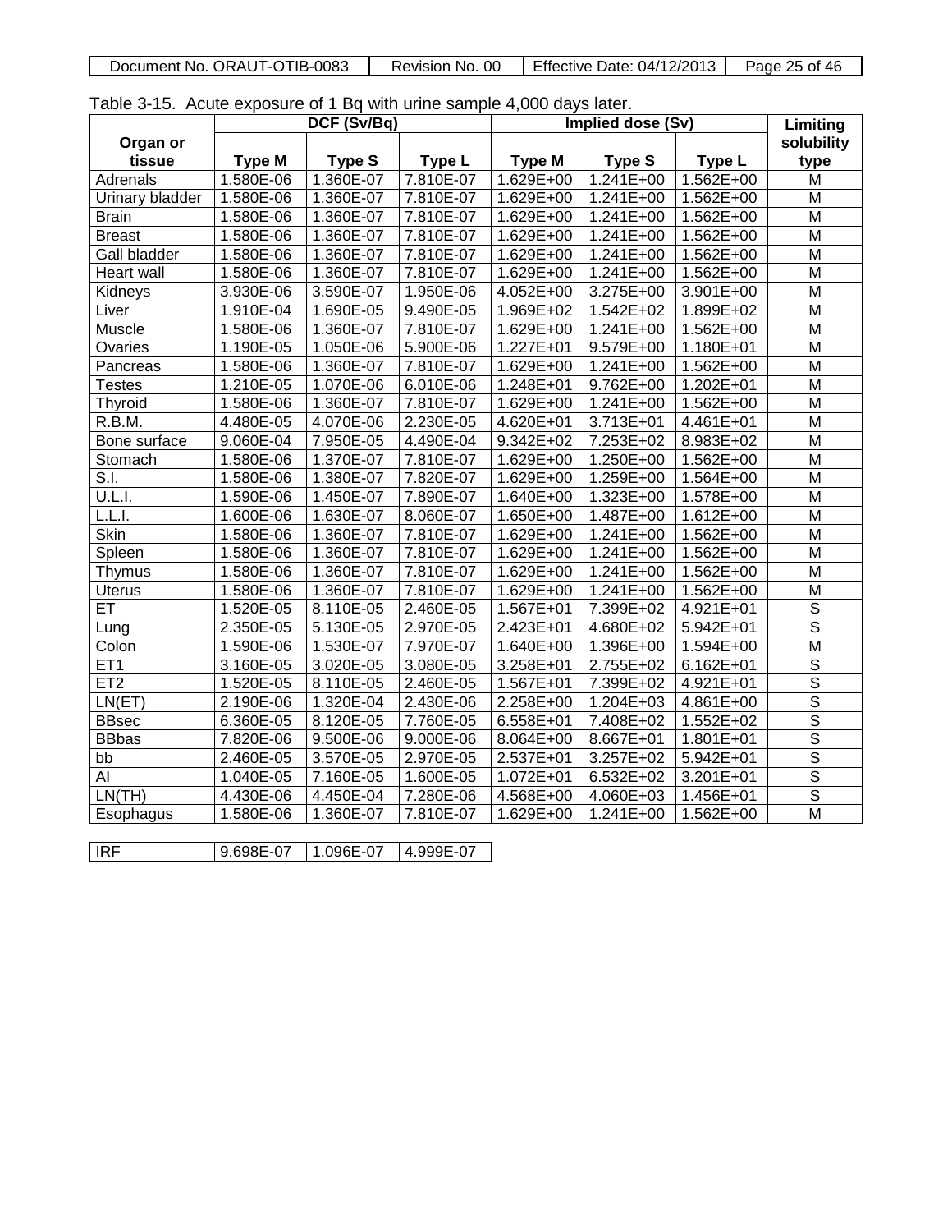Table 3-15. Acute exposure of 1 Bq with urine sample 4,000 days later.

| Organ or tissue | DCF (Sv/Bq) | | | Implied dose (Sv) | | | Limiting solubility type |
|---|---|---|---|---|---|---|---|
| | Type M | Type S | Type L | Type M | Type S | Type L | |
| Adrenals | 1.580E-06 | 1.360E-07 | 7.810E-07 | 1.629E+00 | 1.241E+00 | 1.562E+00 | M |
| Urinary bladder | 1.580E-06 | 1.360E-07 | 7.810E-07 | 1.629E+00 | 1.241E+00 | 1.562E+00 | M |
| Brain | 1.580E-06 | 1.360E-07 | 7.810E-07 | 1.629E+00 | 1.241E+00 | 1.562E+00 | M |
| Breast | 1.580E-06 | 1.360E-07 | 7.810E-07 | 1.629E+00 | 1.241E+00 | 1.562E+00 | M |
| Gall bladder | 1.580E-06 | 1.360E-07 | 7.810E-07 | 1.629E+00 | 1.241E+00 | 1.562E+00 | M |
| Heart wall | 1.580E-06 | 1.360E-07 | 7.810E-07 | 1.629E+00 | 1.241E+00 | 1.562E+00 | M |
| Kidneys | 3.930E-06 | 3.590E-07 | 1.950E-06 | 4.052E+00 | 3.275E+00 | 3.901E+00 | M |
| Liver | 1.910E-04 | 1.690E-05 | 9.490E-05 | 1.969E+02 | 1.542E+02 | 1.899E+02 | M |
| Muscle | 1.580E-06 | 1.360E-07 | 7.810E-07 | 1.629E+00 | 1.241E+00 | 1.562E+00 | M |
| Ovaries | 1.190E-05 | 1.050E-06 | 5.900E-06 | 1.227E+01 | 9.579E+00 | 1.180E+01 | M |
| Pancreas | 1.580E-06 | 1.360E-07 | 7.810E-07 | 1.629E+00 | 1.241E+00 | 1.562E+00 | M |
| Testes | 1.210E-05 | 1.070E-06 | 6.010E-06 | 1.248E+01 | 9.762E+00 | 1.202E+01 | M |
| Thyroid | 1.580E-06 | 1.360E-07 | 7.810E-07 | 1.629E+00 | 1.241E+00 | 1.562E+00 | M |
| R.B.M. | 4.480E-05 | 4.070E-06 | 2.230E-05 | 4.620E+01 | 3.713E+01 | 4.461E+01 | M |
| Bone surface | 9.060E-04 | 7.950E-05 | 4.490E-04 | 9.342E+02 | 7.253E+02 | 8.983E+02 | M |
| Stomach | 1.580E-06 | 1.370E-07 | 7.810E-07 | 1.629E+00 | 1.250E+00 | 1.562E+00 | M |
| S.I. | 1.580E-06 | 1.380E-07 | 7.820E-07 | 1.629E+00 | 1.259E+00 | 1.564E+00 | M |
| U.L.I. | 1.590E-06 | 1.450E-07 | 7.890E-07 | 1.640E+00 | 1.323E+00 | 1.578E+00 | M |
| L.L.I. | 1.600E-06 | 1.630E-07 | 8.060E-07 | 1.650E+00 | 1.487E+00 | 1.612E+00 | M |
| Skin | 1.580E-06 | 1.360E-07 | 7.810E-07 | 1.629E+00 | 1.241E+00 | 1.562E+00 | M |
| Spleen | 1.580E-06 | 1.360E-07 | 7.810E-07 | 1.629E+00 | 1.241E+00 | 1.562E+00 | M |
| Thymus | 1.580E-06 | 1.360E-07 | 7.810E-07 | 1.629E+00 | 1.241E+00 | 1.562E+00 | M |
| Uterus | 1.580E-06 | 1.360E-07 | 7.810E-07 | 1.629E+00 | 1.241E+00 | 1.562E+00 | M |
| ET | 1.520E-05 | 8.110E-05 | 2.460E-05 | 1.567E+01 | 7.399E+02 | 4.921E+01 | S |
| Lung | 2.350E-05 | 5.130E-05 | 2.970E-05 | 2.423E+01 | 4.680E+02 | 5.942E+01 | S |
| Colon | 1.590E-06 | 1.530E-07 | 7.970E-07 | 1.640E+00 | 1.396E+00 | 1.594E+00 | M |
| ET1 | 3.160E-05 | 3.020E-05 | 3.080E-05 | 3.258E+01 | 2.755E+02 | 6.162E+01 | S |
| ET2 | 1.520E-05 | 8.110E-05 | 2.460E-05 | 1.567E+01 | 7.399E+02 | 4.921E+01 | S |
| LN(ET) | 2.190E-06 | 1.320E-04 | 2.430E-06 | 2.258E+00 | 1.204E+03 | 4.861E+00 | S |
| BBsec | 6.360E-05 | 8.120E-05 | 7.760E-05 | 6.558E+01 | 7.408E+02 | 1.552E+02 | S |
| BBbas | 7.820E-06 | 9.500E-06 | 9.000E-06 | 8.064E+00 | 8.667E+01 | 1.801E+01 | S |
| bb | 2.460E-05 | 3.570E-05 | 2.970E-05 | 2.537E+01 | 3.257E+02 | 5.942E+01 | S |
| AI | 1.040E-05 | 7.160E-05 | 1.600E-05 | 1.072E+01 | 6.532E+02 | 3.201E+01 | S |
| LN(TH) | 4.430E-06 | 4.450E-04 | 7.280E-06 | 4.568E+00 | 4.060E+03 | 1.456E+01 | S |
| Esophagus | 1.580E-06 | 1.360E-07 | 7.810E-07 | 1.629E+00 | 1.241E+00 | 1.562E+00 | M |

| IRF | 9.698E-07 | 1.096E-07 | 4.999E-07 |
|---|---|---|---|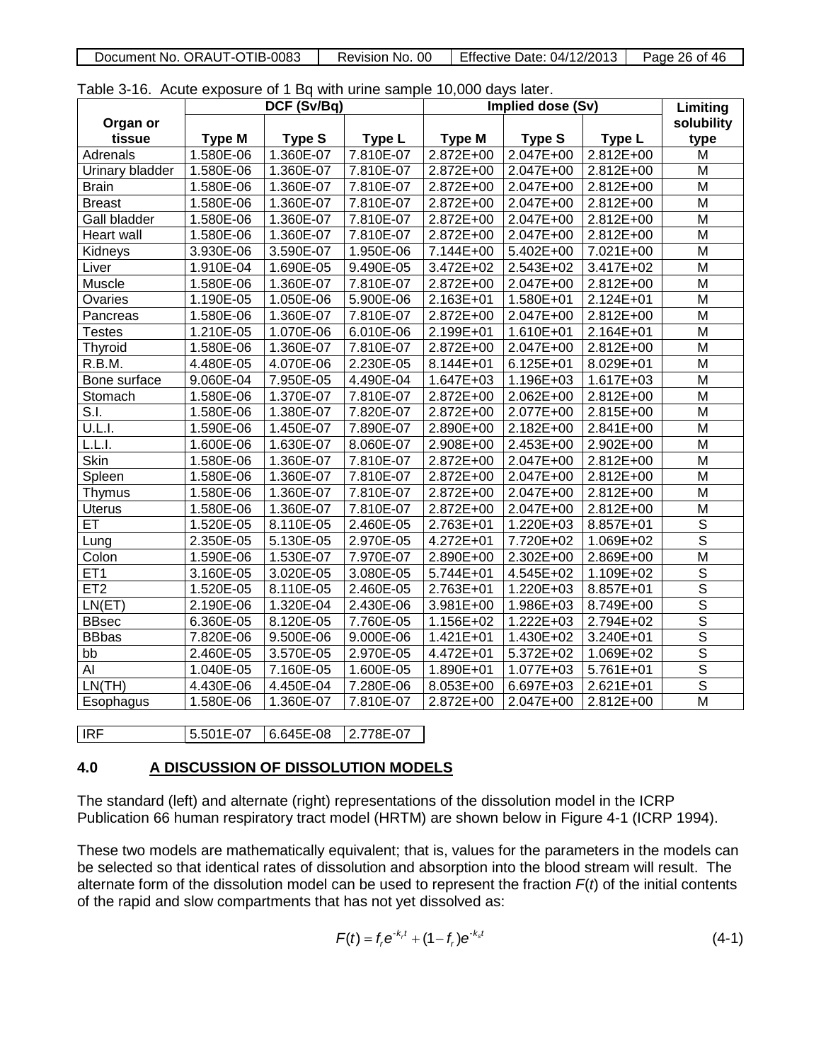Table 3-16. Acute exposure of 1 Bq with urine sample 10,000 days later.

| Organ or tissue | DCF (Sv/Bq) | | | Implied dose (Sv) | | | Limiting solubility type |
|---|---|---|---|---|---|---|---|
| | Type M | Type S | Type L | Type M | Type S | Type L | |
| Adrenals | 1.580E-06 | 1.360E-07 | 7.810E-07 | 2.872E+00 | 2.047E+00 | 2.812E+00 | M |
| Urinary bladder | 1.580E-06 | 1.360E-07 | 7.810E-07 | 2.872E+00 | 2.047E+00 | 2.812E+00 | M |
| Brain | 1.580E-06 | 1.360E-07 | 7.810E-07 | 2.872E+00 | 2.047E+00 | 2.812E+00 | M |
| Breast | 1.580E-06 | 1.360E-07 | 7.810E-07 | 2.872E+00 | 2.047E+00 | 2.812E+00 | M |
| Gall bladder | 1.580E-06 | 1.360E-07 | 7.810E-07 | 2.872E+00 | 2.047E+00 | 2.812E+00 | M |
| Heart wall | 1.580E-06 | 1.360E-07 | 7.810E-07 | 2.872E+00 | 2.047E+00 | 2.812E+00 | M |
| Kidneys | 3.930E-06 | 3.590E-07 | 1.950E-06 | 7.144E+00 | 5.402E+00 | 7.021E+00 | M |
| Liver | 1.910E-04 | 1.690E-05 | 9.490E-05 | 3.472E+02 | 2.543E+02 | 3.417E+02 | M |
| Muscle | 1.580E-06 | 1.360E-07 | 7.810E-07 | 2.872E+00 | 2.047E+00 | 2.812E+00 | M |
| Ovaries | 1.190E-05 | 1.050E-06 | 5.900E-06 | 2.163E+01 | 1.580E+01 | 2.124E+01 | M |
| Pancreas | 1.580E-06 | 1.360E-07 | 7.810E-07 | 2.872E+00 | 2.047E+00 | 2.812E+00 | M |
| Testes | 1.210E-05 | 1.070E-06 | 6.010E-06 | 2.199E+01 | 1.610E+01 | 2.164E+01 | M |
| Thyroid | 1.580E-06 | 1.360E-07 | 7.810E-07 | 2.872E+00 | 2.047E+00 | 2.812E+00 | M |
| R.B.M. | 4.480E-05 | 4.070E-06 | 2.230E-05 | 8.144E+01 | 6.125E+01 | 8.029E+01 | M |
| Bone surface | 9.060E-04 | 7.950E-05 | 4.490E-04 | 1.647E+03 | 1.196E+03 | 1.617E+03 | M |
| Stomach | 1.580E-06 | 1.370E-07 | 7.810E-07 | 2.872E+00 | 2.062E+00 | 2.812E+00 | M |
| S.I. | 1.580E-06 | 1.380E-07 | 7.820E-07 | 2.872E+00 | 2.077E+00 | 2.815E+00 | M |
| U.L.I. | 1.590E-06 | 1.450E-07 | 7.890E-07 | 2.890E+00 | 2.182E+00 | 2.841E+00 | M |
| L.L.I. | 1.600E-06 | 1.630E-07 | 8.060E-07 | 2.908E+00 | 2.453E+00 | 2.902E+00 | M |
| Skin | 1.580E-06 | 1.360E-07 | 7.810E-07 | 2.872E+00 | 2.047E+00 | 2.812E+00 | M |
| Spleen | 1.580E-06 | 1.360E-07 | 7.810E-07 | 2.872E+00 | 2.047E+00 | 2.812E+00 | M |
| Thymus | 1.580E-06 | 1.360E-07 | 7.810E-07 | 2.872E+00 | 2.047E+00 | 2.812E+00 | M |
| Uterus | 1.580E-06 | 1.360E-07 | 7.810E-07 | 2.872E+00 | 2.047E+00 | 2.812E+00 | M |
| ET | 1.520E-05 | 8.110E-05 | 2.460E-05 | 2.763E+01 | 1.220E+03 | 8.857E+01 | S |
| Lung | 2.350E-05 | 5.130E-05 | 2.970E-05 | 4.272E+01 | 7.720E+02 | 1.069E+02 | S |
| Colon | 1.590E-06 | 1.530E-07 | 7.970E-07 | 2.890E+00 | 2.302E+00 | 2.869E+00 | M |
| ET1 | 3.160E-05 | 3.020E-05 | 3.080E-05 | 5.744E+01 | 4.545E+02 | 1.109E+02 | S |
| ET2 | 1.520E-05 | 8.110E-05 | 2.460E-05 | 2.763E+01 | 1.220E+03 | 8.857E+01 | S |
| LN(ET) | 2.190E-06 | 1.320E-04 | 2.430E-06 | 3.981E+00 | 1.986E+03 | 8.749E+00 | S |
| BBsec | 6.360E-05 | 8.120E-05 | 7.760E-05 | 1.156E+02 | 1.222E+03 | 2.794E+02 | S |
| BBbas | 7.820E-06 | 9.500E-06 | 9.000E-06 | 1.421E+01 | 1.430E+02 | 3.240E+01 | S |
| bb | 2.460E-05 | 3.570E-05 | 2.970E-05 | 4.472E+01 | 5.372E+02 | 1.069E+02 | S |
| AI | 1.040E-05 | 7.160E-05 | 1.600E-05 | 1.890E+01 | 1.077E+03 | 5.761E+01 | S |
| LN(TH) | 4.430E-06 | 4.450E-04 | 7.280E-06 | 8.053E+00 | 6.697E+03 | 2.621E+01 | S |
| Esophagus | 1.580E-06 | 1.360E-07 | 7.810E-07 | 2.872E+00 | 2.047E+00 | 2.812E+00 | M |

| IRF | 5.501E-07 | 6.645E-08 | 2.778E-07 |
|---|---|---|---|

## 4.0 A DISCUSSION OF DISSOLUTION MODELS

The standard (left) and alternate (right) representations of the dissolution model in the ICRP Publication 66 human respiratory tract model (HRTM) are shown below in Figure 4-1 (ICRP 1994).

These two models are mathematically equivalent; that is, values for the parameters in the models can be selected so that identical rates of dissolution and absorption into the blood stream will result. The alternate form of the dissolution model can be used to represent the fraction $F(t)$ of the initial contents of the rapid and slow compartments that has not yet dissolved as:

$$F(t) = f_r e^{-k_r t} + (1 - f_r)e^{-k_s t} \tag{4-1}$$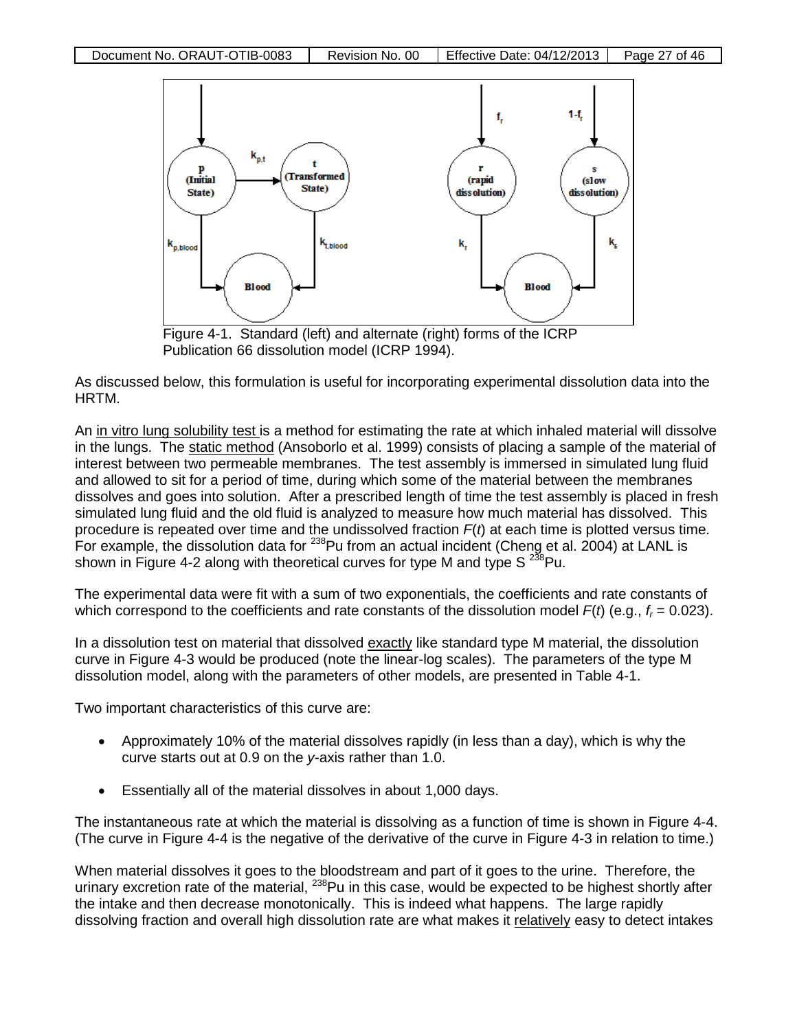Figure 4-1. Standard (left) and alternate (right) forms of the ICRP Publication 66 dissolution model (ICRP 1994).

As discussed below, this formulation is useful for incorporating experimental dissolution data into the HRTM.

An in vitro lung solubility test is a method for estimating the rate at which inhaled material will dissolve in the lungs. The static method (Ansoborlo et al. 1999) consists of placing a sample of the material of interest between two permeable membranes. The test assembly is immersed in simulated lung fluid and allowed to sit for a period of time, during which some of the material between the membranes dissolves and goes into solution. After a prescribed length of time the test assembly is placed in fresh simulated lung fluid and the old fluid is analyzed to measure how much material has dissolved. This procedure is repeated over time and the undissolved fraction $F(t)$ at each time is plotted versus time. For example, the dissolution data for $^{238}Pu$ from an actual incident (Cheng et al. 2004) at LANL is shown in Figure 4-2 along with theoretical curves for type M and type S $^{238}Pu$.

The experimental data were fit with a sum of two exponentials, the coefficients and rate constants of which correspond to the coefficients and rate constants of the dissolution model $F(t)$ (e.g., $f_r = 0.023$).

In a dissolution test on material that dissolved exactly like standard type M material, the dissolution curve in Figure 4-3 would be produced (note the linear-log scales). The parameters of the type M dissolution model, along with the parameters of other models, are presented in Table 4-1.

Two important characteristics of this curve are:

- Approximately 10% of the material dissolves rapidly (in less than a day), which is why the curve starts out at 0.9 on the *y*-axis rather than 1.0.
- Essentially all of the material dissolves in about 1,000 days.

The instantaneous rate at which the material is dissolving as a function of time is shown in Figure 4-4. (The curve in Figure 4-4 is the negative of the derivative of the curve in Figure 4-3 in relation to time.)

When material dissolves it goes to the bloodstream and part of it goes to the urine. Therefore, the urinary excretion rate of the material, $^{238}Pu$ in this case, would be expected to be highest shortly after the intake and then decrease monotonically. This is indeed what happens. The large rapidly dissolving fraction and overall high dissolution rate are what makes it relatively easy to detect intakes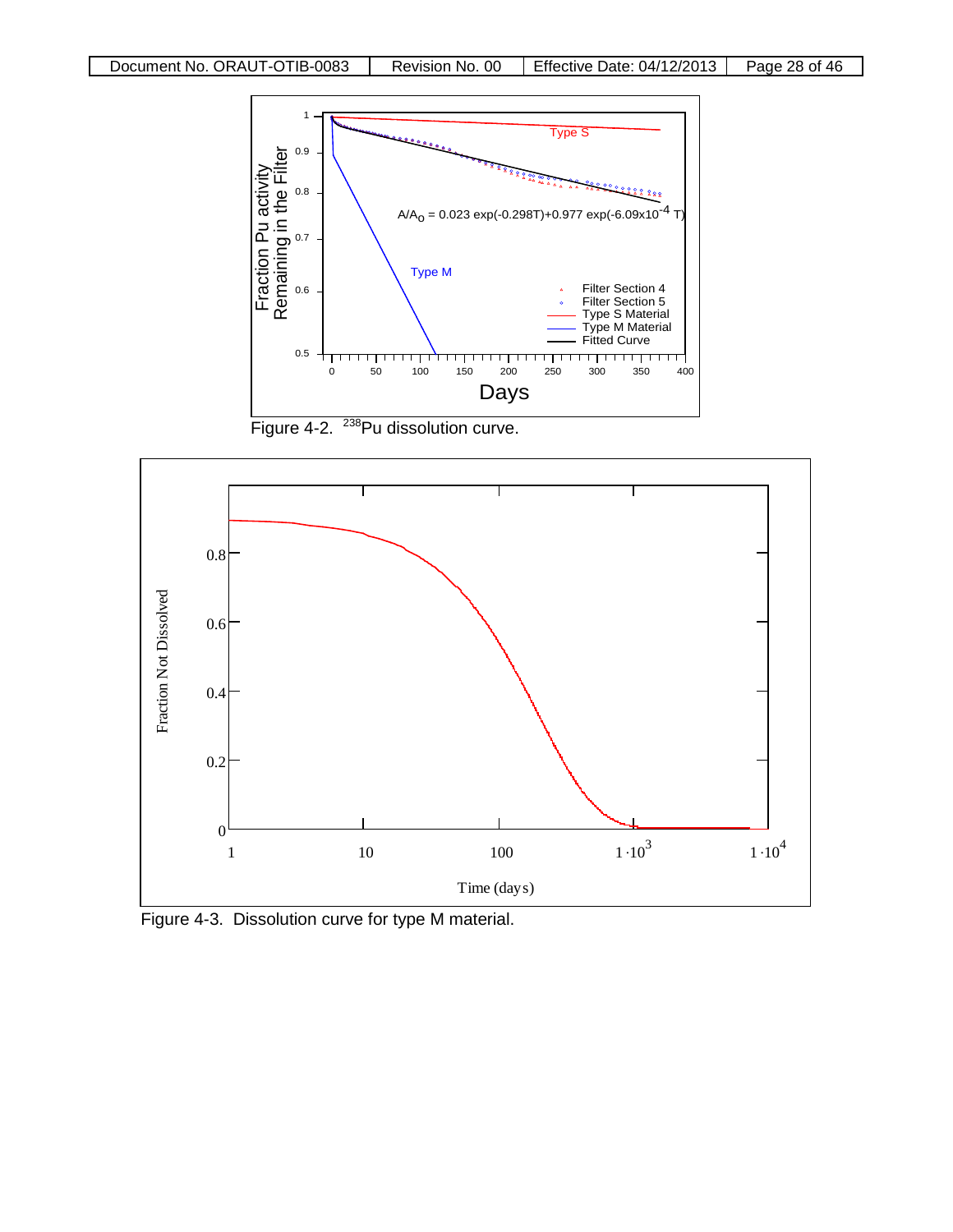Figure 4-2. $^{238}$Pu dissolution curve.

Figure 4-3. Dissolution curve for type M material.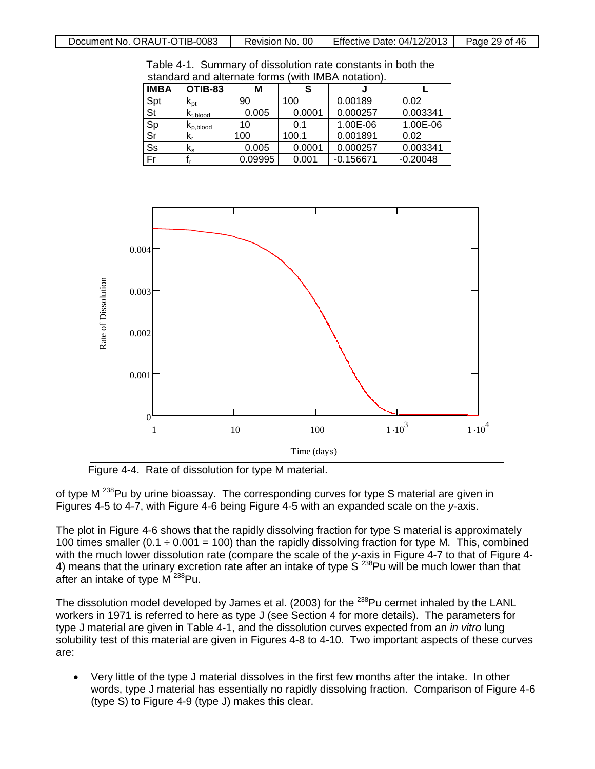Table 4-1. Summary of dissolution rate constants in both the standard and alternate forms (with IMBA notation).

| IMBA | OTIB-83 | M | S | J | L |
|---|---|---|---|---|---|
| Spt | $k_{pt}$ | 90 | 100 | 0.00189 | 0.02 |
| St | $k_{t,blood}$ | 0.005 | 0.0001 | 0.000257 | 0.003341 |
| Sp | $k_{p,blood}$ | 10 | 0.1 | 1.00E-06 | 1.00E-06 |
| Sr | $k_r$ | 100 | 100.1 | 0.001891 | 0.02 |
| Ss | $k_s$ | 0.005 | 0.0001 | 0.000257 | 0.003341 |
| Fr | $f_r$ | 0.09995 | 0.001 | -0.156671 | -0.20048 |

Figure 4-4. Rate of dissolution for type M material.

of type M $^{238}$Pu by urine bioassay. The corresponding curves for type S material are given in Figures 4-5 to 4-7, with Figure 4-6 being Figure 4-5 with an expanded scale on the *y*-axis.

The plot in Figure 4-6 shows that the rapidly dissolving fraction for type S material is approximately 100 times smaller ($0.1 \div 0.001 = 100$) than the rapidly dissolving fraction for type M. This, combined with the much lower dissolution rate (compare the scale of the *y*-axis in Figure 4-7 to that of Figure 4-4) means that the urinary excretion rate after an intake of type S $^{238}$Pu will be much lower than that after an intake of type M $^{238}$Pu.

The dissolution model developed by James et al. (2003) for the $^{238}$Pu cermet inhaled by the LANL workers in 1971 is referred to here as type J (see Section 4 for more details). The parameters for type J material are given in Table 4-1, and the dissolution curves expected from an *in vitro* lung solubility test of this material are given in Figures 4-8 to 4-10. Two important aspects of these curves are:

- Very little of the type J material dissolves in the first few months after the intake. In other words, type J material has essentially no rapidly dissolving fraction. Comparison of Figure 4-6 (type S) to Figure 4-9 (type J) makes this clear.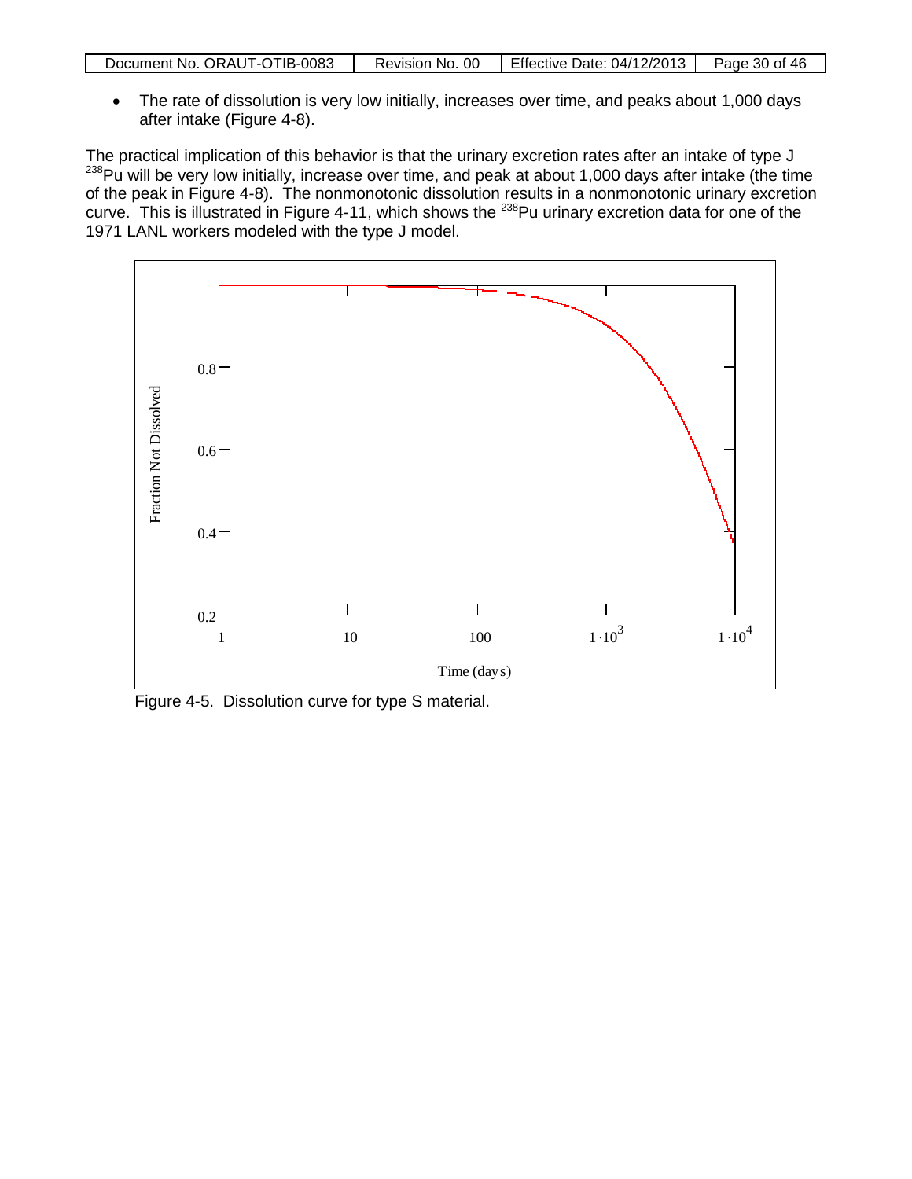- The rate of dissolution is very low initially, increases over time, and peaks about 1,000 days after intake (Figure 4-8).

The practical implication of this behavior is that the urinary excretion rates after an intake of type J $^{238}$Pu will be very low initially, increase over time, and peak at about 1,000 days after intake (the time of the peak in Figure 4-8). The nonmonotonic dissolution results in a nonmonotonic urinary excretion curve. This is illustrated in Figure 4-11, which shows the $^{238}$Pu urinary excretion data for one of the 1971 LANL workers modeled with the type J model.

Figure 4-5. Dissolution curve for type S material.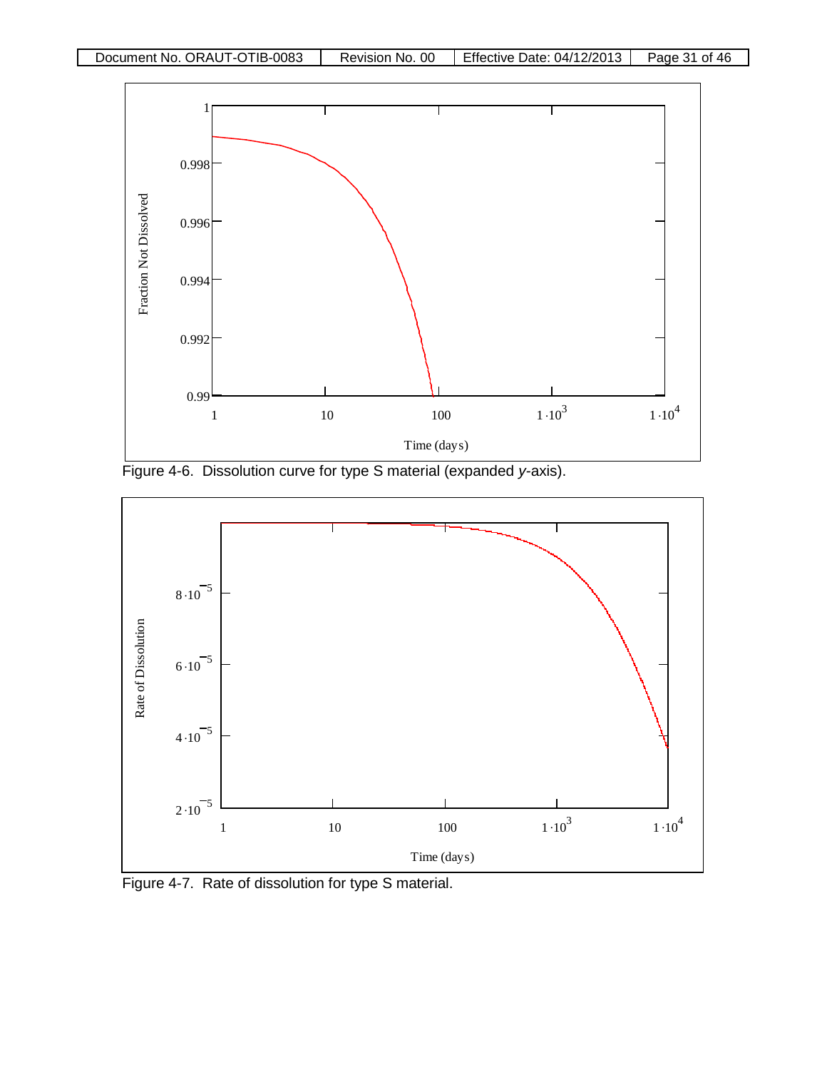Figure 4-6. Dissolution curve for type S material (expanded *y*-axis).

Figure 4-7. Rate of dissolution for type S material.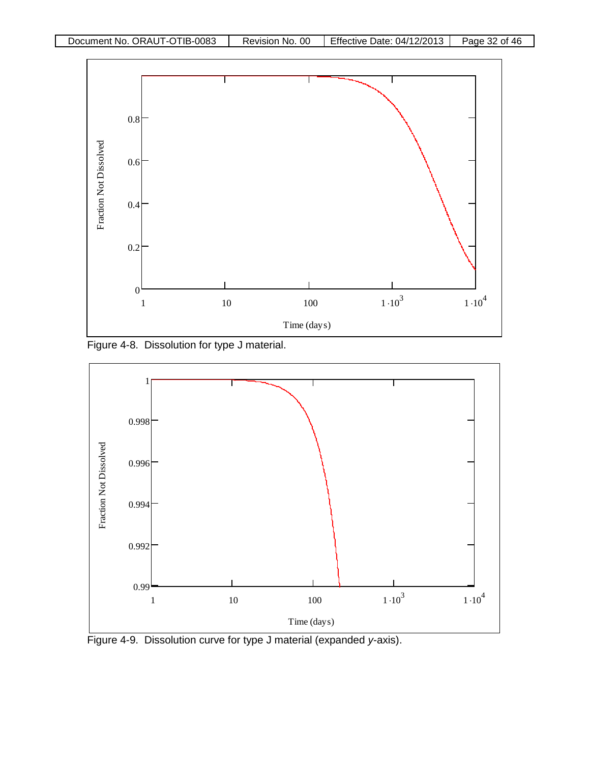Figure 4-8. Dissolution for type J material.

Figure 4-9. Dissolution curve for type J material (expanded *y*-axis).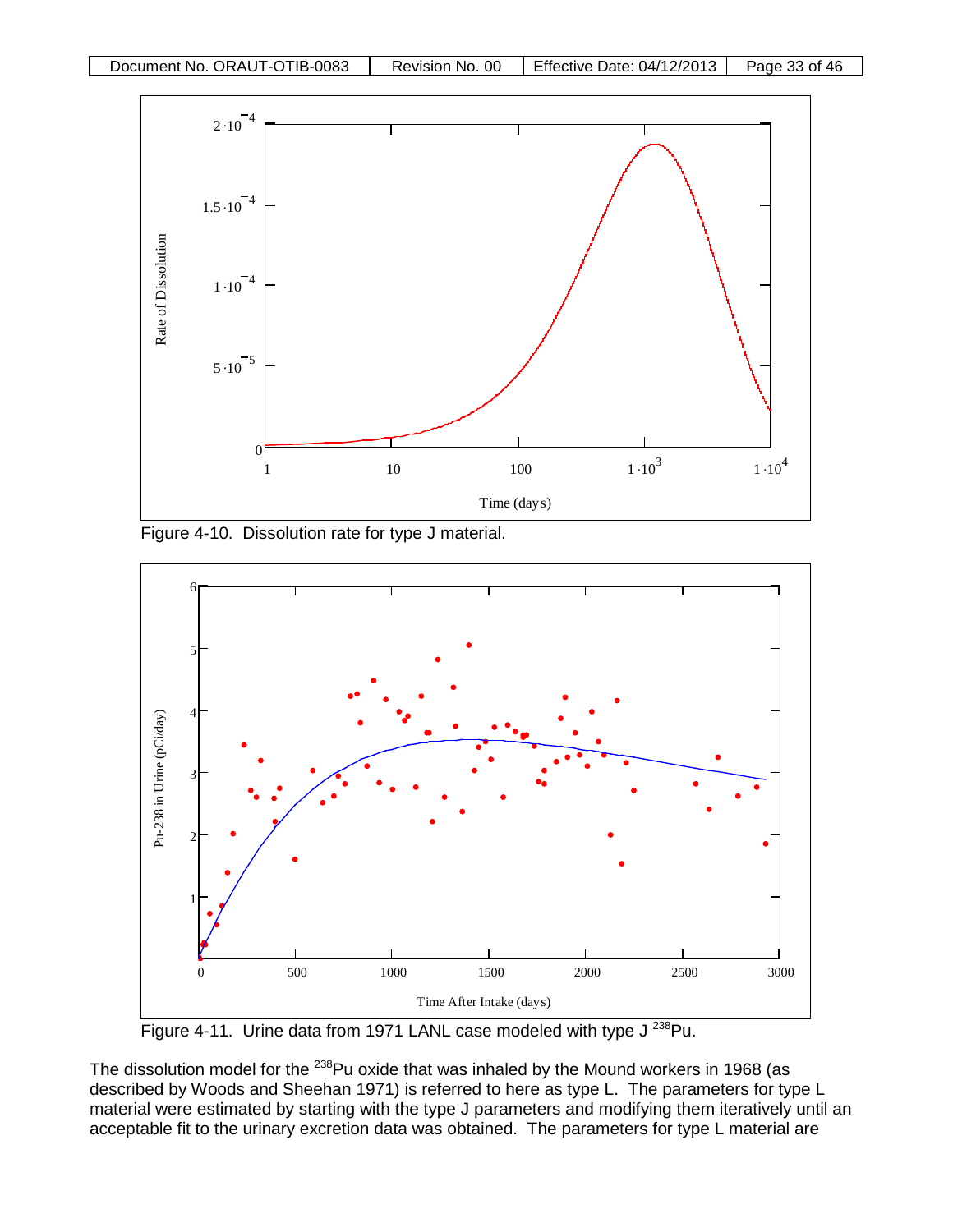Figure 4-10. Dissolution rate for type J material.

Figure 4-11. Urine data from 1971 LANL case modeled with type J $^{238}$Pu.

The dissolution model for the $^{238}$Pu oxide that was inhaled by the Mound workers in 1968 (as described by Woods and Sheehan 1971) is referred to here as type L. The parameters for type L material were estimated by starting with the type J parameters and modifying them iteratively until an acceptable fit to the urinary excretion data was obtained. The parameters for type L material are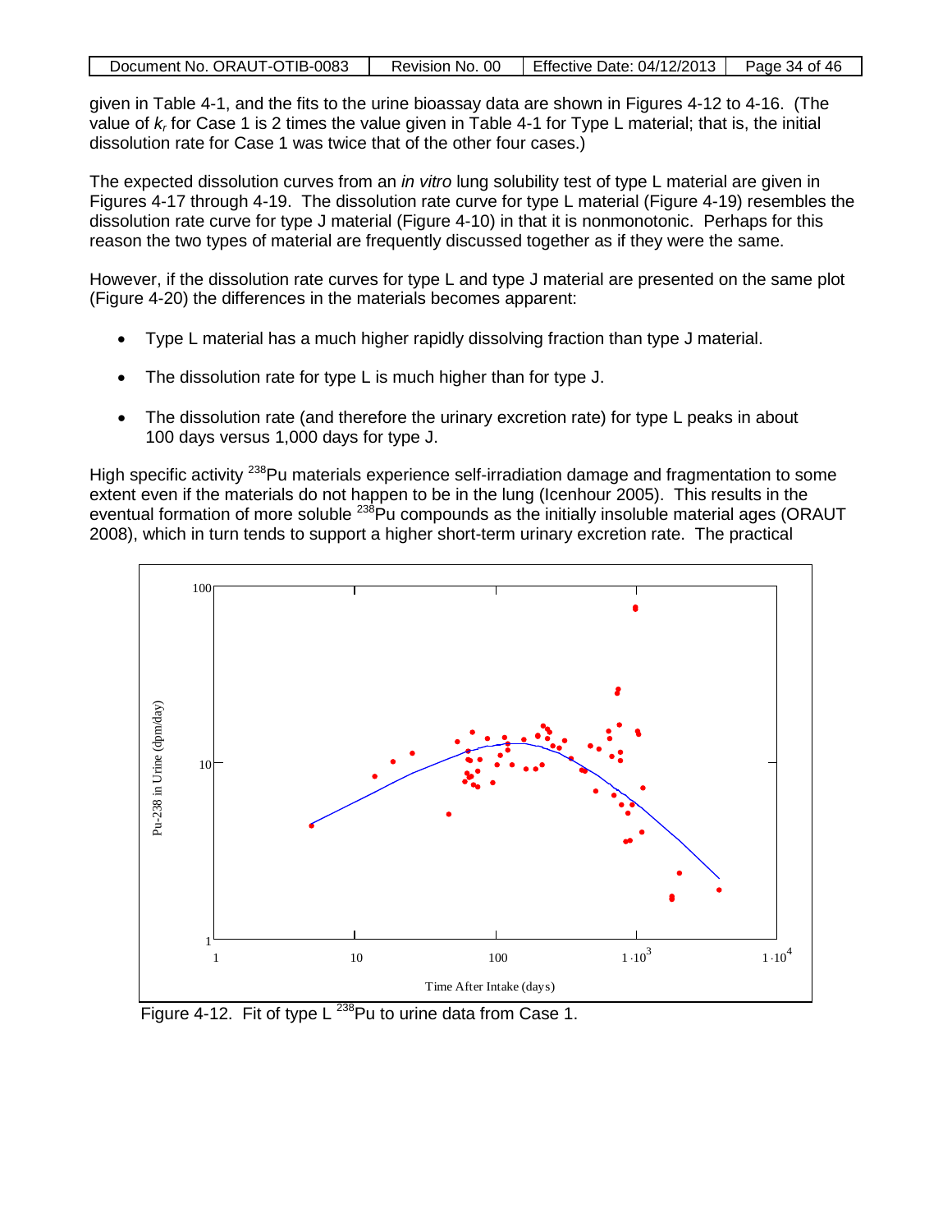given in Table 4-1, and the fits to the urine bioassay data are shown in Figures 4-12 to 4-16. (The value of $k_r$ for Case 1 is 2 times the value given in Table 4-1 for Type L material; that is, the initial dissolution rate for Case 1 was twice that of the other four cases.)

The expected dissolution curves from an *in vitro* lung solubility test of type L material are given in Figures 4-17 through 4-19. The dissolution rate curve for type L material (Figure 4-19) resembles the dissolution rate curve for type J material (Figure 4-10) in that it is nonmonotonic. Perhaps for this reason the two types of material are frequently discussed together as if they were the same.

However, if the dissolution rate curves for type L and type J material are presented on the same plot (Figure 4-20) the differences in the materials becomes apparent:

- Type L material has a much higher rapidly dissolving fraction than type J material.
- The dissolution rate for type L is much higher than for type J.
- The dissolution rate (and therefore the urinary excretion rate) for type L peaks in about 100 days versus 1,000 days for type J.

High specific activity $^{238}$Pu materials experience self-irradiation damage and fragmentation to some extent even if the materials do not happen to be in the lung (Icenhour 2005). This results in the eventual formation of more soluble $^{238}$Pu compounds as the initially insoluble material ages (ORAUT 2008), which in turn tends to support a higher short-term urinary excretion rate. The practical

Figure 4-12. Fit of type L $^{238}$Pu to urine data from Case 1.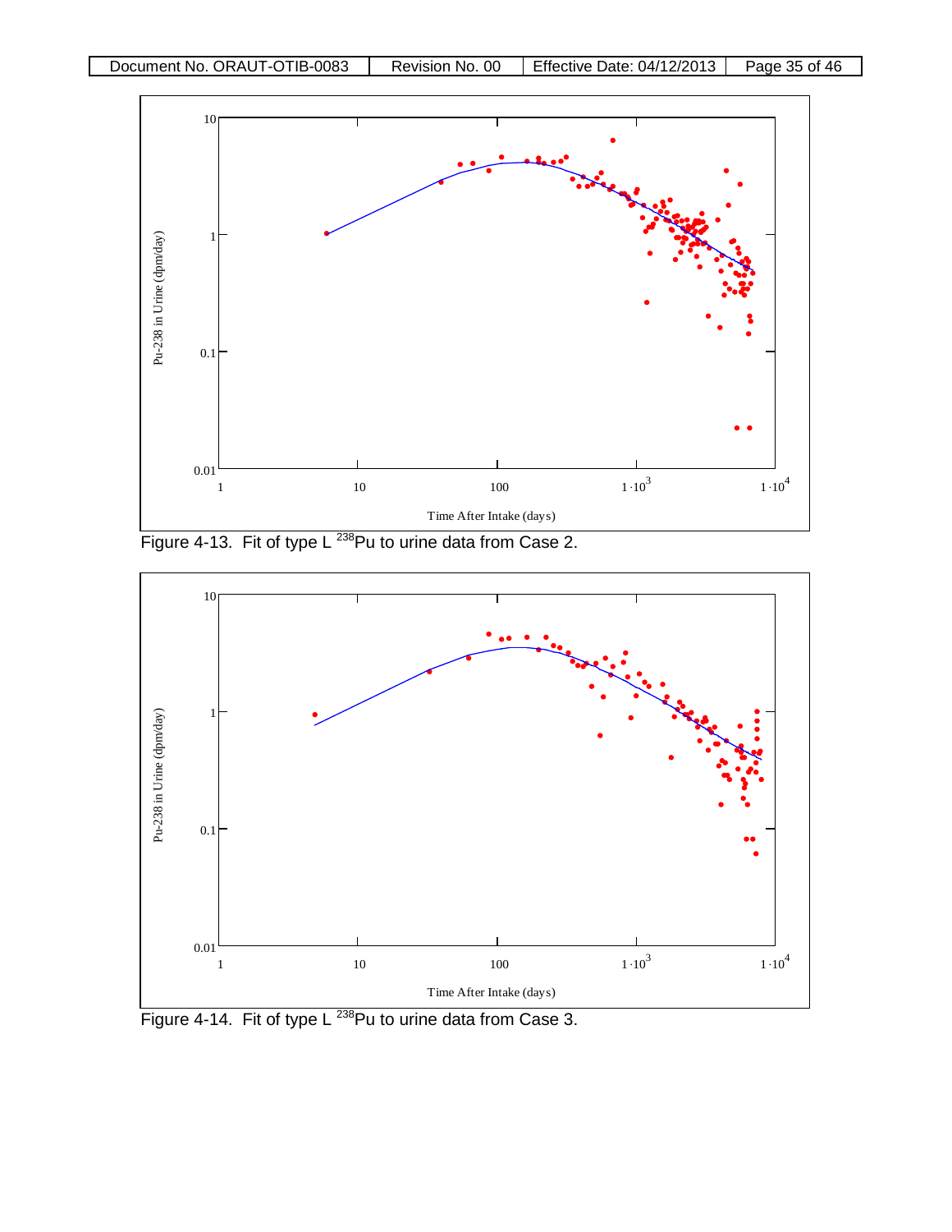Figure 4-13. Fit of type L $^{238}$Pu to urine data from Case 2.

Figure 4-14. Fit of type L $^{238}$Pu to urine data from Case 3.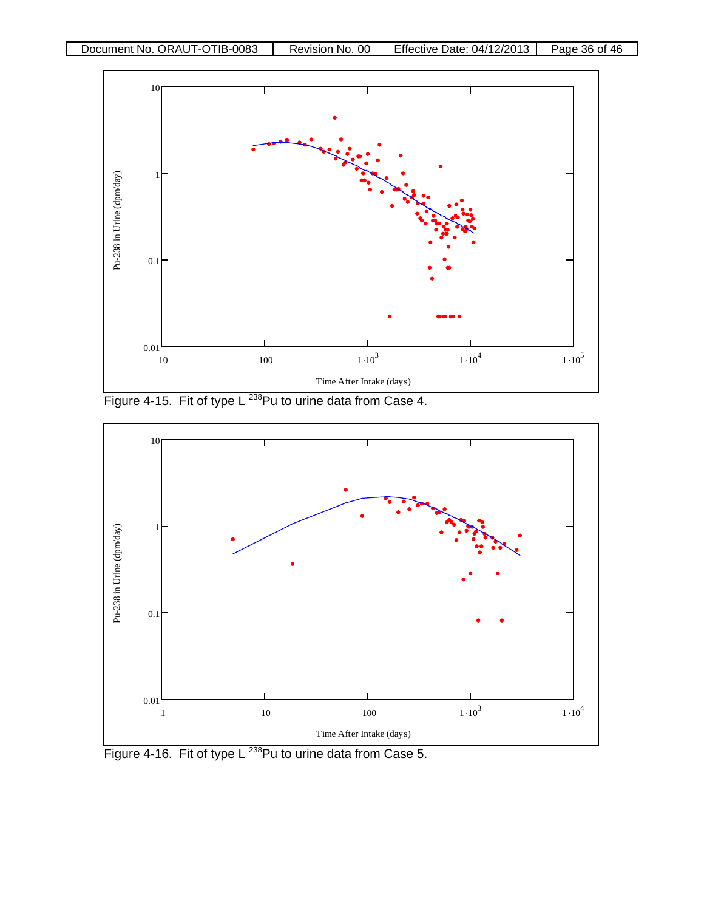Figure 4-15. Fit of type L $^{238}$Pu to urine data from Case 4.

Figure 4-16. Fit of type L $^{238}$Pu to urine data from Case 5.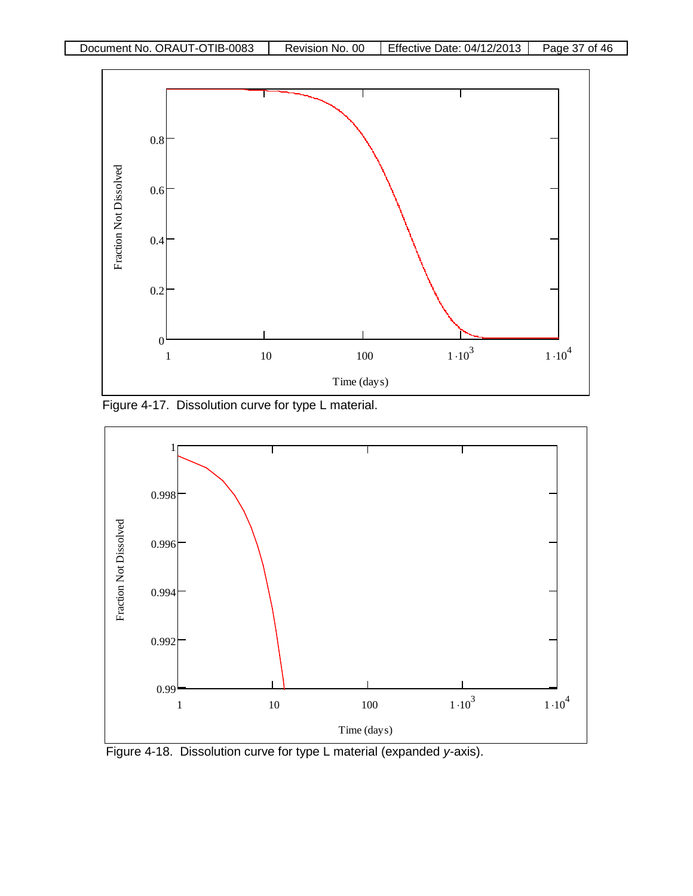Figure 4-17. Dissolution curve for type L material.

Figure 4-18. Dissolution curve for type L material (expanded *y*-axis).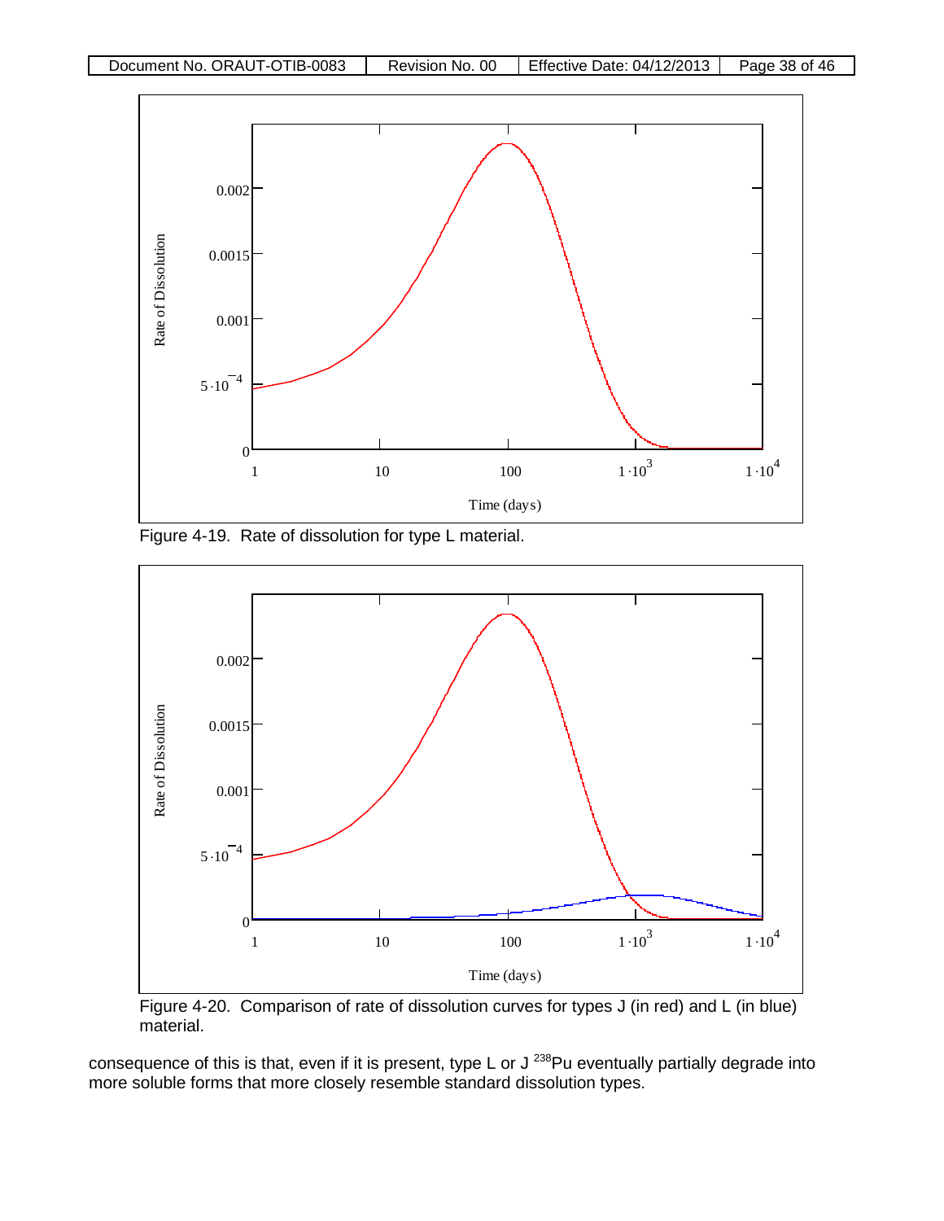Figure 4-19. Rate of dissolution for type L material.

Figure 4-20. Comparison of rate of dissolution curves for types J (in red) and L (in blue) material.

consequence of this is that, even if it is present, type L or J $^{238}$Pu eventually partially degrade into more soluble forms that more closely resemble standard dissolution types.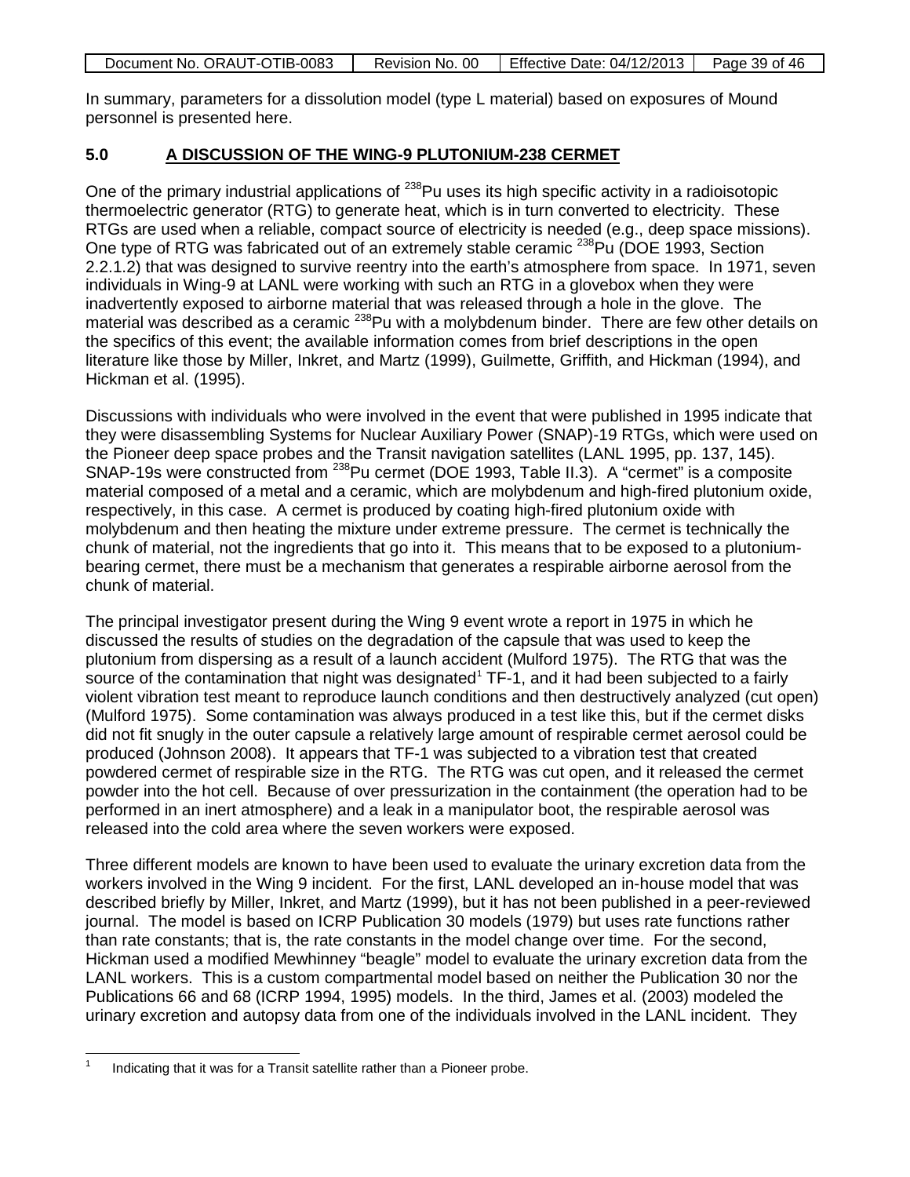In summary, parameters for a dissolution model (type L material) based on exposures of Mound personnel is presented here.

## 5.0 A DISCUSSION OF THE WING-9 PLUTONIUM-238 CERMET

One of the primary industrial applications of $^{238}$Pu uses its high specific activity in a radioisotopic thermoelectric generator (RTG) to generate heat, which is in turn converted to electricity. These RTGs are used when a reliable, compact source of electricity is needed (e.g., deep space missions). One type of RTG was fabricated out of an extremely stable ceramic $^{238}$Pu (DOE 1993, Section 2.2.1.2) that was designed to survive reentry into the earth's atmosphere from space. In 1971, seven individuals in Wing-9 at LANL were working with such an RTG in a glovebox when they were inadvertently exposed to airborne material that was released through a hole in the glove. The material was described as a ceramic $^{238}$Pu with a molybdenum binder. There are few other details on the specifics of this event; the available information comes from brief descriptions in the open literature like those by Miller, Inkret, and Martz (1999), Guilmette, Griffith, and Hickman (1994), and Hickman et al. (1995).

Discussions with individuals who were involved in the event that were published in 1995 indicate that they were disassembling Systems for Nuclear Auxiliary Power (SNAP)-19 RTGs, which were used on the Pioneer deep space probes and the Transit navigation satellites (LANL 1995, pp. 137, 145). SNAP-19s were constructed from $^{238}$Pu cermet (DOE 1993, Table II.3). A "cermet" is a composite material composed of a metal and a ceramic, which are molybdenum and high-fired plutonium oxide, respectively, in this case. A cermet is produced by coating high-fired plutonium oxide with molybdenum and then heating the mixture under extreme pressure. The cermet is technically the chunk of material, not the ingredients that go into it. This means that to be exposed to a plutonium-bearing cermet, there must be a mechanism that generates a respirable airborne aerosol from the chunk of material.

The principal investigator present during the Wing 9 event wrote a report in 1975 in which he discussed the results of studies on the degradation of the capsule that was used to keep the plutonium from dispersing as a result of a launch accident (Mulford 1975). The RTG that was the source of the contamination that night was designated[1] TF-1, and it had been subjected to a fairly violent vibration test meant to reproduce launch conditions and then destructively analyzed (cut open) (Mulford 1975). Some contamination was always produced in a test like this, but if the cermet disks did not fit snugly in the outer capsule a relatively large amount of respirable cermet aerosol could be produced (Johnson 2008). It appears that TF-1 was subjected to a vibration test that created powdered cermet of respirable size in the RTG. The RTG was cut open, and it released the cermet powder into the hot cell. Because of over pressurization in the containment (the operation had to be performed in an inert atmosphere) and a leak in a manipulator boot, the respirable aerosol was released into the cold area where the seven workers were exposed.

Three different models are known to have been used to evaluate the urinary excretion data from the workers involved in the Wing 9 incident. For the first, LANL developed an in-house model that was described briefly by Miller, Inkret, and Martz (1999), but it has not been published in a peer-reviewed journal. The model is based on ICRP Publication 30 models (1979) but uses rate functions rather than rate constants; that is, the rate constants in the model change over time. For the second, Hickman used a modified Mewhinney "beagle" model to evaluate the urinary excretion data from the LANL workers. This is a custom compartmental model based on neither the Publication 30 nor the Publications 66 and 68 (ICRP 1994, 1995) models. In the third, James et al. (2003) modeled the urinary excretion and autopsy data from one of the individuals involved in the LANL incident. They

[1] Indicating that it was for a Transit satellite rather than a Pioneer probe.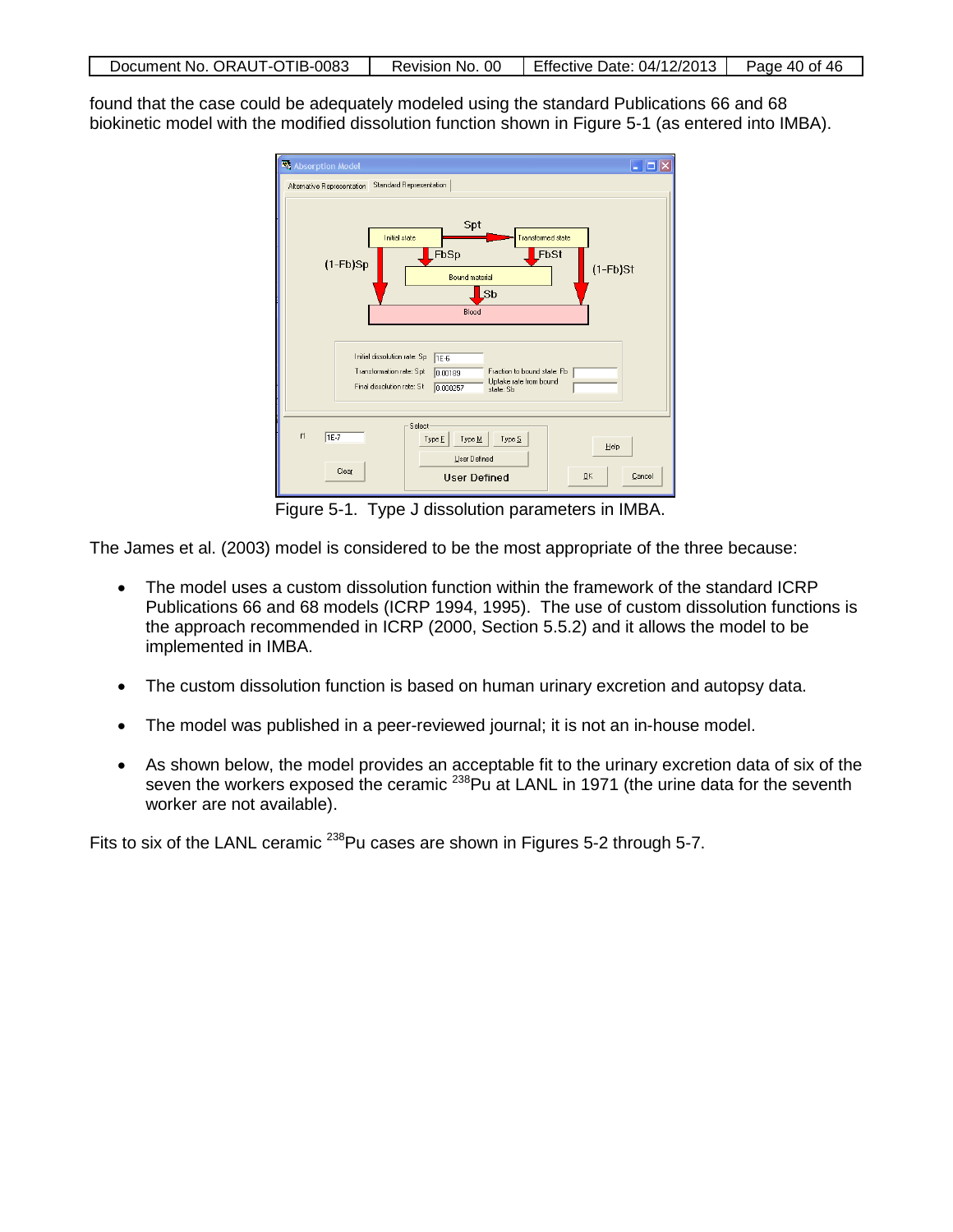found that the case could be adequately modeled using the standard Publications 66 and 68 biokinetic model with the modified dissolution function shown in Figure 5-1 (as entered into IMBA).

Figure 5-1. Type J dissolution parameters in IMBA.

The James et al. (2003) model is considered to be the most appropriate of the three because:

- The model uses a custom dissolution function within the framework of the standard ICRP Publications 66 and 68 models (ICRP 1994, 1995). The use of custom dissolution functions is the approach recommended in ICRP (2000, Section 5.5.2) and it allows the model to be implemented in IMBA.
- The custom dissolution function is based on human urinary excretion and autopsy data.
- The model was published in a peer-reviewed journal; it is not an in-house model.
- As shown below, the model provides an acceptable fit to the urinary excretion data of six of the seven the workers exposed the ceramic $^{238}$Pu at LANL in 1971 (the urine data for the seventh worker are not available).

Fits to six of the LANL ceramic $^{238}$Pu cases are shown in Figures 5-2 through 5-7.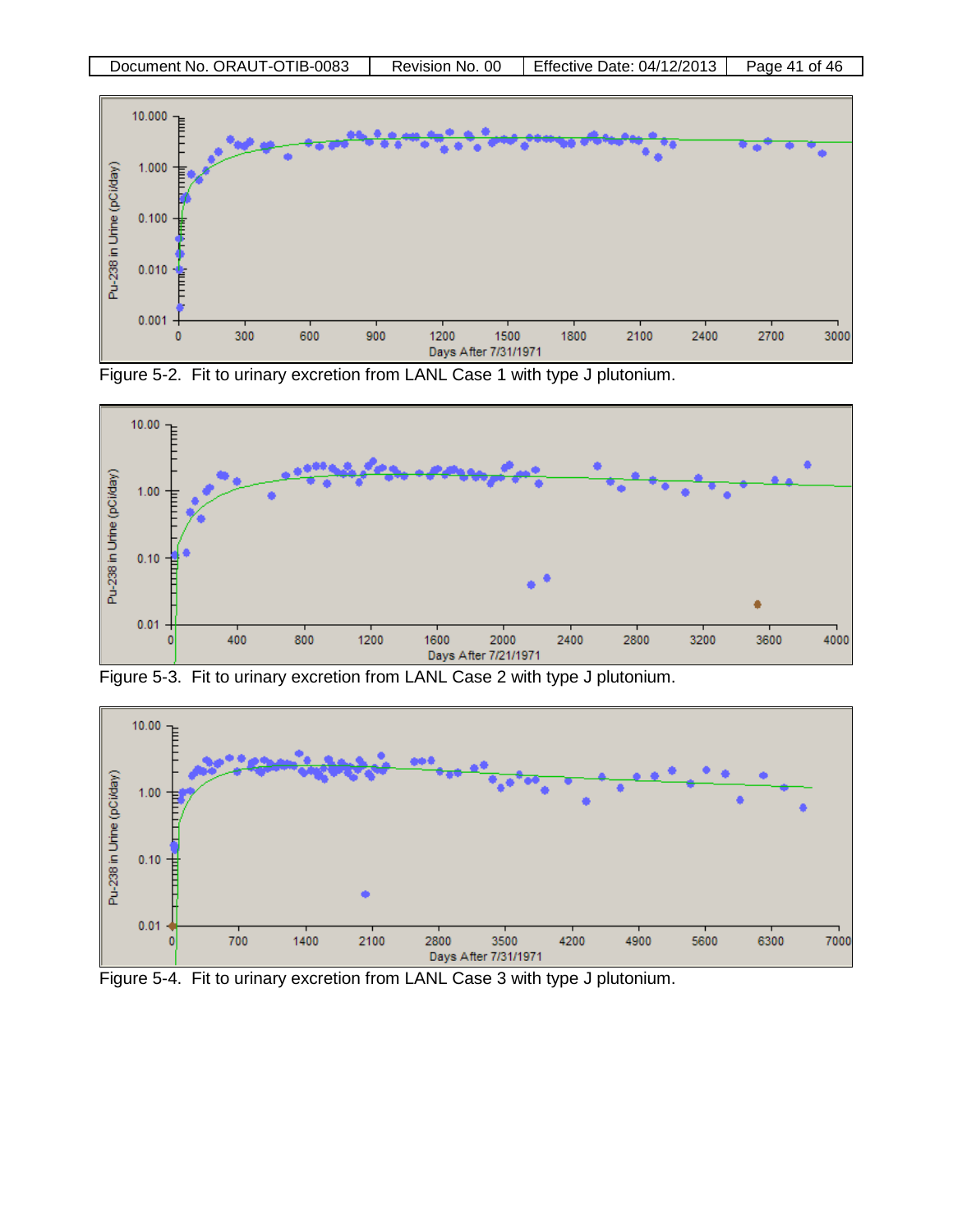Figure 5-2. Fit to urinary excretion from LANL Case 1 with type J plutonium.

Figure 5-3. Fit to urinary excretion from LANL Case 2 with type J plutonium.

Figure 5-4. Fit to urinary excretion from LANL Case 3 with type J plutonium.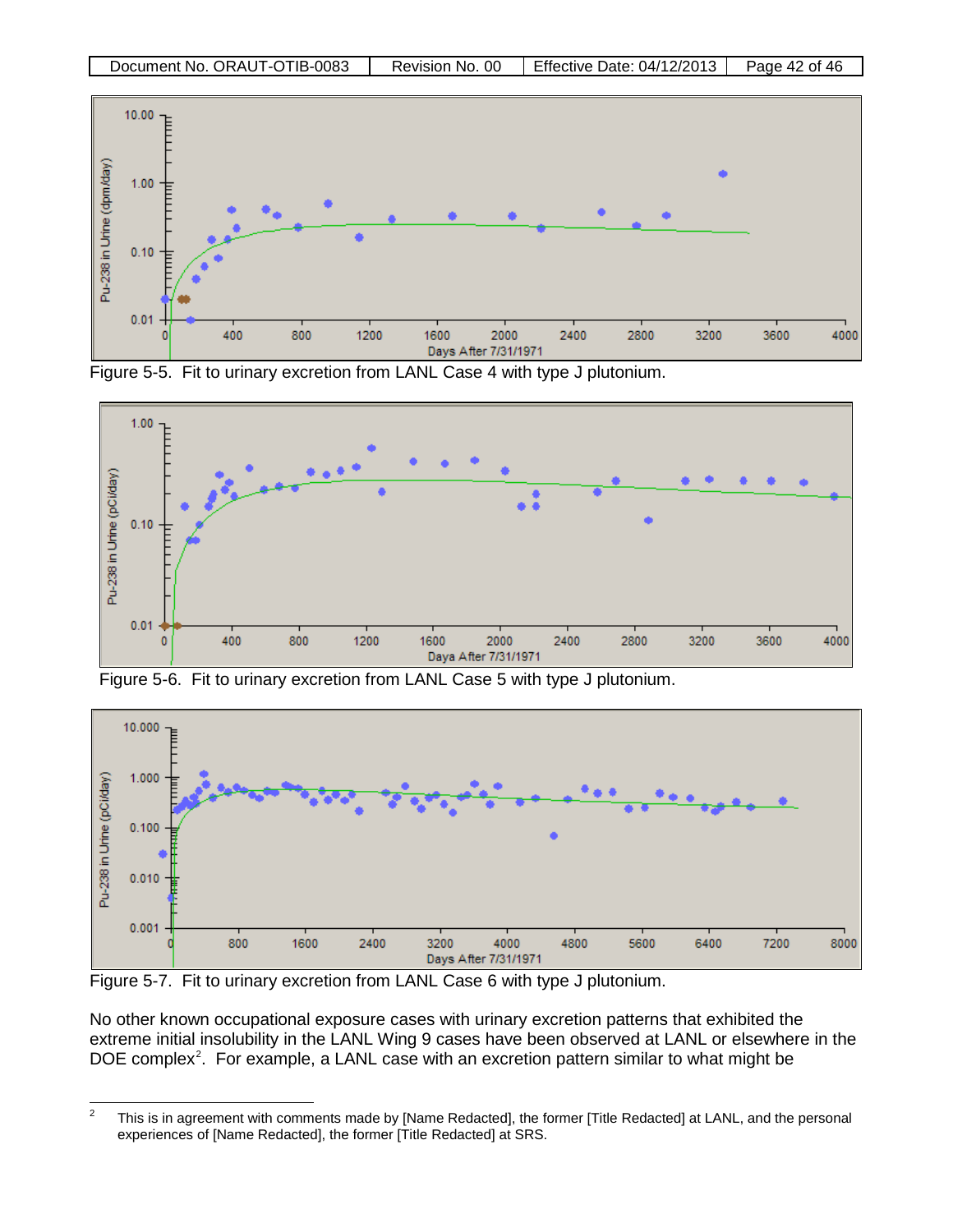Figure 5-5. Fit to urinary excretion from LANL Case 4 with type J plutonium.

Figure 5-6. Fit to urinary excretion from LANL Case 5 with type J plutonium.

Figure 5-7. Fit to urinary excretion from LANL Case 6 with type J plutonium.

No other known occupational exposure cases with urinary excretion patterns that exhibited the extreme initial insolubility in the LANL Wing 9 cases have been observed at LANL or elsewhere in the DOE complex[2]. For example, a LANL case with an excretion pattern similar to what might be

---

[2] This is in agreement with comments made by [Name Redacted], the former [Title Redacted] at LANL, and the personal experiences of [Name Redacted], the former [Title Redacted] at SRS.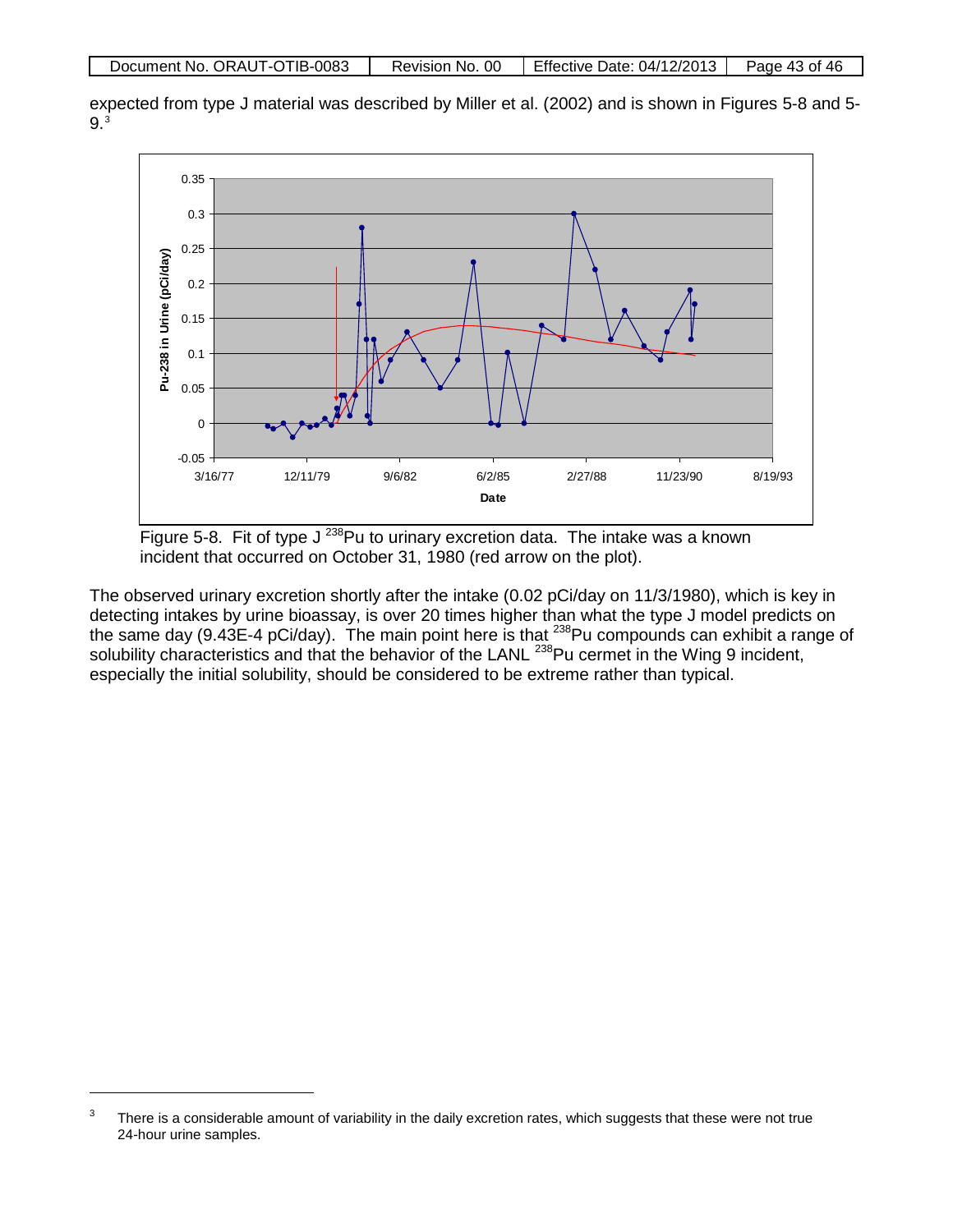expected from type J material was described by Miller et al. (2002) and is shown in Figures 5-8 and 5-9.[3]

Figure 5-8. Fit of type J $^{238}$Pu to urinary excretion data. The intake was a known incident that occurred on October 31, 1980 (red arrow on the plot).

The observed urinary excretion shortly after the intake (0.02 pCi/day on 11/3/1980), which is key in detecting intakes by urine bioassay, is over 20 times higher than what the type J model predicts on the same day (9.43E-4 pCi/day). The main point here is that $^{238}$Pu compounds can exhibit a range of solubility characteristics and that the behavior of the LANL $^{238}$Pu cermet in the Wing 9 incident, especially the initial solubility, should be considered to be extreme rather than typical.

[3] There is a considerable amount of variability in the daily excretion rates, which suggests that these were not true 24-hour urine samples.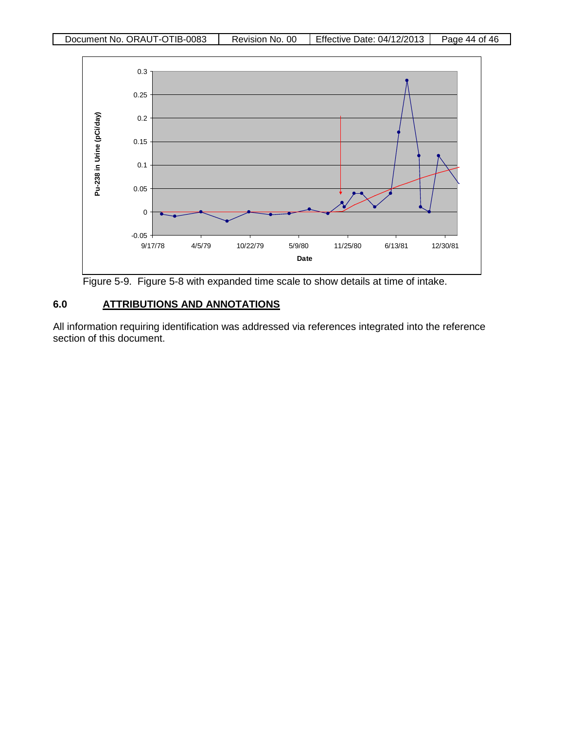Figure 5-9. Figure 5-8 with expanded time scale to show details at time of intake.

## 6.0 ATTRIBUTIONS AND ANNOTATIONS

All information requiring identification was addressed via references integrated into the reference section of this document.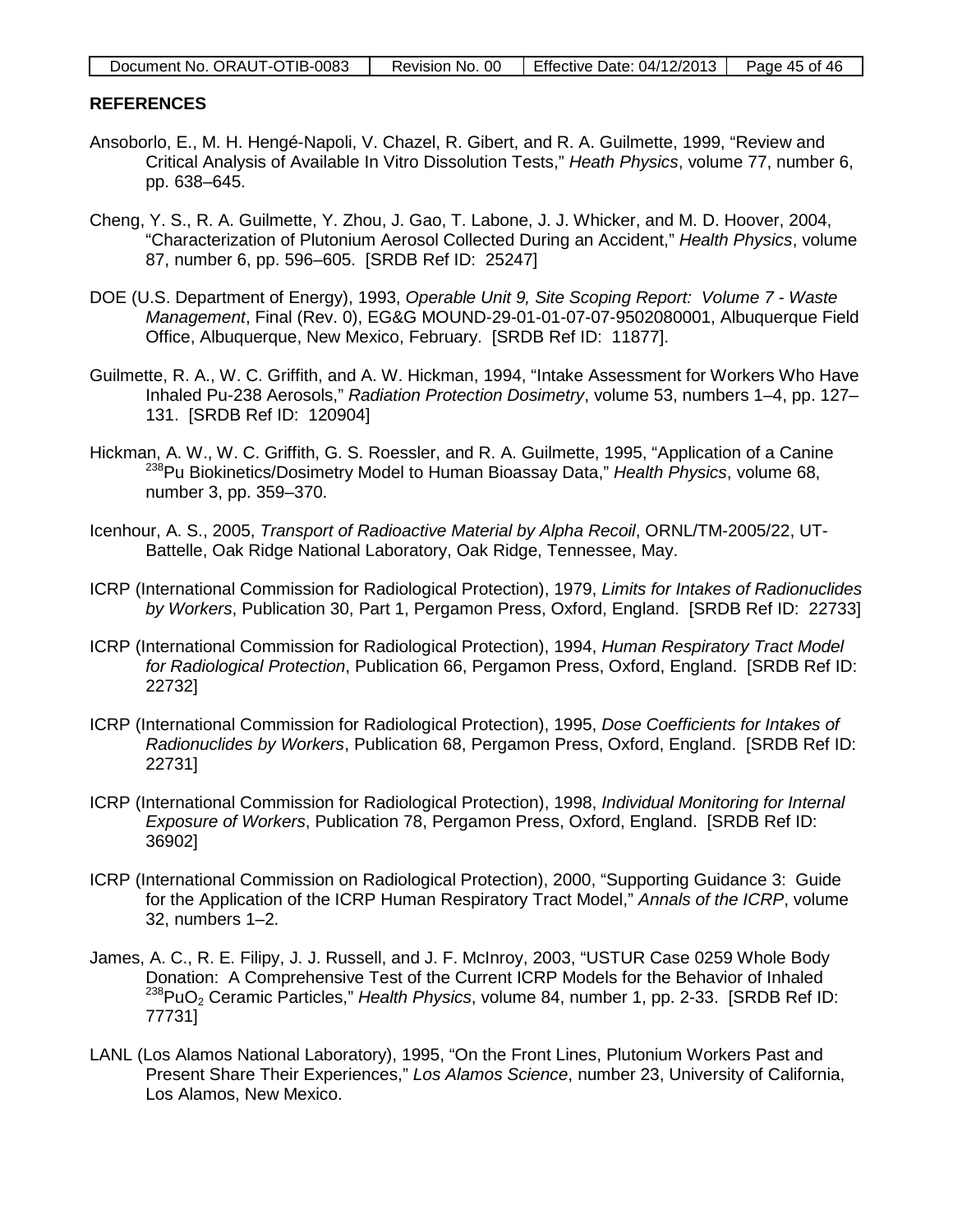## REFERENCES

Ansoborlo, E., M. H. Hengé-Napoli, V. Chazel, R. Gibert, and R. A. Guilmette, 1999, "Review and Critical Analysis of Available In Vitro Dissolution Tests," *Heath Physics*, volume 77, number 6, pp. 638–645.

Cheng, Y. S., R. A. Guilmette, Y. Zhou, J. Gao, T. Labone, J. J. Whicker, and M. D. Hoover, 2004, "Characterization of Plutonium Aerosol Collected During an Accident," *Health Physics*, volume 87, number 6, pp. 596–605. [SRDB Ref ID: 25247]

DOE (U.S. Department of Energy), 1993, *Operable Unit 9, Site Scoping Report: Volume 7 - Waste Management*, Final (Rev. 0), EG&G MOUND-29-01-01-07-07-9502080001, Albuquerque Field Office, Albuquerque, New Mexico, February. [SRDB Ref ID: 11877].

Guilmette, R. A., W. C. Griffith, and A. W. Hickman, 1994, "Intake Assessment for Workers Who Have Inhaled Pu-238 Aerosols," *Radiation Protection Dosimetry*, volume 53, numbers 1–4, pp. 127–131. [SRDB Ref ID: 120904]

Hickman, A. W., W. C. Griffith, G. S. Roessler, and R. A. Guilmette, 1995, "Application of a Canine $^{238}$Pu Biokinetics/Dosimetry Model to Human Bioassay Data," *Health Physics*, volume 68, number 3, pp. 359–370.

Icenhour, A. S., 2005, *Transport of Radioactive Material by Alpha Recoil*, ORNL/TM-2005/22, UT-Battelle, Oak Ridge National Laboratory, Oak Ridge, Tennessee, May.

ICRP (International Commission for Radiological Protection), 1979, *Limits for Intakes of Radionuclides by Workers*, Publication 30, Part 1, Pergamon Press, Oxford, England. [SRDB Ref ID: 22733]

ICRP (International Commission for Radiological Protection), 1994, *Human Respiratory Tract Model for Radiological Protection*, Publication 66, Pergamon Press, Oxford, England. [SRDB Ref ID: 22732]

ICRP (International Commission for Radiological Protection), 1995, *Dose Coefficients for Intakes of Radionuclides by Workers*, Publication 68, Pergamon Press, Oxford, England. [SRDB Ref ID: 22731]

ICRP (International Commission for Radiological Protection), 1998, *Individual Monitoring for Internal Exposure of Workers*, Publication 78, Pergamon Press, Oxford, England. [SRDB Ref ID: 36902]

ICRP (International Commission on Radiological Protection), 2000, "Supporting Guidance 3: Guide for the Application of the ICRP Human Respiratory Tract Model," *Annals of the ICRP*, volume 32, numbers 1–2.

James, A. C., R. E. Filipy, J. J. Russell, and J. F. McInroy, 2003, "USTUR Case 0259 Whole Body Donation: A Comprehensive Test of the Current ICRP Models for the Behavior of Inhaled $^{238}PuO_2$ Ceramic Particles," *Health Physics*, volume 84, number 1, pp. 2-33. [SRDB Ref ID: 77731]

LANL (Los Alamos National Laboratory), 1995, "On the Front Lines, Plutonium Workers Past and Present Share Their Experiences," *Los Alamos Science*, number 23, University of California, Los Alamos, New Mexico.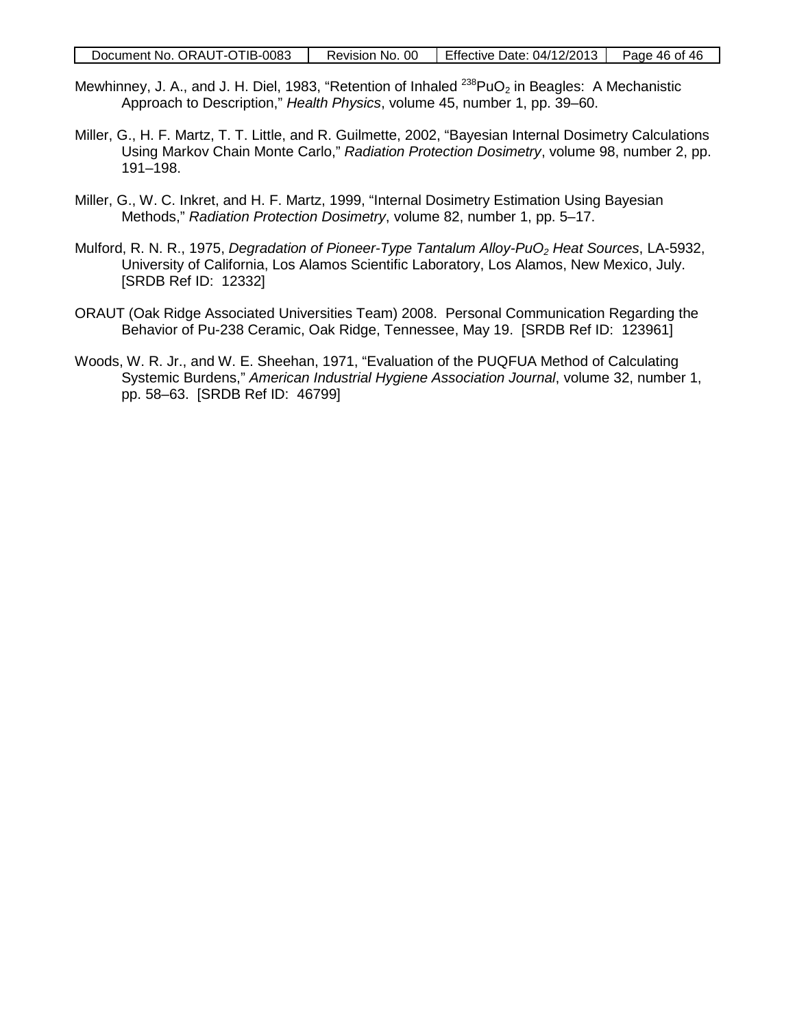Mewhinney, J. A., and J. H. Diel, 1983, “Retention of Inhaled $^{238}PuO_2$ in Beagles: A Mechanistic Approach to Description,” *Health Physics*, volume 45, number 1, pp. 39–60.

Miller, G., H. F. Martz, T. T. Little, and R. Guilmette, 2002, “Bayesian Internal Dosimetry Calculations Using Markov Chain Monte Carlo,” *Radiation Protection Dosimetry*, volume 98, number 2, pp. 191–198.

Miller, G., W. C. Inkret, and H. F. Martz, 1999, “Internal Dosimetry Estimation Using Bayesian Methods,” *Radiation Protection Dosimetry*, volume 82, number 1, pp. 5–17.

Mulford, R. N. R., 1975, *Degradation of Pioneer-Type Tantalum Alloy-$PuO_2$ Heat Sources*, LA-5932, University of California, Los Alamos Scientific Laboratory, Los Alamos, New Mexico, July. [SRDB Ref ID: 12332]

ORAUT (Oak Ridge Associated Universities Team) 2008. Personal Communication Regarding the Behavior of Pu-238 Ceramic, Oak Ridge, Tennessee, May 19. [SRDB Ref ID: 123961]

Woods, W. R. Jr., and W. E. Sheehan, 1971, “Evaluation of the PUQFUA Method of Calculating Systemic Burdens,” *American Industrial Hygiene Association Journal*, volume 32, number 1, pp. 58–63. [SRDB Ref ID: 46799]